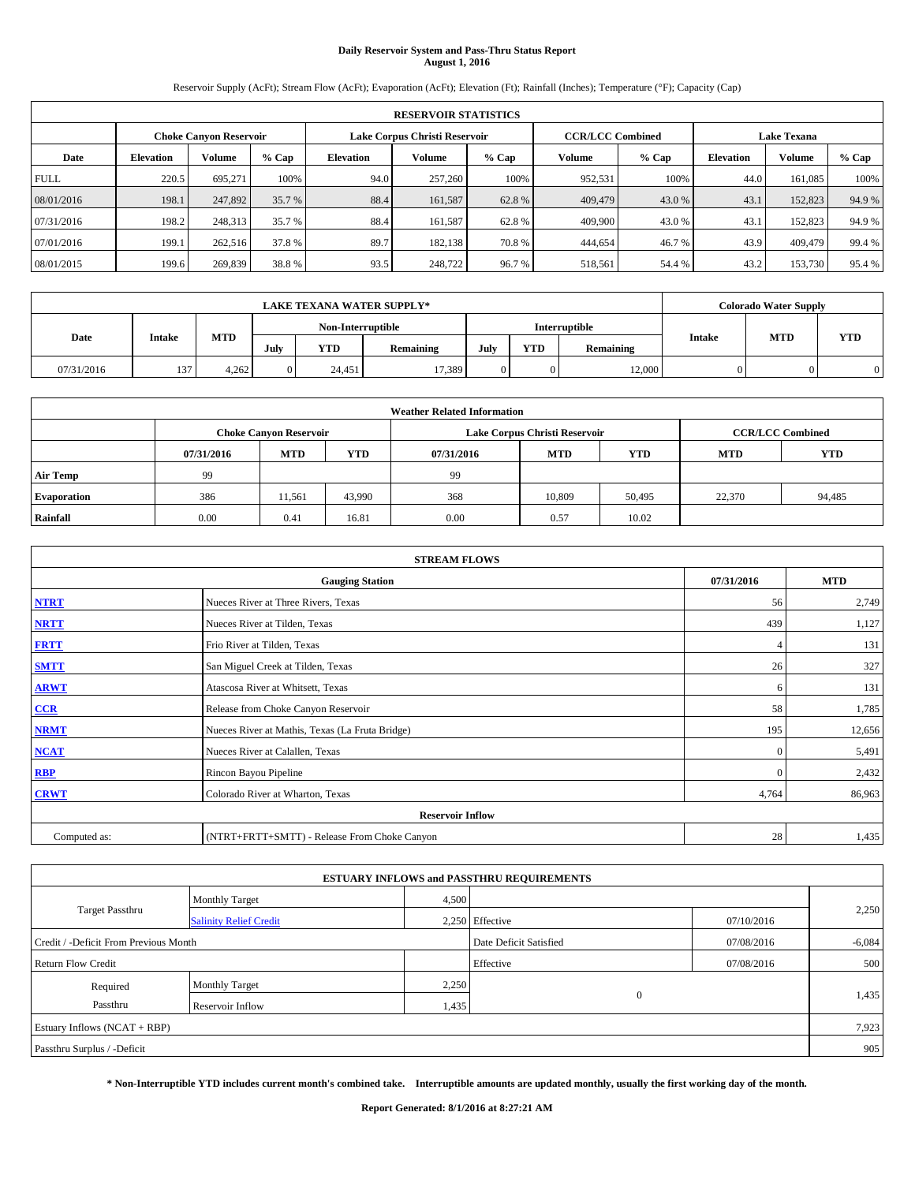# Daily Reservoir System and Pass-Thru Status Report
## August 1, 2016

Reservoir Supply (AcFt); Stream Flow (AcFt); Evaporation (AcFt); Elevation (Ft); Rainfall (Inches); Temperature (°F); Capacity (Cap)

| RESERVOIR STATISTICS | | | | | | | | | | | |
|---|---|---|---|---|---|---|---|---|---|---|---|
| | Choke Canyon Reservoir | | | Lake Corpus Christi Reservoir | | | CCR/LCC Combined | | Lake Texana | | |
| Date | Elevation | Volume | % Cap | Elevation | Volume | % Cap | Volume | % Cap | Elevation | Volume | % Cap |
| FULL | 220.5 | 695,271 | 100% | 94.0 | 257,260 | 100% | 952,531 | 100% | 44.0 | 161,085 | 100% |
| 08/01/2016 | 198.1 | 247,892 | 35.7 % | 88.4 | 161,587 | 62.8 % | 409,479 | 43.0 % | 43.1 | 152,823 | 94.9 % |
| 07/31/2016 | 198.2 | 248,313 | 35.7 % | 88.4 | 161,587 | 62.8 % | 409,900 | 43.0 % | 43.1 | 152,823 | 94.9 % |
| 07/01/2016 | 199.1 | 262,516 | 37.8 % | 89.7 | 182,138 | 70.8 % | 444,654 | 46.7 % | 43.9 | 409,479 | 99.4 % |
| 08/01/2015 | 199.6 | 269,839 | 38.8 % | 93.5 | 248,722 | 96.7 % | 518,561 | 54.4 % | 43.2 | 153,730 | 95.4 % |

| LAKE TEXANA WATER SUPPLY* | | | | | | | | | Colorado Water Supply | | |
|---|---|---|---|---|---|---|---|---|---|---|---|
| Date | Intake | MTD | Non-Interruptible | | | Interruptible | | | Intake | MTD | YTD |
| | | | July | YTD | Remaining | July | YTD | Remaining | | | |
| 07/31/2016 | 137 | 4,262 | 0 | 24,451 | 17,389 | 0 | 0 | 12,000 | 0 | 0 | 0 |

| Weather Related Information | | | | | | | | |
|---|---|---|---|---|---|---|---|---|
| | Choke Canyon Reservoir | | | Lake Corpus Christi Reservoir | | | CCR/LCC Combined | |
| | 07/31/2016 | MTD | YTD | 07/31/2016 | MTD | YTD | MTD | YTD |
| Air Temp | 99 | | | 99 | | | | |
| Evaporation | 386 | 11,561 | 43,990 | 368 | 10,809 | 50,495 | 22,370 | 94,485 |
| Rainfall | 0.00 | 0.41 | 16.81 | 0.00 | 0.57 | 10.02 | | |

| STREAM FLOWS | | | |
|---|---|---|---|
| Gauging Station | | 07/31/2016 | MTD |
| NTRT | Nueces River at Three Rivers, Texas | 56 | 2,749 |
| NRTT | Nueces River at Tilden, Texas | 439 | 1,127 |
| FRTT | Frio River at Tilden, Texas | 4 | 131 |
| SMTT | San Miguel Creek at Tilden, Texas | 26 | 327 |
| ARWT | Atascosa River at Whitsett, Texas | 6 | 131 |
| CCR | Release from Choke Canyon Reservoir | 58 | 1,785 |
| NRMT | Nueces River at Mathis, Texas (La Fruta Bridge) | 195 | 12,656 |
| NCAT | Nueces River at Calallen, Texas | 0 | 5,491 |
| RBP | Rincon Bayou Pipeline | 0 | 2,432 |
| CRWT | Colorado River at Wharton, Texas | 4,764 | 86,963 |
| Reservoir Inflow | | | |
| Computed as: | (NTRT+FRTT+SMTT) - Release From Choke Canyon | 28 | 1,435 |

| ESTUARY INFLOWS and PASSTHRU REQUIREMENTS | | | | | |
|---|---|---|---|---|---|
| Target Passthru | Monthly Target | 4,500 | | | 2,250 |
| | Salinity Relief Credit | 2,250 | Effective | 07/10/2016 | |
| Credit / -Deficit From Previous Month | | | Date Deficit Satisfied | 07/08/2016 | -6,084 |
| Return Flow Credit | | | Effective | 07/08/2016 | 500 |
| Required Passthru | Monthly Target | 2,250 | 0 | | 1,435 |
| | Reservoir Inflow | 1,435 | | | |
| Estuary Inflows (NCAT + RBP) | | | | | 7,923 |
| Passthru Surplus / -Deficit | | | | | 905 |

**\* Non-Interruptible YTD includes current month's combined take. Interruptible amounts are updated monthly, usually the first working day of the month.**

**Report Generated: 8/1/2016 at 8:27:21 AM**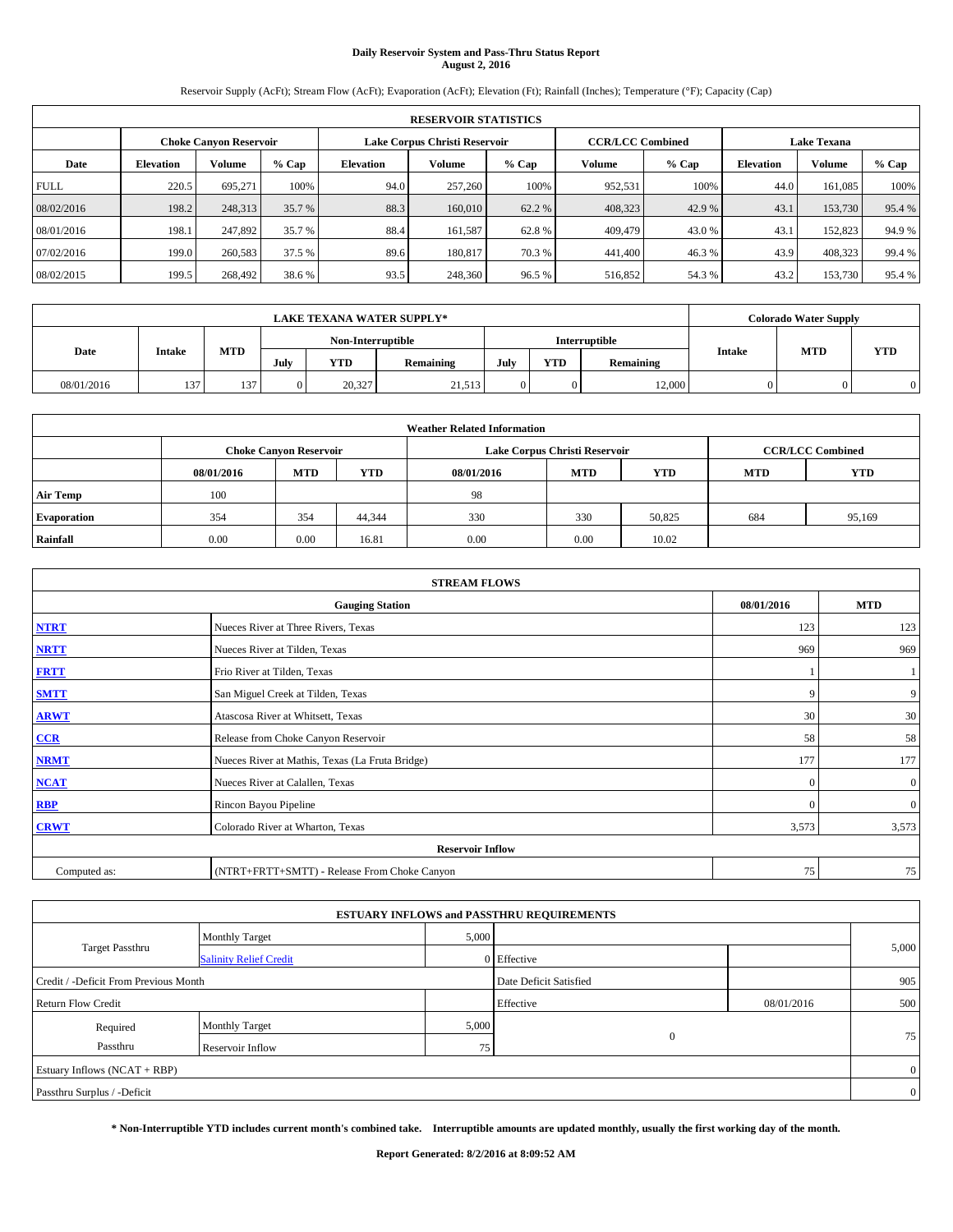# Daily Reservoir System and Pass-Thru Status Report
## August 2, 2016

Reservoir Supply (AcFt); Stream Flow (AcFt); Evaporation (AcFt); Elevation (Ft); Rainfall (Inches); Temperature (°F); Capacity (Cap)

| RESERVOIR STATISTICS | | | | | | | | | | | |
|---|---|---|---|---|---|---|---|---|---|---|---|
| | Choke Canyon Reservoir | | | Lake Corpus Christi Reservoir | | | CCR/LCC Combined | | Lake Texana | | |
| Date | Elevation | Volume | % Cap | Elevation | Volume | % Cap | Volume | % Cap | Elevation | Volume | % Cap |
| FULL | 220.5 | 695,271 | 100% | 94.0 | 257,260 | 100% | 952,531 | 100% | 44.0 | 161,085 | 100% |
| 08/02/2016 | 198.2 | 248,313 | 35.7 % | 88.3 | 160,010 | 62.2 % | 408,323 | 42.9 % | 43.1 | 153,730 | 95.4 % |
| 08/01/2016 | 198.1 | 247,892 | 35.7 % | 88.4 | 161,587 | 62.8 % | 409,479 | 43.0 % | 43.1 | 152,823 | 94.9 % |
| 07/02/2016 | 199.0 | 260,583 | 37.5 % | 89.6 | 180,817 | 70.3 % | 441,400 | 46.3 % | 43.9 | 408,323 | 99.4 % |
| 08/02/2015 | 199.5 | 268,492 | 38.6 % | 93.5 | 248,360 | 96.5 % | 516,852 | 54.3 % | 43.2 | 153,730 | 95.4 % |

| LAKE TEXANA WATER SUPPLY* | | | | | | | | | Colorado Water Supply | | |
|---|---|---|---|---|---|---|---|---|---|---|---|
| Date | Intake | MTD | Non-Interruptible | | | Interruptible | | | Intake | MTD | YTD |
| | | | July | YTD | Remaining | July | YTD | Remaining | | | |
| 08/01/2016 | 137 | 137 | 0 | 20,327 | 21,513 | 0 | 0 | 12,000 | 0 | 0 | 0 |

| Weather Related Information | | | | | | | | |
|---|---|---|---|---|---|---|---|---|
| | Choke Canyon Reservoir | | | Lake Corpus Christi Reservoir | | | CCR/LCC Combined | |
| | 08/01/2016 | MTD | YTD | 08/01/2016 | MTD | YTD | MTD | YTD |
| Air Temp | 100 | | | 98 | | | | |
| Evaporation | 354 | 354 | 44,344 | 330 | 330 | 50,825 | 684 | 95,169 |
| Rainfall | 0.00 | 0.00 | 16.81 | 0.00 | 0.00 | 10.02 | | |

| STREAM FLOWS | | | |
|---|---|---|---|
| | Gauging Station | 08/01/2016 | MTD |
| NTRT | Nueces River at Three Rivers, Texas | 123 | 123 |
| NRTT | Nueces River at Tilden, Texas | 969 | 969 |
| FRTT | Frio River at Tilden, Texas | 1 | 1 |
| SMTT | San Miguel Creek at Tilden, Texas | 9 | 9 |
| ARWT | Atascosa River at Whitsett, Texas | 30 | 30 |
| CCR | Release from Choke Canyon Reservoir | 58 | 58 |
| NRMT | Nueces River at Mathis, Texas (La Fruta Bridge) | 177 | 177 |
| NCAT | Nueces River at Calallen, Texas | 0 | 0 |
| RBP | Rincon Bayou Pipeline | 0 | 0 |
| CRWT | Colorado River at Wharton, Texas | 3,573 | 3,573 |
| | Reservoir Inflow | | |
| Computed as: | (NTRT+FRTT+SMTT) - Release From Choke Canyon | 75 | 75 |

| ESTUARY INFLOWS and PASSTHRU REQUIREMENTS | | | | | |
|---|---|---|---|---|---|
| Target Passthru | Monthly Target | 5,000 | | | 5,000 |
| | Salinity Relief Credit | 0 | Effective | | |
| Credit / -Deficit From Previous Month | | | Date Deficit Satisfied | | 905 |
| Return Flow Credit | | | Effective | 08/01/2016 | 500 |
| Required Passthru | Monthly Target | 5,000 | 0 | | 75 |
| | Reservoir Inflow | 75 | | | |
| Estuary Inflows (NCAT + RBP) | | | | | 0 |
| Passthru Surplus / -Deficit | | | | | 0 |

**\* Non-Interruptible YTD includes current month's combined take. Interruptible amounts are updated monthly, usually the first working day of the month.**

**Report Generated: 8/2/2016 at 8:09:52 AM**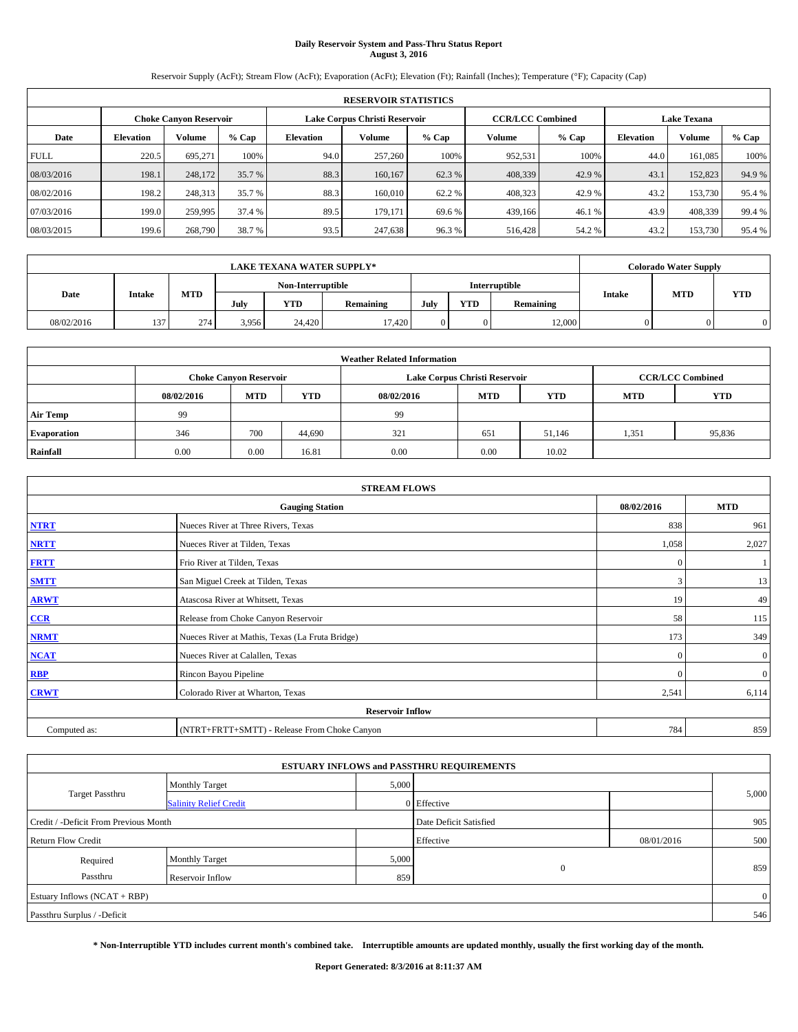# Daily Reservoir System and Pass-Thru Status Report
## August 3, 2016

Reservoir Supply (AcFt); Stream Flow (AcFt); Evaporation (AcFt); Elevation (Ft); Rainfall (Inches); Temperature (°F); Capacity (Cap)

| RESERVOIR STATISTICS | | | | | | | | | | | |
|---|---|---|---|---|---|---|---|---|---|---|---|
| | Choke Canyon Reservoir | | | Lake Corpus Christi Reservoir | | | CCR/LCC Combined | | Lake Texana | | |
| Date | Elevation | Volume | % Cap | Elevation | Volume | % Cap | Volume | % Cap | Elevation | Volume | % Cap |
| FULL | 220.5 | 695,271 | 100% | 94.0 | 257,260 | 100% | 952,531 | 100% | 44.0 | 161,085 | 100% |
| 08/03/2016 | 198.1 | 248,172 | 35.7 % | 88.3 | 160,167 | 62.3 % | 408,339 | 42.9 % | 43.1 | 152,823 | 94.9 % |
| 08/02/2016 | 198.2 | 248,313 | 35.7 % | 88.3 | 160,010 | 62.2 % | 408,323 | 42.9 % | 43.2 | 153,730 | 95.4 % |
| 07/03/2016 | 199.0 | 259,995 | 37.4 % | 89.5 | 179,171 | 69.6 % | 439,166 | 46.1 % | 43.9 | 408,339 | 99.4 % |
| 08/03/2015 | 199.6 | 268,790 | 38.7 % | 93.5 | 247,638 | 96.3 % | 516,428 | 54.2 % | 43.2 | 153,730 | 95.4 % |

| LAKE TEXANA WATER SUPPLY* | | | | | | | | | Colorado Water Supply | | |
|---|---|---|---|---|---|---|---|---|---|---|---|
| Date | Intake | MTD | Non-Interruptible | | | Interruptible | | | Intake | MTD | YTD |
| | | | July | YTD | Remaining | July | YTD | Remaining | | | |
| 08/02/2016 | 137 | 274 | 3,956 | 24,420 | 17,420 | 0 | 0 | 12,000 | 0 | 0 | 0 |

| Weather Related Information | | | | | | | | |
|---|---|---|---|---|---|---|---|---|
| | Choke Canyon Reservoir | | | Lake Corpus Christi Reservoir | | | CCR/LCC Combined | |
| | 08/02/2016 | MTD | YTD | 08/02/2016 | MTD | YTD | MTD | YTD |
| Air Temp | 99 | | | 99 | | | | |
| Evaporation | 346 | 700 | 44,690 | 321 | 651 | 51,146 | 1,351 | 95,836 |
| Rainfall | 0.00 | 0.00 | 16.81 | 0.00 | 0.00 | 10.02 | | |

| STREAM FLOWS | | | |
|---|---|---|---|
| Gauging Station | | 08/02/2016 | MTD |
| NTRT | Nueces River at Three Rivers, Texas | 838 | 961 |
| NRTT | Nueces River at Tilden, Texas | 1,058 | 2,027 |
| FRTT | Frio River at Tilden, Texas | 0 | 1 |
| SMTT | San Miguel Creek at Tilden, Texas | 3 | 13 |
| ARWT | Atascosa River at Whitsett, Texas | 19 | 49 |
| CCR | Release from Choke Canyon Reservoir | 58 | 115 |
| NRMT | Nueces River at Mathis, Texas (La Fruta Bridge) | 173 | 349 |
| NCAT | Nueces River at Calallen, Texas | 0 | 0 |
| RBP | Rincon Bayou Pipeline | 0 | 0 |
| CRWT | Colorado River at Wharton, Texas | 2,541 | 6,114 |
| Reservoir Inflow | | | |
| Computed as: | (NTRT+FRTT+SMTT) - Release From Choke Canyon | 784 | 859 |

| ESTUARY INFLOWS and PASSTHRU REQUIREMENTS | | | | | |
|---|---|---|---|---|---|
| Target Passthru | Monthly Target | 5,000 | | | 5,000 |
| | Salinity Relief Credit | 0 | Effective | | |
| Credit / -Deficit From Previous Month | | | Date Deficit Satisfied | | 905 |
| Return Flow Credit | | | Effective | 08/01/2016 | 500 |
| Required Passthru | Monthly Target | 5,000 | 0 | | 859 |
| | Reservoir Inflow | 859 | | | |
| Estuary Inflows (NCAT + RBP) | | | | | 0 |
| Passthru Surplus / -Deficit | | | | | 546 |

**\* Non-Interruptible YTD includes current month's combined take. Interruptible amounts are updated monthly, usually the first working day of the month.**

**Report Generated: 8/3/2016 at 8:11:37 AM**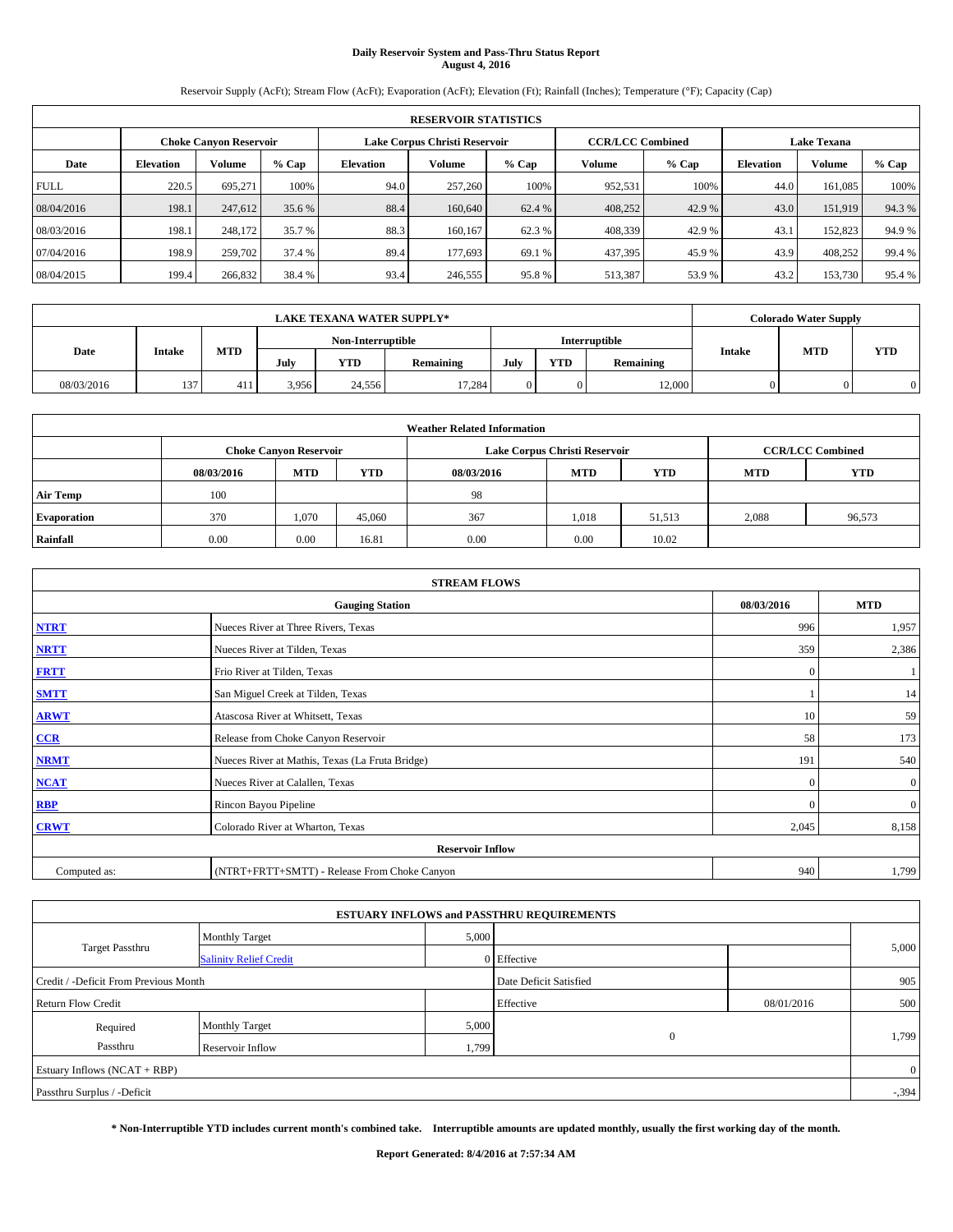# Daily Reservoir System and Pass-Thru Status Report
## August 4, 2016

Reservoir Supply (AcFt); Stream Flow (AcFt); Evaporation (AcFt); Elevation (Ft); Rainfall (Inches); Temperature (°F); Capacity (Cap)

| RESERVOIR STATISTICS | | | | | | | | | | | |
|---|---|---|---|---|---|---|---|---|---|---|---|
| | Choke Canyon Reservoir | | | Lake Corpus Christi Reservoir | | | CCR/LCC Combined | | Lake Texana | | |
| Date | Elevation | Volume | % Cap | Elevation | Volume | % Cap | Volume | % Cap | Elevation | Volume | % Cap |
| FULL | 220.5 | 695,271 | 100% | 94.0 | 257,260 | 100% | 952,531 | 100% | 44.0 | 161,085 | 100% |
| 08/04/2016 | 198.1 | 247,612 | 35.6 % | 88.4 | 160,640 | 62.4 % | 408,252 | 42.9 % | 43.0 | 151,919 | 94.3 % |
| 08/03/2016 | 198.1 | 248,172 | 35.7 % | 88.3 | 160,167 | 62.3 % | 408,339 | 42.9 % | 43.1 | 152,823 | 94.9 % |
| 07/04/2016 | 198.9 | 259,702 | 37.4 % | 89.4 | 177,693 | 69.1 % | 437,395 | 45.9 % | 43.9 | 408,252 | 99.4 % |
| 08/04/2015 | 199.4 | 266,832 | 38.4 % | 93.4 | 246,555 | 95.8 % | 513,387 | 53.9 % | 43.2 | 153,730 | 95.4 % |

| LAKE TEXANA WATER SUPPLY* | | | | | | | | | Colorado Water Supply | | |
|---|---|---|---|---|---|---|---|---|---|---|---|
| Date | Intake | MTD | Non-Interruptible | | | Interruptible | | | Intake | MTD | YTD |
| | | | July | YTD | Remaining | July | YTD | Remaining | | | |
| 08/03/2016 | 137 | 411 | 3,956 | 24,556 | 17,284 | 0 | 0 | 12,000 | 0 | 0 | 0 |

| Weather Related Information | | | | | | | | |
|---|---|---|---|---|---|---|---|---|
| | Choke Canyon Reservoir | | | Lake Corpus Christi Reservoir | | | CCR/LCC Combined | |
| | 08/03/2016 | MTD | YTD | 08/03/2016 | MTD | YTD | MTD | YTD |
| Air Temp | 100 | | | 98 | | | | |
| Evaporation | 370 | 1,070 | 45,060 | 367 | 1,018 | 51,513 | 2,088 | 96,573 |
| Rainfall | 0.00 | 0.00 | 16.81 | 0.00 | 0.00 | 10.02 | | |

| STREAM FLOWS | | | |
|---|---|---|---|
| | Gauging Station | 08/03/2016 | MTD |
| NTRT | Nueces River at Three Rivers, Texas | 996 | 1,957 |
| NRTT | Nueces River at Tilden, Texas | 359 | 2,386 |
| FRTT | Frio River at Tilden, Texas | 0 | 1 |
| SMTT | San Miguel Creek at Tilden, Texas | 1 | 14 |
| ARWT | Atascosa River at Whitsett, Texas | 10 | 59 |
| CCR | Release from Choke Canyon Reservoir | 58 | 173 |
| NRMT | Nueces River at Mathis, Texas (La Fruta Bridge) | 191 | 540 |
| NCAT | Nueces River at Calallen, Texas | 0 | 0 |
| RBP | Rincon Bayou Pipeline | 0 | 0 |
| CRWT | Colorado River at Wharton, Texas | 2,045 | 8,158 |
| Reservoir Inflow | | | |
| Computed as: | (NTRT+FRTT+SMTT) - Release From Choke Canyon | 940 | 1,799 |

| ESTUARY INFLOWS and PASSTHRU REQUIREMENTS | | | | | |
|---|---|---|---|---|---|
| Target Passthru | Monthly Target | 5,000 | | | 5,000 |
| | Salinity Relief Credit | 0 | Effective | | |
| Credit / -Deficit From Previous Month | | | Date Deficit Satisfied | | 905 |
| Return Flow Credit | | | Effective | 08/01/2016 | 500 |
| Required Passthru | Monthly Target | 5,000 | 0 | | 1,799 |
| | Reservoir Inflow | 1,799 | | | |
| Estuary Inflows (NCAT + RBP) | | | | | 0 |
| Passthru Surplus / -Deficit | | | | | -,394 |

**\* Non-Interruptible YTD includes current month's combined take. Interruptible amounts are updated monthly, usually the first working day of the month.**

**Report Generated: 8/4/2016 at 7:57:34 AM**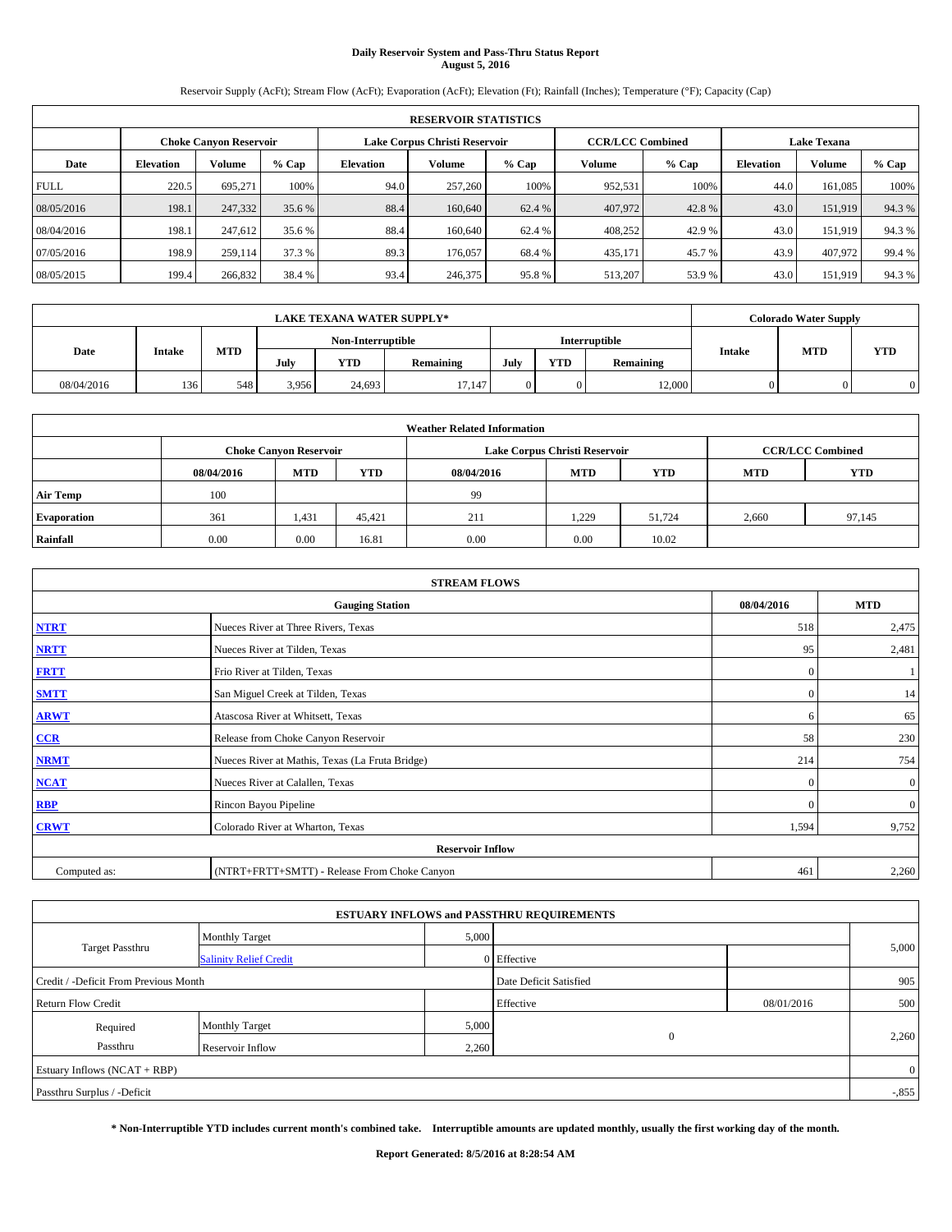# Daily Reservoir System and Pass-Thru Status Report
## August 5, 2016

Reservoir Supply (AcFt); Stream Flow (AcFt); Evaporation (AcFt); Elevation (Ft); Rainfall (Inches); Temperature (°F); Capacity (Cap)

| RESERVOIR STATISTICS | | | | | | | | | | | |
|---|---|---|---|---|---|---|---|---|---|---|---|
| | Choke Canyon Reservoir | | | Lake Corpus Christi Reservoir | | | CCR/LCC Combined | | Lake Texana | | |
| Date | Elevation | Volume | % Cap | Elevation | Volume | % Cap | Volume | % Cap | Elevation | Volume | % Cap |
| FULL | 220.5 | 695,271 | 100% | 94.0 | 257,260 | 100% | 952,531 | 100% | 44.0 | 161,085 | 100% |
| 08/05/2016 | 198.1 | 247,332 | 35.6 % | 88.4 | 160,640 | 62.4 % | 407,972 | 42.8 % | 43.0 | 151,919 | 94.3 % |
| 08/04/2016 | 198.1 | 247,612 | 35.6 % | 88.4 | 160,640 | 62.4 % | 408,252 | 42.9 % | 43.0 | 151,919 | 94.3 % |
| 07/05/2016 | 198.9 | 259,114 | 37.3 % | 89.3 | 176,057 | 68.4 % | 435,171 | 45.7 % | 43.9 | 407,972 | 99.4 % |
| 08/05/2015 | 199.4 | 266,832 | 38.4 % | 93.4 | 246,375 | 95.8 % | 513,207 | 53.9 % | 43.0 | 151,919 | 94.3 % |

| LAKE TEXANA WATER SUPPLY* | | | | | | | | | Colorado Water Supply | | |
|---|---|---|---|---|---|---|---|---|---|---|---|
| Date | Intake | MTD | Non-Interruptible | | | Interruptible | | | Intake | MTD | YTD |
| | | | July | YTD | Remaining | July | YTD | Remaining | | | |
| 08/04/2016 | 136 | 548 | 3,956 | 24,693 | 17,147 | 0 | 0 | 12,000 | 0 | 0 | 0 |

| Weather Related Information | | | | | | | | |
|---|---|---|---|---|---|---|---|---|
| | Choke Canyon Reservoir | | | Lake Corpus Christi Reservoir | | | CCR/LCC Combined | |
| | 08/04/2016 | MTD | YTD | 08/04/2016 | MTD | YTD | MTD | YTD |
| Air Temp | 100 | | | 99 | | | | |
| Evaporation | 361 | 1,431 | 45,421 | 211 | 1,229 | 51,724 | 2,660 | 97,145 |
| Rainfall | 0.00 | 0.00 | 16.81 | 0.00 | 0.00 | 10.02 | | |

| STREAM FLOWS | | | |
|---|---|---|---|
| | Gauging Station | 08/04/2016 | MTD |
| NTRT | Nueces River at Three Rivers, Texas | 518 | 2,475 |
| NRTT | Nueces River at Tilden, Texas | 95 | 2,481 |
| FRTT | Frio River at Tilden, Texas | 0 | 1 |
| SMTT | San Miguel Creek at Tilden, Texas | 0 | 14 |
| ARWT | Atascosa River at Whitsett, Texas | 6 | 65 |
| CCR | Release from Choke Canyon Reservoir | 58 | 230 |
| NRMT | Nueces River at Mathis, Texas (La Fruta Bridge) | 214 | 754 |
| NCAT | Nueces River at Calallen, Texas | 0 | 0 |
| RBP | Rincon Bayou Pipeline | 0 | 0 |
| CRWT | Colorado River at Wharton, Texas | 1,594 | 9,752 |
| Reservoir Inflow | | | |
| Computed as: | (NTRT+FRTT+SMTT) - Release From Choke Canyon | 461 | 2,260 |

| ESTUARY INFLOWS and PASSTHRU REQUIREMENTS | | | | | |
|---|---|---|---|---|---|
| Target Passthru | Monthly Target | 5,000 | | | 5,000 |
| | Salinity Relief Credit | 0 | Effective | | |
| Credit / -Deficit From Previous Month | | | Date Deficit Satisfied | | 905 |
| Return Flow Credit | | | Effective | 08/01/2016 | 500 |
| Required Passthru | Monthly Target | 5,000 | 0 | | 2,260 |
| | Reservoir Inflow | 2,260 | | | |
| Estuary Inflows (NCAT + RBP) | | | | | 0 |
| Passthru Surplus / -Deficit | | | | | -,855 |

**\* Non-Interruptible YTD includes current month's combined take. Interruptible amounts are updated monthly, usually the first working day of the month.**

**Report Generated: 8/5/2016 at 8:28:54 AM**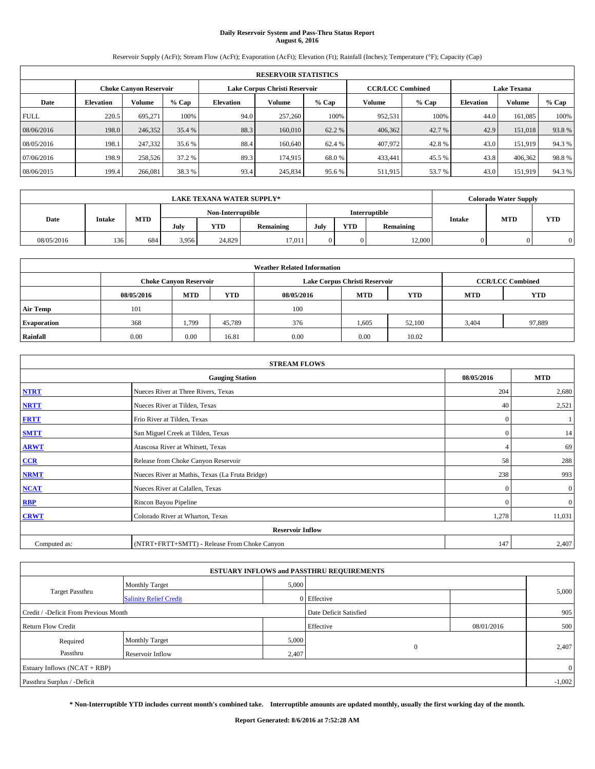# Daily Reservoir System and Pass-Thru Status Report
## August 6, 2016

Reservoir Supply (AcFt); Stream Flow (AcFt); Evaporation (AcFt); Elevation (Ft); Rainfall (Inches); Temperature (°F); Capacity (Cap)

| RESERVOIR STATISTICS | | | | | | | | | | | |
|---|---|---|---|---|---|---|---|---|---|---|---|
| | Choke Canyon Reservoir | | | Lake Corpus Christi Reservoir | | | CCR/LCC Combined | | Lake Texana | | |
| Date | Elevation | Volume | % Cap | Elevation | Volume | % Cap | Volume | % Cap | Elevation | Volume | % Cap |
| FULL | 220.5 | 695,271 | 100% | 94.0 | 257,260 | 100% | 952,531 | 100% | 44.0 | 161,085 | 100% |
| 08/06/2016 | 198.0 | 246,352 | 35.4 % | 88.3 | 160,010 | 62.2 % | 406,362 | 42.7 % | 42.9 | 151,018 | 93.8 % |
| 08/05/2016 | 198.1 | 247,332 | 35.6 % | 88.4 | 160,640 | 62.4 % | 407,972 | 42.8 % | 43.0 | 151,919 | 94.3 % |
| 07/06/2016 | 198.9 | 258,526 | 37.2 % | 89.3 | 174,915 | 68.0 % | 433,441 | 45.5 % | 43.8 | 406,362 | 98.8 % |
| 08/06/2015 | 199.4 | 266,081 | 38.3 % | 93.4 | 245,834 | 95.6 % | 511,915 | 53.7 % | 43.0 | 151,919 | 94.3 % |

| LAKE TEXANA WATER SUPPLY* | | | | | | | | | Colorado Water Supply | | |
|---|---|---|---|---|---|---|---|---|---|---|---|
| | | | Non-Interruptible | | | Interruptible | | | | | |
| Date | Intake | MTD | July | YTD | Remaining | July | YTD | Remaining | Intake | MTD | YTD |
| 08/05/2016 | 136 | 684 | 3,956 | 24,829 | 17,011 | 0 | 0 | 12,000 | 0 | 0 | 0 |

| Weather Related Information | | | | | | | | |
|---|---|---|---|---|---|---|---|---|
| | Choke Canyon Reservoir | | | Lake Corpus Christi Reservoir | | | CCR/LCC Combined | |
| | 08/05/2016 | MTD | YTD | 08/05/2016 | MTD | YTD | MTD | YTD |
| Air Temp | 101 | | | 100 | | | | |
| Evaporation | 368 | 1,799 | 45,789 | 376 | 1,605 | 52,100 | 3,404 | 97,889 |
| Rainfall | 0.00 | 0.00 | 16.81 | 0.00 | 0.00 | 10.02 | | |

| STREAM FLOWS | | | |
|---|---|---|---|
| | Gauging Station | 08/05/2016 | MTD |
| NTRT | Nueces River at Three Rivers, Texas | 204 | 2,680 |
| NRTT | Nueces River at Tilden, Texas | 40 | 2,521 |
| FRTT | Frio River at Tilden, Texas | 0 | 1 |
| SMTT | San Miguel Creek at Tilden, Texas | 0 | 14 |
| ARWT | Atascosa River at Whitsett, Texas | 4 | 69 |
| CCR | Release from Choke Canyon Reservoir | 58 | 288 |
| NRMT | Nueces River at Mathis, Texas (La Fruta Bridge) | 238 | 993 |
| NCAT | Nueces River at Calallen, Texas | 0 | 0 |
| RBP | Rincon Bayou Pipeline | 0 | 0 |
| CRWT | Colorado River at Wharton, Texas | 1,278 | 11,031 |
| | Reservoir Inflow | | |
| Computed as: | (NTRT+FRTT+SMTT) - Release From Choke Canyon | 147 | 2,407 |

| ESTUARY INFLOWS and PASSTHRU REQUIREMENTS | | | | | |
|---|---|---|---|---|---|
| Target Passthru | Monthly Target | 5,000 | | | 5,000 |
| | Salinity Relief Credit | 0 | Effective | | |
| Credit / -Deficit From Previous Month | | | Date Deficit Satisfied | | 905 |
| Return Flow Credit | | | Effective | 08/01/2016 | 500 |
| Required Passthru | Monthly Target | 5,000 | 0 | | 2,407 |
| | Reservoir Inflow | 2,407 | | | |
| Estuary Inflows (NCAT + RBP) | | | | | 0 |
| Passthru Surplus / -Deficit | | | | | -1,002 |

**\* Non-Interruptible YTD includes current month's combined take. Interruptible amounts are updated monthly, usually the first working day of the month.**

**Report Generated: 8/6/2016 at 7:52:28 AM**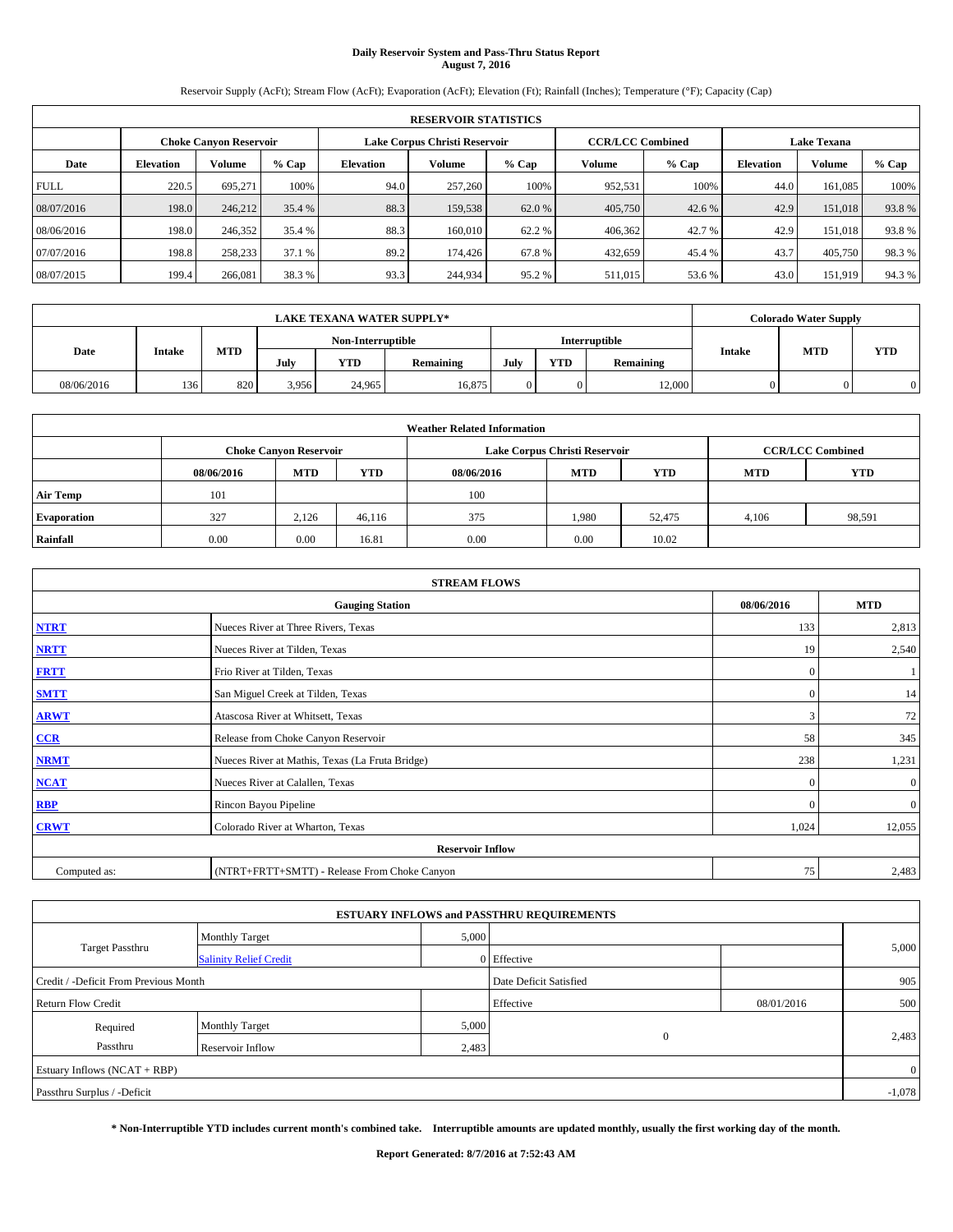# Daily Reservoir System and Pass-Thru Status Report
## August 7, 2016

Reservoir Supply (AcFt); Stream Flow (AcFt); Evaporation (AcFt); Elevation (Ft); Rainfall (Inches); Temperature (°F); Capacity (Cap)

| RESERVOIR STATISTICS | | | | | | | | | | | |
|---|---|---|---|---|---|---|---|---|---|---|---|
| | Choke Canyon Reservoir | | | Lake Corpus Christi Reservoir | | | CCR/LCC Combined | | Lake Texana | | |
| Date | Elevation | Volume | % Cap | Elevation | Volume | % Cap | Volume | % Cap | Elevation | Volume | % Cap |
| FULL | 220.5 | 695,271 | 100% | 94.0 | 257,260 | 100% | 952,531 | 100% | 44.0 | 161,085 | 100% |
| 08/07/2016 | 198.0 | 246,212 | 35.4 % | 88.3 | 159,538 | 62.0 % | 405,750 | 42.6 % | 42.9 | 151,018 | 93.8 % |
| 08/06/2016 | 198.0 | 246,352 | 35.4 % | 88.3 | 160,010 | 62.2 % | 406,362 | 42.7 % | 42.9 | 151,018 | 93.8 % |
| 07/07/2016 | 198.8 | 258,233 | 37.1 % | 89.2 | 174,426 | 67.8 % | 432,659 | 45.4 % | 43.7 | 405,750 | 98.3 % |
| 08/07/2015 | 199.4 | 266,081 | 38.3 % | 93.3 | 244,934 | 95.2 % | 511,015 | 53.6 % | 43.0 | 151,919 | 94.3 % |

| LAKE TEXANA WATER SUPPLY* | | | | | | | | | Colorado Water Supply | | |
|---|---|---|---|---|---|---|---|---|---|---|---|
| Date | Intake | MTD | Non-Interruptible | | | Interruptible | | | Intake | MTD | YTD |
| | | | July | YTD | Remaining | July | YTD | Remaining | | | |
| 08/06/2016 | 136 | 820 | 3,956 | 24,965 | 16,875 | 0 | 0 | 12,000 | 0 | 0 | 0 |

| Weather Related Information | | | | | | | | |
|---|---|---|---|---|---|---|---|---|
| | Choke Canyon Reservoir | | | Lake Corpus Christi Reservoir | | | CCR/LCC Combined | |
| | 08/06/2016 | MTD | YTD | 08/06/2016 | MTD | YTD | MTD | YTD |
| Air Temp | 101 | | | 100 | | | | |
| Evaporation | 327 | 2,126 | 46,116 | 375 | 1,980 | 52,475 | 4,106 | 98,591 |
| Rainfall | 0.00 | 0.00 | 16.81 | 0.00 | 0.00 | 10.02 | | |

| STREAM FLOWS | | | |
|---|---|---|---|
| | Gauging Station | 08/06/2016 | MTD |
| NTRT | Nueces River at Three Rivers, Texas | 133 | 2,813 |
| NRTT | Nueces River at Tilden, Texas | 19 | 2,540 |
| FRTT | Frio River at Tilden, Texas | 0 | 1 |
| SMTT | San Miguel Creek at Tilden, Texas | 0 | 14 |
| ARWT | Atascosa River at Whitsett, Texas | 3 | 72 |
| CCR | Release from Choke Canyon Reservoir | 58 | 345 |
| NRMT | Nueces River at Mathis, Texas (La Fruta Bridge) | 238 | 1,231 |
| NCAT | Nueces River at Calallen, Texas | 0 | 0 |
| RBP | Rincon Bayou Pipeline | 0 | 0 |
| CRWT | Colorado River at Wharton, Texas | 1,024 | 12,055 |
| Reservoir Inflow | | | |
| Computed as: | (NTRT+FRTT+SMTT) - Release From Choke Canyon | 75 | 2,483 |

| ESTUARY INFLOWS and PASSTHRU REQUIREMENTS | | | | | |
|---|---|---|---|---|---|
| Target Passthru | Monthly Target | 5,000 | | | 5,000 |
| | Salinity Relief Credit | 0 | Effective | | |
| Credit / -Deficit From Previous Month | | | Date Deficit Satisfied | | 905 |
| Return Flow Credit | | | Effective | 08/01/2016 | 500 |
| Required Passthru | Monthly Target | 5,000 | 0 | | 2,483 |
| | Reservoir Inflow | 2,483 | | | |
| Estuary Inflows (NCAT + RBP) | | | | | 0 |
| Passthru Surplus / -Deficit | | | | | -1,078 |

**\* Non-Interruptible YTD includes current month's combined take. Interruptible amounts are updated monthly, usually the first working day of the month.**

**Report Generated: 8/7/2016 at 7:52:43 AM**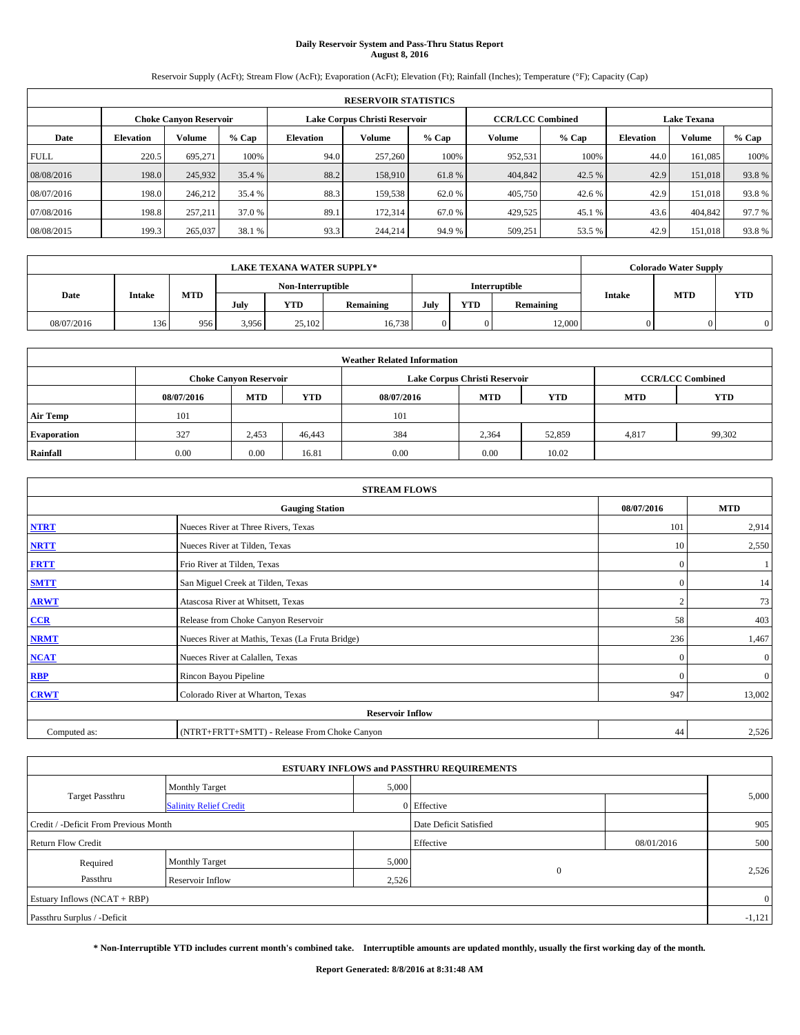# Daily Reservoir System and Pass-Thru Status Report
## August 8, 2016

Reservoir Supply (AcFt); Stream Flow (AcFt); Evaporation (AcFt); Elevation (Ft); Rainfall (Inches); Temperature (°F); Capacity (Cap)

| RESERVOIR STATISTICS | | | | | | | | | | | |
|---|---|---|---|---|---|---|---|---|---|---|---|
| | Choke Canyon Reservoir | | | Lake Corpus Christi Reservoir | | | CCR/LCC Combined | | Lake Texana | | |
| Date | Elevation | Volume | % Cap | Elevation | Volume | % Cap | Volume | % Cap | Elevation | Volume | % Cap |
| FULL | 220.5 | 695,271 | 100% | 94.0 | 257,260 | 100% | 952,531 | 100% | 44.0 | 161,085 | 100% |
| 08/08/2016 | 198.0 | 245,932 | 35.4 % | 88.2 | 158,910 | 61.8 % | 404,842 | 42.5 % | 42.9 | 151,018 | 93.8 % |
| 08/07/2016 | 198.0 | 246,212 | 35.4 % | 88.3 | 159,538 | 62.0 % | 405,750 | 42.6 % | 42.9 | 151,018 | 93.8 % |
| 07/08/2016 | 198.8 | 257,211 | 37.0 % | 89.1 | 172,314 | 67.0 % | 429,525 | 45.1 % | 43.6 | 404,842 | 97.7 % |
| 08/08/2015 | 199.3 | 265,037 | 38.1 % | 93.3 | 244,214 | 94.9 % | 509,251 | 53.5 % | 42.9 | 151,018 | 93.8 % |

| LAKE TEXANA WATER SUPPLY* | | | | | | | | | Colorado Water Supply | | |
|---|---|---|---|---|---|---|---|---|---|---|---|
| Date | Intake | MTD | Non-Interruptible | | | Interruptible | | | Intake | MTD | YTD |
| | | | July | YTD | Remaining | July | YTD | Remaining | | | |
| 08/07/2016 | 136 | 956 | 3,956 | 25,102 | 16,738 | 0 | 0 | 12,000 | 0 | 0 | 0 |

| Weather Related Information | | | | | | | | |
|---|---|---|---|---|---|---|---|---|
| | Choke Canyon Reservoir | | | Lake Corpus Christi Reservoir | | | CCR/LCC Combined | |
| | 08/07/2016 | MTD | YTD | 08/07/2016 | MTD | YTD | MTD | YTD |
| Air Temp | 101 | | | 101 | | | | |
| Evaporation | 327 | 2,453 | 46,443 | 384 | 2,364 | 52,859 | 4,817 | 99,302 |
| Rainfall | 0.00 | 0.00 | 16.81 | 0.00 | 0.00 | 10.02 | | |

| STREAM FLOWS | | | |
|---|---|---|---|
| | Gauging Station | 08/07/2016 | MTD |
| NTRT | Nueces River at Three Rivers, Texas | 101 | 2,914 |
| NRTT | Nueces River at Tilden, Texas | 10 | 2,550 |
| FRTT | Frio River at Tilden, Texas | 0 | 1 |
| SMTT | San Miguel Creek at Tilden, Texas | 0 | 14 |
| ARWT | Atascosa River at Whitsett, Texas | 2 | 73 |
| CCR | Release from Choke Canyon Reservoir | 58 | 403 |
| NRMT | Nueces River at Mathis, Texas (La Fruta Bridge) | 236 | 1,467 |
| NCAT | Nueces River at Calallen, Texas | 0 | 0 |
| RBP | Rincon Bayou Pipeline | 0 | 0 |
| CRWT | Colorado River at Wharton, Texas | 947 | 13,002 |
| Reservoir Inflow | | | |
| Computed as: | (NTRT+FRTT+SMTT) - Release From Choke Canyon | 44 | 2,526 |

| ESTUARY INFLOWS and PASSTHRU REQUIREMENTS | | | | | |
|---|---|---|---|---|---|
| Target Passthru | Monthly Target | 5,000 | | | 5,000 |
| | Salinity Relief Credit | 0 | Effective | | |
| Credit / -Deficit From Previous Month | | | Date Deficit Satisfied | | 905 |
| Return Flow Credit | | | Effective | 08/01/2016 | 500 |
| Required Passthru | Monthly Target | 5,000 | 0 | | 2,526 |
| | Reservoir Inflow | 2,526 | | | |
| Estuary Inflows (NCAT + RBP) | | | | | 0 |
| Passthru Surplus / -Deficit | | | | | -1,121 |

**\* Non-Interruptible YTD includes current month's combined take. Interruptible amounts are updated monthly, usually the first working day of the month.**

**Report Generated: 8/8/2016 at 8:31:48 AM**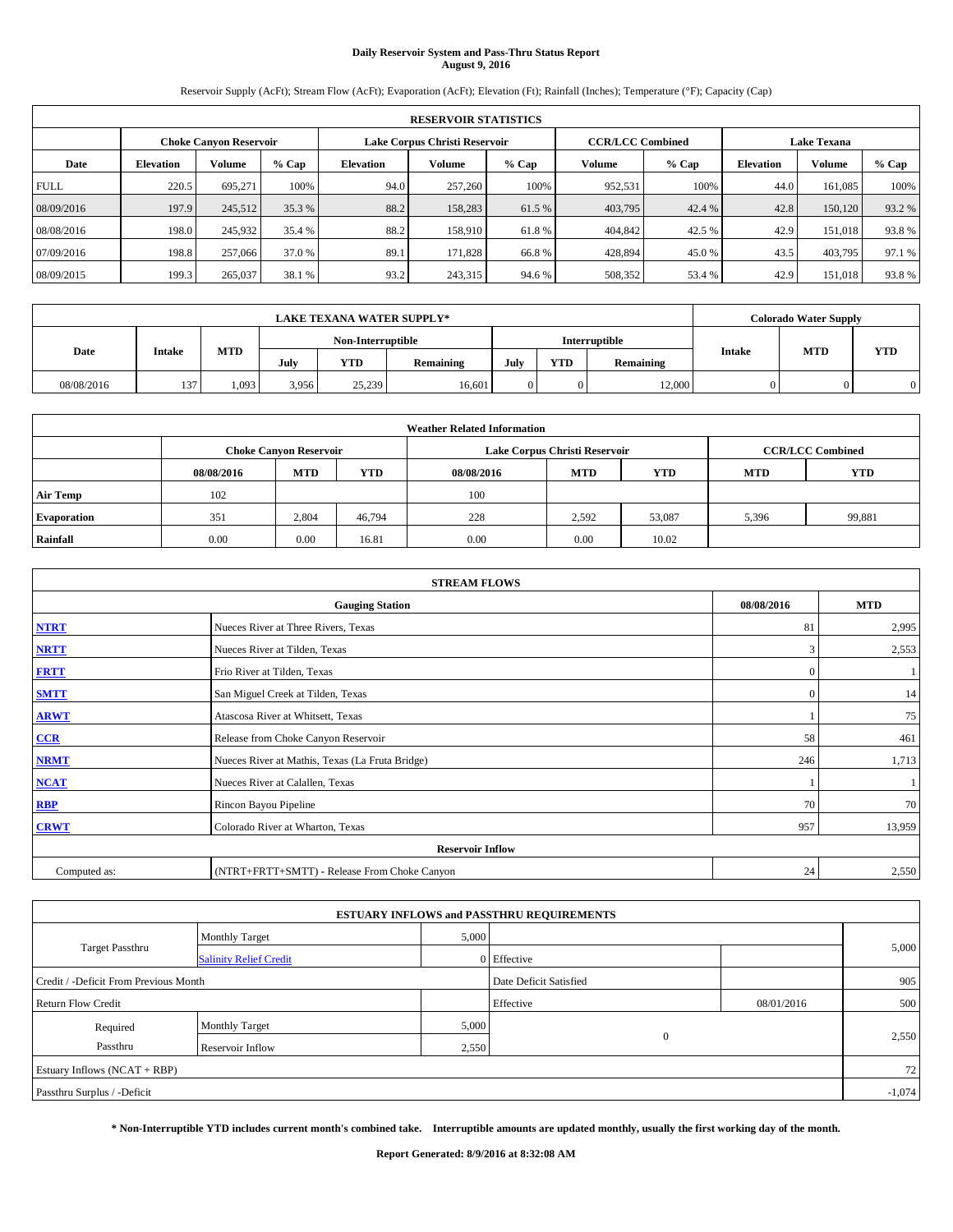# Daily Reservoir System and Pass-Thru Status Report
**August 9, 2016**

Reservoir Supply (AcFt); Stream Flow (AcFt); Evaporation (AcFt); Elevation (Ft); Rainfall (Inches); Temperature (°F); Capacity (Cap)

| RESERVOIR STATISTICS | | | | | | | | | | | |
|---|---|---|---|---|---|---|---|---|---|---|---|
| | Choke Canyon Reservoir | | | Lake Corpus Christi Reservoir | | | CCR/LCC Combined | | Lake Texana | | |
| Date | Elevation | Volume | % Cap | Elevation | Volume | % Cap | Volume | % Cap | Elevation | Volume | % Cap |
| FULL | 220.5 | 695,271 | 100% | 94.0 | 257,260 | 100% | 952,531 | 100% | 44.0 | 161,085 | 100% |
| 08/09/2016 | 197.9 | 245,512 | 35.3 % | 88.2 | 158,283 | 61.5 % | 403,795 | 42.4 % | 42.8 | 150,120 | 93.2 % |
| 08/08/2016 | 198.0 | 245,932 | 35.4 % | 88.2 | 158,910 | 61.8 % | 404,842 | 42.5 % | 42.9 | 151,018 | 93.8 % |
| 07/09/2016 | 198.8 | 257,066 | 37.0 % | 89.1 | 171,828 | 66.8 % | 428,894 | 45.0 % | 43.5 | 403,795 | 97.1 % |
| 08/09/2015 | 199.3 | 265,037 | 38.1 % | 93.2 | 243,315 | 94.6 % | 508,352 | 53.4 % | 42.9 | 151,018 | 93.8 % |

| LAKE TEXANA WATER SUPPLY* | | | | | | | | | Colorado Water Supply | | |
|---|---|---|---|---|---|---|---|---|---|---|---|
| Date | Intake | MTD | Non-Interruptible | | | Interruptible | | | Intake | MTD | YTD |
| | | | July | YTD | Remaining | July | YTD | Remaining | | | |
| 08/08/2016 | 137 | 1,093 | 3,956 | 25,239 | 16,601 | 0 | 0 | 12,000 | 0 | 0 | 0 |

| Weather Related Information | | | | | | | | |
|---|---|---|---|---|---|---|---|---|
| | Choke Canyon Reservoir | | | Lake Corpus Christi Reservoir | | | CCR/LCC Combined | |
| | 08/08/2016 | MTD | YTD | 08/08/2016 | MTD | YTD | MTD | YTD |
| Air Temp | 102 | | | 100 | | | | |
| Evaporation | 351 | 2,804 | 46,794 | 228 | 2,592 | 53,087 | 5,396 | 99,881 |
| Rainfall | 0.00 | 0.00 | 16.81 | 0.00 | 0.00 | 10.02 | | |

| STREAM FLOWS | | | |
|---|---|---|---|
| | Gauging Station | 08/08/2016 | MTD |
| NTRT | Nueces River at Three Rivers, Texas | 81 | 2,995 |
| NRTT | Nueces River at Tilden, Texas | 3 | 2,553 |
| FRTT | Frio River at Tilden, Texas | 0 | 1 |
| SMTT | San Miguel Creek at Tilden, Texas | 0 | 14 |
| ARWT | Atascosa River at Whitsett, Texas | 1 | 75 |
| CCR | Release from Choke Canyon Reservoir | 58 | 461 |
| NRMT | Nueces River at Mathis, Texas (La Fruta Bridge) | 246 | 1,713 |
| NCAT | Nueces River at Calallen, Texas | 1 | 1 |
| RBP | Rincon Bayou Pipeline | 70 | 70 |
| CRWT | Colorado River at Wharton, Texas | 957 | 13,959 |
| | Reservoir Inflow | | |
| Computed as: | (NTRT+FRTT+SMTT) - Release From Choke Canyon | 24 | 2,550 |

| ESTUARY INFLOWS and PASSTHRU REQUIREMENTS | | | | | |
|---|---|---|---|---|---|
| Target Passthru | Monthly Target | 5,000 | | | 5,000 |
| | Salinity Relief Credit | 0 | Effective | | |
| Credit / -Deficit From Previous Month | | | Date Deficit Satisfied | | 905 |
| Return Flow Credit | | | Effective | 08/01/2016 | 500 |
| Required Passthru | Monthly Target | 5,000 | 0 | | 2,550 |
| | Reservoir Inflow | 2,550 | | | |
| Estuary Inflows (NCAT + RBP) | | | | | 72 |
| Passthru Surplus / -Deficit | | | | | -1,074 |

**\* Non-Interruptible YTD includes current month's combined take. Interruptible amounts are updated monthly, usually the first working day of the month.**

**Report Generated: 8/9/2016 at 8:32:08 AM**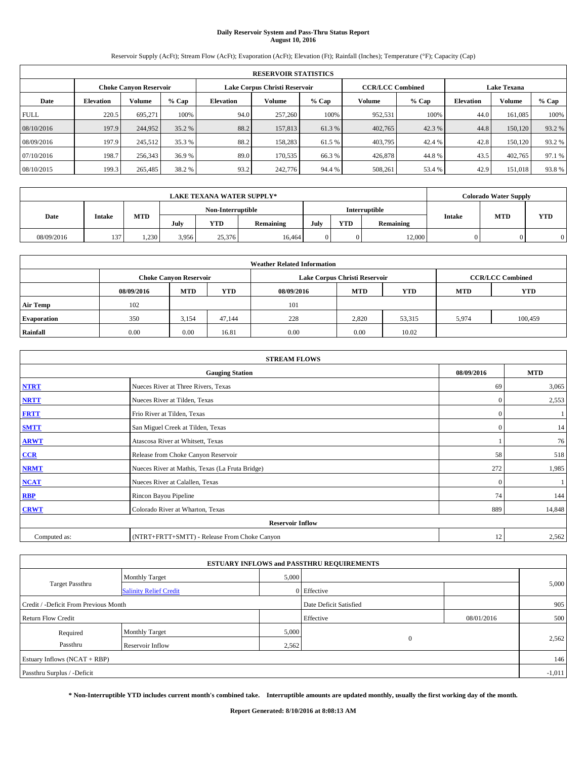# Daily Reservoir System and Pass-Thru Status Report
## August 10, 2016

Reservoir Supply (AcFt); Stream Flow (AcFt); Evaporation (AcFt); Elevation (Ft); Rainfall (Inches); Temperature (°F); Capacity (Cap)

| RESERVOIR STATISTICS | | | | | | | | | | | |
|---|---|---|---|---|---|---|---|---|---|---|---|
| | Choke Canyon Reservoir | | | Lake Corpus Christi Reservoir | | | CCR/LCC Combined | | Lake Texana | | |
| Date | Elevation | Volume | % Cap | Elevation | Volume | % Cap | Volume | % Cap | Elevation | Volume | % Cap |
| FULL | 220.5 | 695,271 | 100% | 94.0 | 257,260 | 100% | 952,531 | 100% | 44.0 | 161,085 | 100% |
| 08/10/2016 | 197.9 | 244,952 | 35.2 % | 88.2 | 157,813 | 61.3 % | 402,765 | 42.3 % | 44.8 | 150,120 | 93.2 % |
| 08/09/2016 | 197.9 | 245,512 | 35.3 % | 88.2 | 158,283 | 61.5 % | 403,795 | 42.4 % | 42.8 | 150,120 | 93.2 % |
| 07/10/2016 | 198.7 | 256,343 | 36.9 % | 89.0 | 170,535 | 66.3 % | 426,878 | 44.8 % | 43.5 | 402,765 | 97.1 % |
| 08/10/2015 | 199.3 | 265,485 | 38.2 % | 93.2 | 242,776 | 94.4 % | 508,261 | 53.4 % | 42.9 | 151,018 | 93.8 % |

| LAKE TEXANA WATER SUPPLY* | | | | | | | | | Colorado Water Supply | | |
|---|---|---|---|---|---|---|---|---|---|---|---|
| Date | Intake | MTD | Non-Interruptible | | | Interruptible | | | Intake | MTD | YTD |
| | | | July | YTD | Remaining | July | YTD | Remaining | | | |
| 08/09/2016 | 137 | 1,230 | 3,956 | 25,376 | 16,464 | 0 | 0 | 12,000 | 0 | 0 | 0 |

| Weather Related Information | | | | | | | | |
|---|---|---|---|---|---|---|---|---|
| | Choke Canyon Reservoir | | | Lake Corpus Christi Reservoir | | | CCR/LCC Combined | |
| | 08/09/2016 | MTD | YTD | 08/09/2016 | MTD | YTD | MTD | YTD |
| Air Temp | 102 | | | 101 | | | | |
| Evaporation | 350 | 3,154 | 47,144 | 228 | 2,820 | 53,315 | 5,974 | 100,459 |
| Rainfall | 0.00 | 0.00 | 16.81 | 0.00 | 0.00 | 10.02 | | |

| STREAM FLOWS | | | |
|---|---|---|---|
| | Gauging Station | 08/09/2016 | MTD |
| NTRT | Nueces River at Three Rivers, Texas | 69 | 3,065 |
| NRTT | Nueces River at Tilden, Texas | 0 | 2,553 |
| FRTT | Frio River at Tilden, Texas | 0 | 1 |
| SMTT | San Miguel Creek at Tilden, Texas | 0 | 14 |
| ARWT | Atascosa River at Whitsett, Texas | 1 | 76 |
| CCR | Release from Choke Canyon Reservoir | 58 | 518 |
| NRMT | Nueces River at Mathis, Texas (La Fruta Bridge) | 272 | 1,985 |
| NCAT | Nueces River at Calallen, Texas | 0 | 1 |
| RBP | Rincon Bayou Pipeline | 74 | 144 |
| CRWT | Colorado River at Wharton, Texas | 889 | 14,848 |
| Reservoir Inflow | | | |
| Computed as: | (NTRT+FRTT+SMTT) - Release From Choke Canyon | 12 | 2,562 |

| ESTUARY INFLOWS and PASSTHRU REQUIREMENTS | | | | | |
|---|---|---|---|---|---|
| Target Passthru | Monthly Target | 5,000 | | | 5,000 |
| | Salinity Relief Credit | 0 | Effective | | |
| Credit / -Deficit From Previous Month | | | Date Deficit Satisfied | | 905 |
| Return Flow Credit | | | Effective | 08/01/2016 | 500 |
| Required Passthru | Monthly Target | 5,000 | 0 | | 2,562 |
| | Reservoir Inflow | 2,562 | | | |
| Estuary Inflows (NCAT + RBP) | | | | | 146 |
| Passthru Surplus / -Deficit | | | | | -1,011 |

**\* Non-Interruptible YTD includes current month's combined take. Interruptible amounts are updated monthly, usually the first working day of the month.**

**Report Generated: 8/10/2016 at 8:08:13 AM**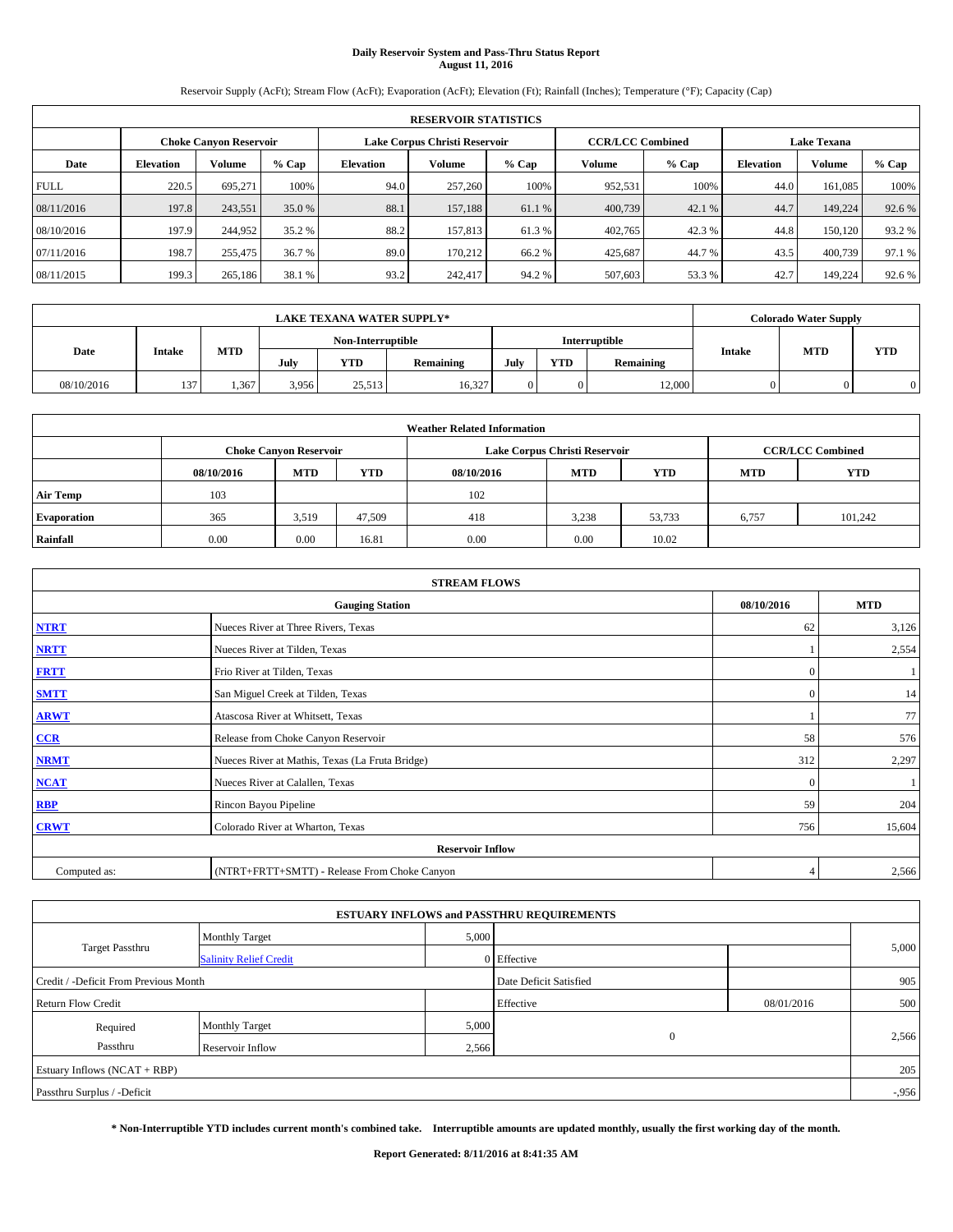# Daily Reservoir System and Pass-Thru Status Report
## August 11, 2016

Reservoir Supply (AcFt); Stream Flow (AcFt); Evaporation (AcFt); Elevation (Ft); Rainfall (Inches); Temperature (°F); Capacity (Cap)

| RESERVOIR STATISTICS | | | | | | | | | | | |
|---|---|---|---|---|---|---|---|---|---|---|---|
| | Choke Canyon Reservoir | | | Lake Corpus Christi Reservoir | | | CCR/LCC Combined | | Lake Texana | | |
| Date | Elevation | Volume | % Cap | Elevation | Volume | % Cap | Volume | % Cap | Elevation | Volume | % Cap |
| FULL | 220.5 | 695,271 | 100% | 94.0 | 257,260 | 100% | 952,531 | 100% | 44.0 | 161,085 | 100% |
| 08/11/2016 | 197.8 | 243,551 | 35.0 % | 88.1 | 157,188 | 61.1 % | 400,739 | 42.1 % | 44.7 | 149,224 | 92.6 % |
| 08/10/2016 | 197.9 | 244,952 | 35.2 % | 88.2 | 157,813 | 61.3 % | 402,765 | 42.3 % | 44.8 | 150,120 | 93.2 % |
| 07/11/2016 | 198.7 | 255,475 | 36.7 % | 89.0 | 170,212 | 66.2 % | 425,687 | 44.7 % | 43.5 | 400,739 | 97.1 % |
| 08/11/2015 | 199.3 | 265,186 | 38.1 % | 93.2 | 242,417 | 94.2 % | 507,603 | 53.3 % | 42.7 | 149,224 | 92.6 % |

| LAKE TEXANA WATER SUPPLY* | | | | | | | | | Colorado Water Supply | | |
|---|---|---|---|---|---|---|---|---|---|---|---|
| Date | Intake | MTD | Non-Interruptible | | | Interruptible | | | Intake | MTD | YTD |
| | | | July | YTD | Remaining | July | YTD | Remaining | | | |
| 08/10/2016 | 137 | 1,367 | 3,956 | 25,513 | 16,327 | 0 | 0 | 12,000 | 0 | 0 | 0 |

| Weather Related Information | | | | | | | | |
|---|---|---|---|---|---|---|---|---|
| | Choke Canyon Reservoir | | | Lake Corpus Christi Reservoir | | | CCR/LCC Combined | |
| | 08/10/2016 | MTD | YTD | 08/10/2016 | MTD | YTD | MTD | YTD |
| Air Temp | 103 | | | 102 | | | | |
| Evaporation | 365 | 3,519 | 47,509 | 418 | 3,238 | 53,733 | 6,757 | 101,242 |
| Rainfall | 0.00 | 0.00 | 16.81 | 0.00 | 0.00 | 10.02 | | |

| STREAM FLOWS | | | |
|---|---|---|---|
| Gauging Station | | 08/10/2016 | MTD |
| NTRT | Nueces River at Three Rivers, Texas | 62 | 3,126 |
| NRTT | Nueces River at Tilden, Texas | 1 | 2,554 |
| FRTT | Frio River at Tilden, Texas | 0 | 1 |
| SMTT | San Miguel Creek at Tilden, Texas | 0 | 14 |
| ARWT | Atascosa River at Whitsett, Texas | 1 | 77 |
| CCR | Release from Choke Canyon Reservoir | 58 | 576 |
| NRMT | Nueces River at Mathis, Texas (La Fruta Bridge) | 312 | 2,297 |
| NCAT | Nueces River at Calallen, Texas | 0 | 1 |
| RBP | Rincon Bayou Pipeline | 59 | 204 |
| CRWT | Colorado River at Wharton, Texas | 756 | 15,604 |
| Reservoir Inflow | | | |
| Computed as: | (NTRT+FRTT+SMTT) - Release From Choke Canyon | 4 | 2,566 |

| ESTUARY INFLOWS and PASSTHRU REQUIREMENTS | | | | | |
|---|---|---|---|---|---|
| Target Passthru | Monthly Target | 5,000 | | | 5,000 |
| | Salinity Relief Credit | 0 | Effective | | |
| Credit / -Deficit From Previous Month | | | Date Deficit Satisfied | | 905 |
| Return Flow Credit | | | Effective | 08/01/2016 | 500 |
| Required Passthru | Monthly Target | 5,000 | 0 | | 2,566 |
| | Reservoir Inflow | 2,566 | | | |
| Estuary Inflows (NCAT + RBP) | | | | | 205 |
| Passthru Surplus / -Deficit | | | | | -,956 |

**\* Non-Interruptible YTD includes current month's combined take. Interruptible amounts are updated monthly, usually the first working day of the month.**

**Report Generated: 8/11/2016 at 8:41:35 AM**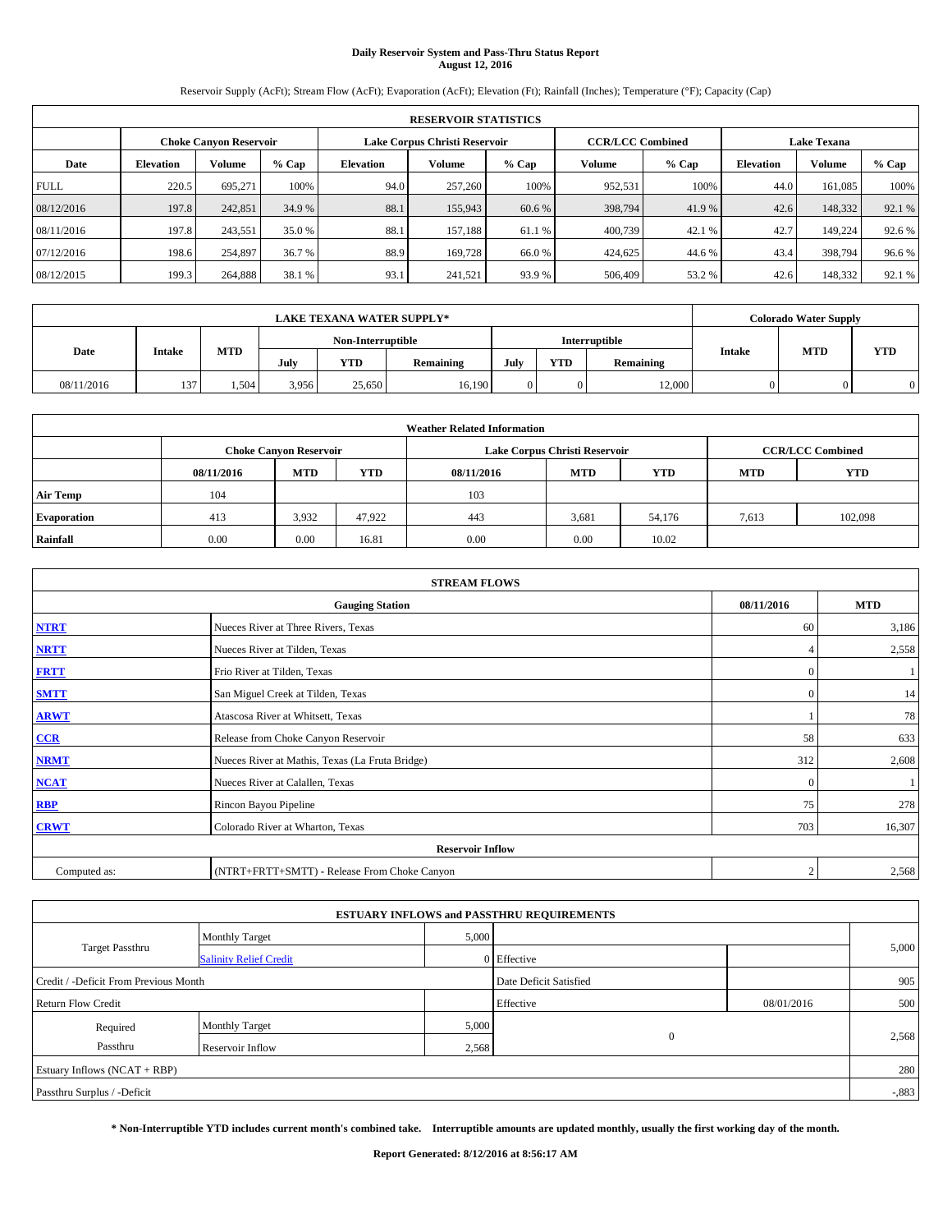# Daily Reservoir System and Pass-Thru Status Report
## August 12, 2016

Reservoir Supply (AcFt); Stream Flow (AcFt); Evaporation (AcFt); Elevation (Ft); Rainfall (Inches); Temperature (°F); Capacity (Cap)

| RESERVOIR STATISTICS | | | | | | | | | | | |
|---|---|---|---|---|---|---|---|---|---|---|---|
| | Choke Canyon Reservoir | | | Lake Corpus Christi Reservoir | | | CCR/LCC Combined | | Lake Texana | | |
| Date | Elevation | Volume | % Cap | Elevation | Volume | % Cap | Volume | % Cap | Elevation | Volume | % Cap |
| FULL | 220.5 | 695,271 | 100% | 94.0 | 257,260 | 100% | 952,531 | 100% | 44.0 | 161,085 | 100% |
| 08/12/2016 | 197.8 | 242,851 | 34.9 % | 88.1 | 155,943 | 60.6 % | 398,794 | 41.9 % | 42.6 | 148,332 | 92.1 % |
| 08/11/2016 | 197.8 | 243,551 | 35.0 % | 88.1 | 157,188 | 61.1 % | 400,739 | 42.1 % | 42.7 | 149,224 | 92.6 % |
| 07/12/2016 | 198.6 | 254,897 | 36.7 % | 88.9 | 169,728 | 66.0 % | 424,625 | 44.6 % | 43.4 | 398,794 | 96.6 % |
| 08/12/2015 | 199.3 | 264,888 | 38.1 % | 93.1 | 241,521 | 93.9 % | 506,409 | 53.2 % | 42.6 | 148,332 | 92.1 % |

| LAKE TEXANA WATER SUPPLY* | | | | | | | | | Colorado Water Supply | | |
|---|---|---|---|---|---|---|---|---|---|---|---|
| Date | Intake | MTD | Non-Interruptible | | | Interruptible | | | Intake | MTD | YTD |
| | | | July | YTD | Remaining | July | YTD | Remaining | | | |
| 08/11/2016 | 137 | 1,504 | 3,956 | 25,650 | 16,190 | 0 | 0 | 12,000 | 0 | 0 | 0 |

| Weather Related Information | | | | | | | | |
|---|---|---|---|---|---|---|---|---|
| | Choke Canyon Reservoir | | | Lake Corpus Christi Reservoir | | | CCR/LCC Combined | |
| | 08/11/2016 | MTD | YTD | 08/11/2016 | MTD | YTD | MTD | YTD |
| Air Temp | 104 | | | 103 | | | | |
| Evaporation | 413 | 3,932 | 47,922 | 443 | 3,681 | 54,176 | 7,613 | 102,098 |
| Rainfall | 0.00 | 0.00 | 16.81 | 0.00 | 0.00 | 10.02 | | |

| STREAM FLOWS | | | |
|---|---|---|---|
| | Gauging Station | 08/11/2016 | MTD |
| NTRT | Nueces River at Three Rivers, Texas | 60 | 3,186 |
| NRTT | Nueces River at Tilden, Texas | 4 | 2,558 |
| FRTT | Frio River at Tilden, Texas | 0 | 1 |
| SMTT | San Miguel Creek at Tilden, Texas | 0 | 14 |
| ARWT | Atascosa River at Whitsett, Texas | 1 | 78 |
| CCR | Release from Choke Canyon Reservoir | 58 | 633 |
| NRMT | Nueces River at Mathis, Texas (La Fruta Bridge) | 312 | 2,608 |
| NCAT | Nueces River at Calallen, Texas | 0 | 1 |
| RBP | Rincon Bayou Pipeline | 75 | 278 |
| CRWT | Colorado River at Wharton, Texas | 703 | 16,307 |
| | Reservoir Inflow | | |
| Computed as: | (NTRT+FRTT+SMTT) - Release From Choke Canyon | 2 | 2,568 |

| ESTUARY INFLOWS and PASSTHRU REQUIREMENTS | | | | | |
|---|---|---|---|---|---|
| Target Passthru | Monthly Target | 5,000 | | | 5,000 |
| | Salinity Relief Credit | 0 | Effective | | |
| Credit / -Deficit From Previous Month | | | Date Deficit Satisfied | | 905 |
| Return Flow Credit | | | Effective | 08/01/2016 | 500 |
| Required Passthru | Monthly Target | 5,000 | 0 | | 2,568 |
| | Reservoir Inflow | 2,568 | | | |
| Estuary Inflows (NCAT + RBP) | | | | | 280 |
| Passthru Surplus / -Deficit | | | | | -,883 |

**\* Non-Interruptible YTD includes current month's combined take. Interruptible amounts are updated monthly, usually the first working day of the month.**

**Report Generated: 8/12/2016 at 8:56:17 AM**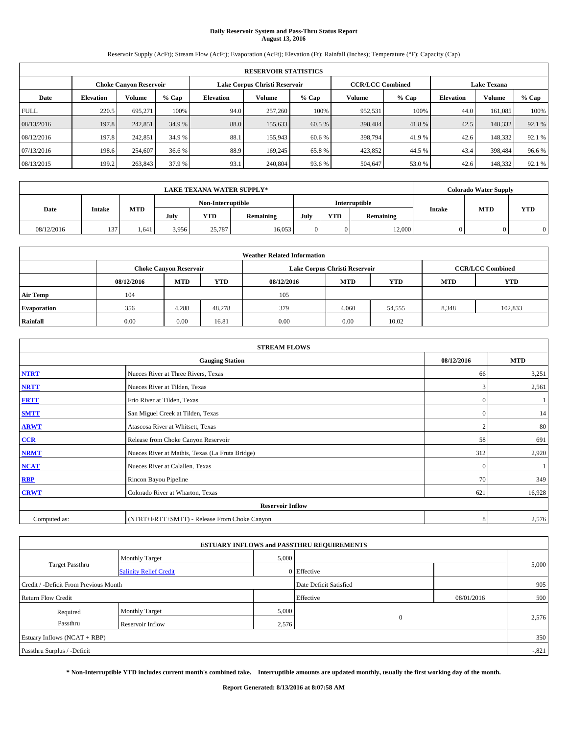# Daily Reservoir System and Pass-Thru Status Report
## August 13, 2016

Reservoir Supply (AcFt); Stream Flow (AcFt); Evaporation (AcFt); Elevation (Ft); Rainfall (Inches); Temperature (°F); Capacity (Cap)

| RESERVOIR STATISTICS | | | | | | | | | | | |
|---|---|---|---|---|---|---|---|---|---|---|---|
| | Choke Canyon Reservoir | | | Lake Corpus Christi Reservoir | | | CCR/LCC Combined | | Lake Texana | | |
| Date | Elevation | Volume | % Cap | Elevation | Volume | % Cap | Volume | % Cap | Elevation | Volume | % Cap |
| FULL | 220.5 | 695,271 | 100% | 94.0 | 257,260 | 100% | 952,531 | 100% | 44.0 | 161,085 | 100% |
| 08/13/2016 | 197.8 | 242,851 | 34.9 % | 88.0 | 155,633 | 60.5 % | 398,484 | 41.8 % | 42.5 | 148,332 | 92.1 % |
| 08/12/2016 | 197.8 | 242,851 | 34.9 % | 88.1 | 155,943 | 60.6 % | 398,794 | 41.9 % | 42.6 | 148,332 | 92.1 % |
| 07/13/2016 | 198.6 | 254,607 | 36.6 % | 88.9 | 169,245 | 65.8 % | 423,852 | 44.5 % | 43.4 | 398,484 | 96.6 % |
| 08/13/2015 | 199.2 | 263,843 | 37.9 % | 93.1 | 240,804 | 93.6 % | 504,647 | 53.0 % | 42.6 | 148,332 | 92.1 % |

| LAKE TEXANA WATER SUPPLY* | | | | | | | | | Colorado Water Supply | | |
|---|---|---|---|---|---|---|---|---|---|---|---|
| Date | Intake | MTD | Non-Interruptible | | | Interruptible | | | Intake | MTD | YTD |
| | | | July | YTD | Remaining | July | YTD | Remaining | | | |
| 08/12/2016 | 137 | 1,641 | 3,956 | 25,787 | 16,053 | 0 | 0 | 12,000 | 0 | 0 | 0 |

| Weather Related Information | | | | | | | | |
|---|---|---|---|---|---|---|---|---|
| | Choke Canyon Reservoir | | | Lake Corpus Christi Reservoir | | | CCR/LCC Combined | |
| | 08/12/2016 | MTD | YTD | 08/12/2016 | MTD | YTD | MTD | YTD |
| Air Temp | 104 | | | 105 | | | | |
| Evaporation | 356 | 4,288 | 48,278 | 379 | 4,060 | 54,555 | 8,348 | 102,833 |
| Rainfall | 0.00 | 0.00 | 16.81 | 0.00 | 0.00 | 10.02 | | |

| STREAM FLOWS | | | |
|---|---|---|---|
| | Gauging Station | 08/12/2016 | MTD |
| NTRT | Nueces River at Three Rivers, Texas | 66 | 3,251 |
| NRTT | Nueces River at Tilden, Texas | 3 | 2,561 |
| FRTT | Frio River at Tilden, Texas | 0 | 1 |
| SMTT | San Miguel Creek at Tilden, Texas | 0 | 14 |
| ARWT | Atascosa River at Whitsett, Texas | 2 | 80 |
| CCR | Release from Choke Canyon Reservoir | 58 | 691 |
| NRMT | Nueces River at Mathis, Texas (La Fruta Bridge) | 312 | 2,920 |
| NCAT | Nueces River at Calallen, Texas | 0 | 1 |
| RBP | Rincon Bayou Pipeline | 70 | 349 |
| CRWT | Colorado River at Wharton, Texas | 621 | 16,928 |
| Reservoir Inflow | | | |
| Computed as: | (NTRT+FRTT+SMTT) - Release From Choke Canyon | 8 | 2,576 |

| ESTUARY INFLOWS and PASSTHRU REQUIREMENTS | | | | | |
|---|---|---|---|---|---|
| Target Passthru | Monthly Target | 5,000 | | | 5,000 |
| | Salinity Relief Credit | 0 | Effective | | |
| Credit / -Deficit From Previous Month | | | Date Deficit Satisfied | | 905 |
| Return Flow Credit | | | Effective | 08/01/2016 | 500 |
| Required Passthru | Monthly Target | 5,000 | 0 | | 2,576 |
| | Reservoir Inflow | 2,576 | | | |
| Estuary Inflows (NCAT + RBP) | | | | | 350 |
| Passthru Surplus / -Deficit | | | | | -,821 |

**\* Non-Interruptible YTD includes current month's combined take. Interruptible amounts are updated monthly, usually the first working day of the month.**

**Report Generated: 8/13/2016 at 8:07:58 AM**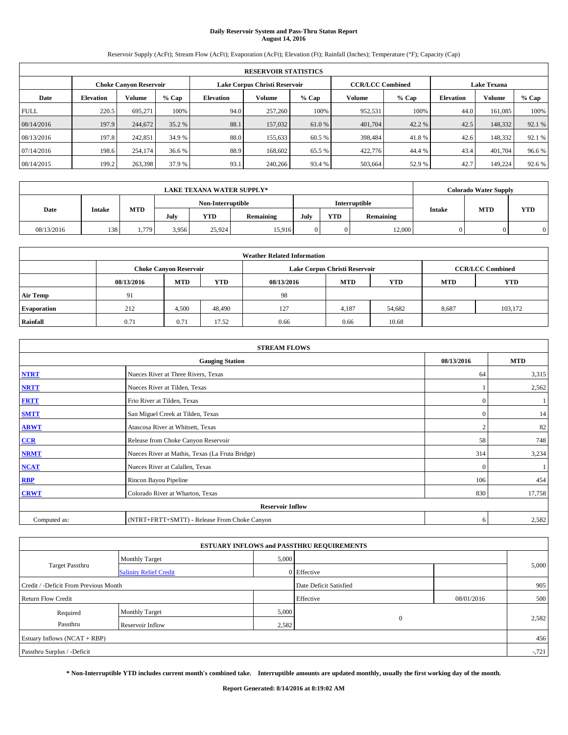# Daily Reservoir System and Pass-Thru Status Report
## August 14, 2016

Reservoir Supply (AcFt); Stream Flow (AcFt); Evaporation (AcFt); Elevation (Ft); Rainfall (Inches); Temperature (°F); Capacity (Cap)

| RESERVOIR STATISTICS | | | | | | | | | | | |
|---|---|---|---|---|---|---|---|---|---|---|---|
| | Choke Canyon Reservoir | | | Lake Corpus Christi Reservoir | | | CCR/LCC Combined | | Lake Texana | | |
| Date | Elevation | Volume | % Cap | Elevation | Volume | % Cap | Volume | % Cap | Elevation | Volume | % Cap |
| FULL | 220.5 | 695,271 | 100% | 94.0 | 257,260 | 100% | 952,531 | 100% | 44.0 | 161,085 | 100% |
| 08/14/2016 | 197.9 | 244,672 | 35.2 % | 88.1 | 157,032 | 61.0 % | 401,704 | 42.2 % | 42.5 | 148,332 | 92.1 % |
| 08/13/2016 | 197.8 | 242,851 | 34.9 % | 88.0 | 155,633 | 60.5 % | 398,484 | 41.8 % | 42.6 | 148,332 | 92.1 % |
| 07/14/2016 | 198.6 | 254,174 | 36.6 % | 88.9 | 168,602 | 65.5 % | 422,776 | 44.4 % | 43.4 | 401,704 | 96.6 % |
| 08/14/2015 | 199.2 | 263,398 | 37.9 % | 93.1 | 240,266 | 93.4 % | 503,664 | 52.9 % | 42.7 | 149,224 | 92.6 % |

| LAKE TEXANA WATER SUPPLY* | | | | | | | | | Colorado Water Supply | | |
|---|---|---|---|---|---|---|---|---|---|---|---|
| Date | Intake | MTD | Non-Interruptible | | | Interruptible | | | Intake | MTD | YTD |
| | | | July | YTD | Remaining | July | YTD | Remaining | | | |
| 08/13/2016 | 138 | 1,779 | 3,956 | 25,924 | 15,916 | 0 | 0 | 12,000 | 0 | 0 | 0 |

| Weather Related Information | | | | | | | | |
|---|---|---|---|---|---|---|---|---|
| | Choke Canyon Reservoir | | | Lake Corpus Christi Reservoir | | | CCR/LCC Combined | |
| | 08/13/2016 | MTD | YTD | 08/13/2016 | MTD | YTD | MTD | YTD |
| Air Temp | 91 | | | 98 | | | | |
| Evaporation | 212 | 4,500 | 48,490 | 127 | 4,187 | 54,682 | 8,687 | 103,172 |
| Rainfall | 0.71 | 0.71 | 17.52 | 0.66 | 0.66 | 10.68 | | |

| STREAM FLOWS | | | |
|---|---|---|---|
| | Gauging Station | 08/13/2016 | MTD |
| NTRT | Nueces River at Three Rivers, Texas | 64 | 3,315 |
| NRTT | Nueces River at Tilden, Texas | 1 | 2,562 |
| FRTT | Frio River at Tilden, Texas | 0 | 1 |
| SMTT | San Miguel Creek at Tilden, Texas | 0 | 14 |
| ARWT | Atascosa River at Whitsett, Texas | 2 | 82 |
| CCR | Release from Choke Canyon Reservoir | 58 | 748 |
| NRMT | Nueces River at Mathis, Texas (La Fruta Bridge) | 314 | 3,234 |
| NCAT | Nueces River at Calallen, Texas | 0 | 1 |
| RBP | Rincon Bayou Pipeline | 106 | 454 |
| CRWT | Colorado River at Wharton, Texas | 830 | 17,758 |
| | Reservoir Inflow | | |
| Computed as: | (NTRT+FRTT+SMTT) - Release From Choke Canyon | 6 | 2,582 |

| ESTUARY INFLOWS and PASSTHRU REQUIREMENTS | | | | | |
|---|---|---|---|---|---|
| Target Passthru | Monthly Target | 5,000 | | | 5,000 |
| | Salinity Relief Credit | 0 | Effective | | |
| Credit / -Deficit From Previous Month | | | Date Deficit Satisfied | | 905 |
| Return Flow Credit | | | Effective | 08/01/2016 | 500 |
| Required Passthru | Monthly Target | 5,000 | 0 | | 2,582 |
| | Reservoir Inflow | 2,582 | | | |
| Estuary Inflows (NCAT + RBP) | | | | | 456 |
| Passthru Surplus / -Deficit | | | | | -,721 |

**\* Non-Interruptible YTD includes current month's combined take. Interruptible amounts are updated monthly, usually the first working day of the month.**

**Report Generated: 8/14/2016 at 8:19:02 AM**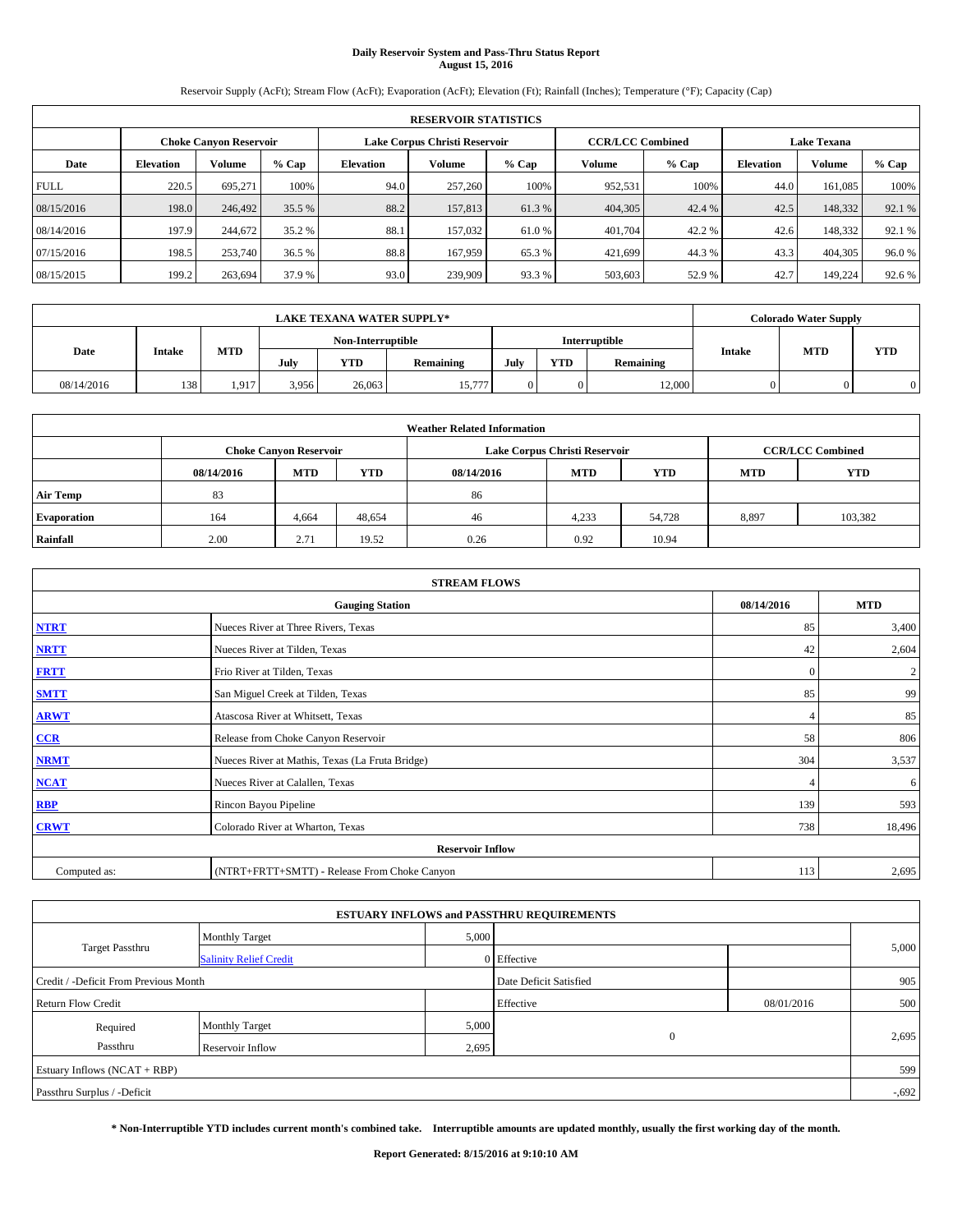# Daily Reservoir System and Pass-Thru Status Report
## August 15, 2016

Reservoir Supply (AcFt); Stream Flow (AcFt); Evaporation (AcFt); Elevation (Ft); Rainfall (Inches); Temperature (°F); Capacity (Cap)

| RESERVOIR STATISTICS | | | | | | | | | | | |
|---|---|---|---|---|---|---|---|---|---|---|---|
| | Choke Canyon Reservoir | | | Lake Corpus Christi Reservoir | | | CCR/LCC Combined | | Lake Texana | | |
| Date | Elevation | Volume | % Cap | Elevation | Volume | % Cap | Volume | % Cap | Elevation | Volume | % Cap |
| FULL | 220.5 | 695,271 | 100% | 94.0 | 257,260 | 100% | 952,531 | 100% | 44.0 | 161,085 | 100% |
| 08/15/2016 | 198.0 | 246,492 | 35.5 % | 88.2 | 157,813 | 61.3 % | 404,305 | 42.4 % | 42.5 | 148,332 | 92.1 % |
| 08/14/2016 | 197.9 | 244,672 | 35.2 % | 88.1 | 157,032 | 61.0 % | 401,704 | 42.2 % | 42.6 | 148,332 | 92.1 % |
| 07/15/2016 | 198.5 | 253,740 | 36.5 % | 88.8 | 167,959 | 65.3 % | 421,699 | 44.3 % | 43.3 | 404,305 | 96.0 % |
| 08/15/2015 | 199.2 | 263,694 | 37.9 % | 93.0 | 239,909 | 93.3 % | 503,603 | 52.9 % | 42.7 | 149,224 | 92.6 % |

| LAKE TEXANA WATER SUPPLY* | | | | | | | | | Colorado Water Supply | | |
|---|---|---|---|---|---|---|---|---|---|---|---|
| Date | Intake | MTD | Non-Interruptible | | | Interruptible | | | Intake | MTD | YTD |
| | | | July | YTD | Remaining | July | YTD | Remaining | | | |
| 08/14/2016 | 138 | 1,917 | 3,956 | 26,063 | 15,777 | 0 | 0 | 12,000 | 0 | 0 | 0 |

| Weather Related Information | | | | | | | | |
|---|---|---|---|---|---|---|---|---|
| | Choke Canyon Reservoir | | | Lake Corpus Christi Reservoir | | | CCR/LCC Combined | |
| | 08/14/2016 | MTD | YTD | 08/14/2016 | MTD | YTD | MTD | YTD |
| Air Temp | 83 | | | 86 | | | | |
| Evaporation | 164 | 4,664 | 48,654 | 46 | 4,233 | 54,728 | 8,897 | 103,382 |
| Rainfall | 2.00 | 2.71 | 19.52 | 0.26 | 0.92 | 10.94 | | |

| STREAM FLOWS | | | |
|---|---|---|---|
| Gauging Station | | 08/14/2016 | MTD |
| NTRT | Nueces River at Three Rivers, Texas | 85 | 3,400 |
| NRTT | Nueces River at Tilden, Texas | 42 | 2,604 |
| FRTT | Frio River at Tilden, Texas | 0 | 2 |
| SMTT | San Miguel Creek at Tilden, Texas | 85 | 99 |
| ARWT | Atascosa River at Whitsett, Texas | 4 | 85 |
| CCR | Release from Choke Canyon Reservoir | 58 | 806 |
| NRMT | Nueces River at Mathis, Texas (La Fruta Bridge) | 304 | 3,537 |
| NCAT | Nueces River at Calallen, Texas | 4 | 6 |
| RBP | Rincon Bayou Pipeline | 139 | 593 |
| CRWT | Colorado River at Wharton, Texas | 738 | 18,496 |
| Reservoir Inflow | | | |
| Computed as: | (NTRT+FRTT+SMTT) - Release From Choke Canyon | 113 | 2,695 |

| ESTUARY INFLOWS and PASSTHRU REQUIREMENTS | | | | | |
|---|---|---|---|---|---|
| Target Passthru | Monthly Target | 5,000 | | | 5,000 |
| | Salinity Relief Credit | 0 | Effective | | |
| Credit / -Deficit From Previous Month | | | Date Deficit Satisfied | | 905 |
| Return Flow Credit | | | Effective | 08/01/2016 | 500 |
| Required Passthru | Monthly Target | 5,000 | 0 | | 2,695 |
| | Reservoir Inflow | 2,695 | | | |
| Estuary Inflows (NCAT + RBP) | | | | | 599 |
| Passthru Surplus / -Deficit | | | | | -,692 |

**\* Non-Interruptible YTD includes current month's combined take. Interruptible amounts are updated monthly, usually the first working day of the month.**

**Report Generated: 8/15/2016 at 9:10:10 AM**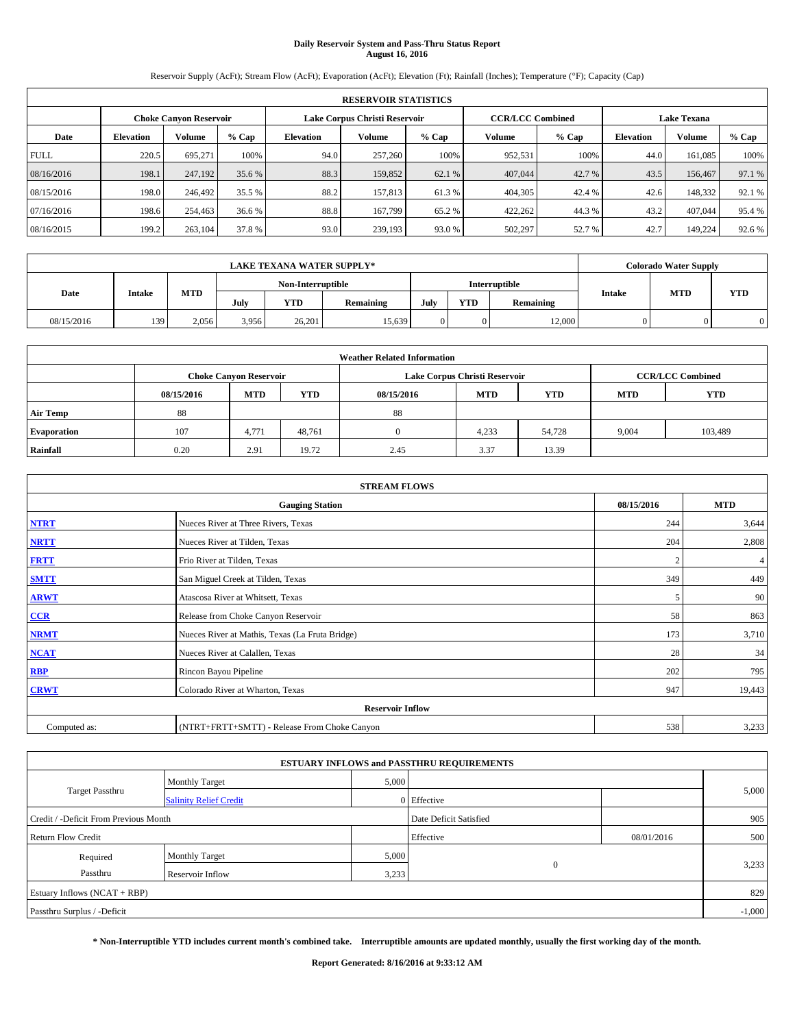# Daily Reservoir System and Pass-Thru Status Report
## August 16, 2016

Reservoir Supply (AcFt); Stream Flow (AcFt); Evaporation (AcFt); Elevation (Ft); Rainfall (Inches); Temperature (°F); Capacity (Cap)

| RESERVOIR STATISTICS | | | | | | | | | | | |
|---|---|---|---|---|---|---|---|---|---|---|---|
| | Choke Canyon Reservoir | | | Lake Corpus Christi Reservoir | | | CCR/LCC Combined | | Lake Texana | | |
| Date | Elevation | Volume | % Cap | Elevation | Volume | % Cap | Volume | % Cap | Elevation | Volume | % Cap |
| FULL | 220.5 | 695,271 | 100% | 94.0 | 257,260 | 100% | 952,531 | 100% | 44.0 | 161,085 | 100% |
| 08/16/2016 | 198.1 | 247,192 | 35.6 % | 88.3 | 159,852 | 62.1 % | 407,044 | 42.7 % | 43.5 | 156,467 | 97.1 % |
| 08/15/2016 | 198.0 | 246,492 | 35.5 % | 88.2 | 157,813 | 61.3 % | 404,305 | 42.4 % | 42.6 | 148,332 | 92.1 % |
| 07/16/2016 | 198.6 | 254,463 | 36.6 % | 88.8 | 167,799 | 65.2 % | 422,262 | 44.3 % | 43.2 | 407,044 | 95.4 % |
| 08/16/2015 | 199.2 | 263,104 | 37.8 % | 93.0 | 239,193 | 93.0 % | 502,297 | 52.7 % | 42.7 | 149,224 | 92.6 % |

| LAKE TEXANA WATER SUPPLY* | | | | | | | | | Colorado Water Supply | | |
|---|---|---|---|---|---|---|---|---|---|---|---|
| Date | Intake | MTD | Non-Interruptible | | | Interruptible | | | Intake | MTD | YTD |
| | | | July | YTD | Remaining | July | YTD | Remaining | | | |
| 08/15/2016 | 139 | 2,056 | 3,956 | 26,201 | 15,639 | 0 | 0 | 12,000 | 0 | 0 | 0 |

| Weather Related Information | | | | | | | | |
|---|---|---|---|---|---|---|---|---|
| | Choke Canyon Reservoir | | | Lake Corpus Christi Reservoir | | | CCR/LCC Combined | |
| | 08/15/2016 | MTD | YTD | 08/15/2016 | MTD | YTD | MTD | YTD |
| Air Temp | 88 | | | 88 | | | | |
| Evaporation | 107 | 4,771 | 48,761 | 0 | 4,233 | 54,728 | 9,004 | 103,489 |
| Rainfall | 0.20 | 2.91 | 19.72 | 2.45 | 3.37 | 13.39 | | |

| STREAM FLOWS | | | |
|---|---|---|---|
| Gauging Station | | 08/15/2016 | MTD |
| NTRT | Nueces River at Three Rivers, Texas | 244 | 3,644 |
| NRTT | Nueces River at Tilden, Texas | 204 | 2,808 |
| FRTT | Frio River at Tilden, Texas | 2 | 4 |
| SMTT | San Miguel Creek at Tilden, Texas | 349 | 449 |
| ARWT | Atascosa River at Whitsett, Texas | 5 | 90 |
| CCR | Release from Choke Canyon Reservoir | 58 | 863 |
| NRMT | Nueces River at Mathis, Texas (La Fruta Bridge) | 173 | 3,710 |
| NCAT | Nueces River at Calallen, Texas | 28 | 34 |
| RBP | Rincon Bayou Pipeline | 202 | 795 |
| CRWT | Colorado River at Wharton, Texas | 947 | 19,443 |
| Reservoir Inflow | | | |
| Computed as: | (NTRT+FRTT+SMTT) - Release From Choke Canyon | 538 | 3,233 |

| ESTUARY INFLOWS and PASSTHRU REQUIREMENTS | | | | | |
|---|---|---|---|---|---|
| Target Passthru | Monthly Target | 5,000 | | | 5,000 |
| | Salinity Relief Credit | 0 | Effective | | |
| Credit / -Deficit From Previous Month | | | Date Deficit Satisfied | | 905 |
| Return Flow Credit | | | Effective | 08/01/2016 | 500 |
| Required Passthru | Monthly Target | 5,000 | 0 | | 3,233 |
| | Reservoir Inflow | 3,233 | | | |
| Estuary Inflows (NCAT + RBP) | | | | | 829 |
| Passthru Surplus / -Deficit | | | | | -1,000 |

**\* Non-Interruptible YTD includes current month's combined take. Interruptible amounts are updated monthly, usually the first working day of the month.**

**Report Generated: 8/16/2016 at 9:33:12 AM**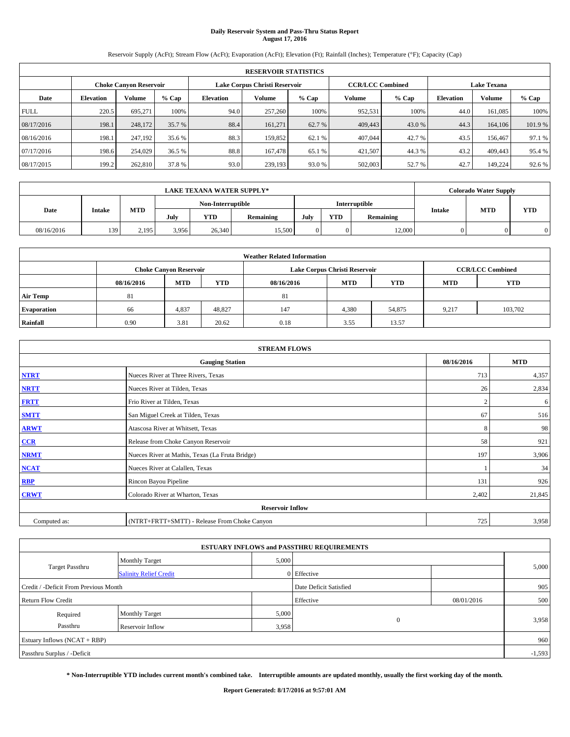# Daily Reservoir System and Pass-Thru Status Report
## August 17, 2016

Reservoir Supply (AcFt); Stream Flow (AcFt); Evaporation (AcFt); Elevation (Ft); Rainfall (Inches); Temperature (°F); Capacity (Cap)

| RESERVOIR STATISTICS | | | | | | | | | | | |
|---|---|---|---|---|---|---|---|---|---|---|---|
| | Choke Canyon Reservoir | | | Lake Corpus Christi Reservoir | | | CCR/LCC Combined | | Lake Texana | | |
| Date | Elevation | Volume | % Cap | Elevation | Volume | % Cap | Volume | % Cap | Elevation | Volume | % Cap |
| FULL | 220.5 | 695,271 | 100% | 94.0 | 257,260 | 100% | 952,531 | 100% | 44.0 | 161,085 | 100% |
| 08/17/2016 | 198.1 | 248,172 | 35.7 % | 88.4 | 161,271 | 62.7 % | 409,443 | 43.0 % | 44.3 | 164,106 | 101.9 % |
| 08/16/2016 | 198.1 | 247,192 | 35.6 % | 88.3 | 159,852 | 62.1 % | 407,044 | 42.7 % | 43.5 | 156,467 | 97.1 % |
| 07/17/2016 | 198.6 | 254,029 | 36.5 % | 88.8 | 167,478 | 65.1 % | 421,507 | 44.3 % | 43.2 | 409,443 | 95.4 % |
| 08/17/2015 | 199.2 | 262,810 | 37.8 % | 93.0 | 239,193 | 93.0 % | 502,003 | 52.7 % | 42.7 | 149,224 | 92.6 % |

| LAKE TEXANA WATER SUPPLY* | | | | | | | | | Colorado Water Supply | | |
|---|---|---|---|---|---|---|---|---|---|---|---|
| Date | Intake | MTD | Non-Interruptible | | | Interruptible | | | Intake | MTD | YTD |
| | | | July | YTD | Remaining | July | YTD | Remaining | | | |
| 08/16/2016 | 139 | 2,195 | 3,956 | 26,340 | 15,500 | 0 | 0 | 12,000 | 0 | 0 | 0 |

| Weather Related Information | | | | | | | | |
|---|---|---|---|---|---|---|---|---|
| | Choke Canyon Reservoir | | | Lake Corpus Christi Reservoir | | | CCR/LCC Combined | |
| | 08/16/2016 | MTD | YTD | 08/16/2016 | MTD | YTD | MTD | YTD |
| Air Temp | 81 | | | 81 | | | | |
| Evaporation | 66 | 4,837 | 48,827 | 147 | 4,380 | 54,875 | 9,217 | 103,702 |
| Rainfall | 0.90 | 3.81 | 20.62 | 0.18 | 3.55 | 13.57 | | |

| STREAM FLOWS | | | |
|---|---|---|---|
| | Gauging Station | 08/16/2016 | MTD |
| NTRT | Nueces River at Three Rivers, Texas | 713 | 4,357 |
| NRTT | Nueces River at Tilden, Texas | 26 | 2,834 |
| FRTT | Frio River at Tilden, Texas | 2 | 6 |
| SMTT | San Miguel Creek at Tilden, Texas | 67 | 516 |
| ARWT | Atascosa River at Whitsett, Texas | 8 | 98 |
| CCR | Release from Choke Canyon Reservoir | 58 | 921 |
| NRMT | Nueces River at Mathis, Texas (La Fruta Bridge) | 197 | 3,906 |
| NCAT | Nueces River at Calallen, Texas | 1 | 34 |
| RBP | Rincon Bayou Pipeline | 131 | 926 |
| CRWT | Colorado River at Wharton, Texas | 2,402 | 21,845 |
| Reservoir Inflow | | | |
| Computed as: | (NTRT+FRTT+SMTT) - Release From Choke Canyon | 725 | 3,958 |

| ESTUARY INFLOWS and PASSTHRU REQUIREMENTS | | | | | |
|---|---|---|---|---|---|
| Target Passthru | Monthly Target | 5,000 | | | 5,000 |
| | Salinity Relief Credit | 0 | Effective | | |
| Credit / -Deficit From Previous Month | | | Date Deficit Satisfied | | 905 |
| Return Flow Credit | | | Effective | 08/01/2016 | 500 |
| Required Passthru | Monthly Target | 5,000 | 0 | | 3,958 |
| | Reservoir Inflow | 3,958 | | | |
| Estuary Inflows (NCAT + RBP) | | | | | 960 |
| Passthru Surplus / -Deficit | | | | | -1,593 |

**\* Non-Interruptible YTD includes current month's combined take. Interruptible amounts are updated monthly, usually the first working day of the month.**

**Report Generated: 8/17/2016 at 9:57:01 AM**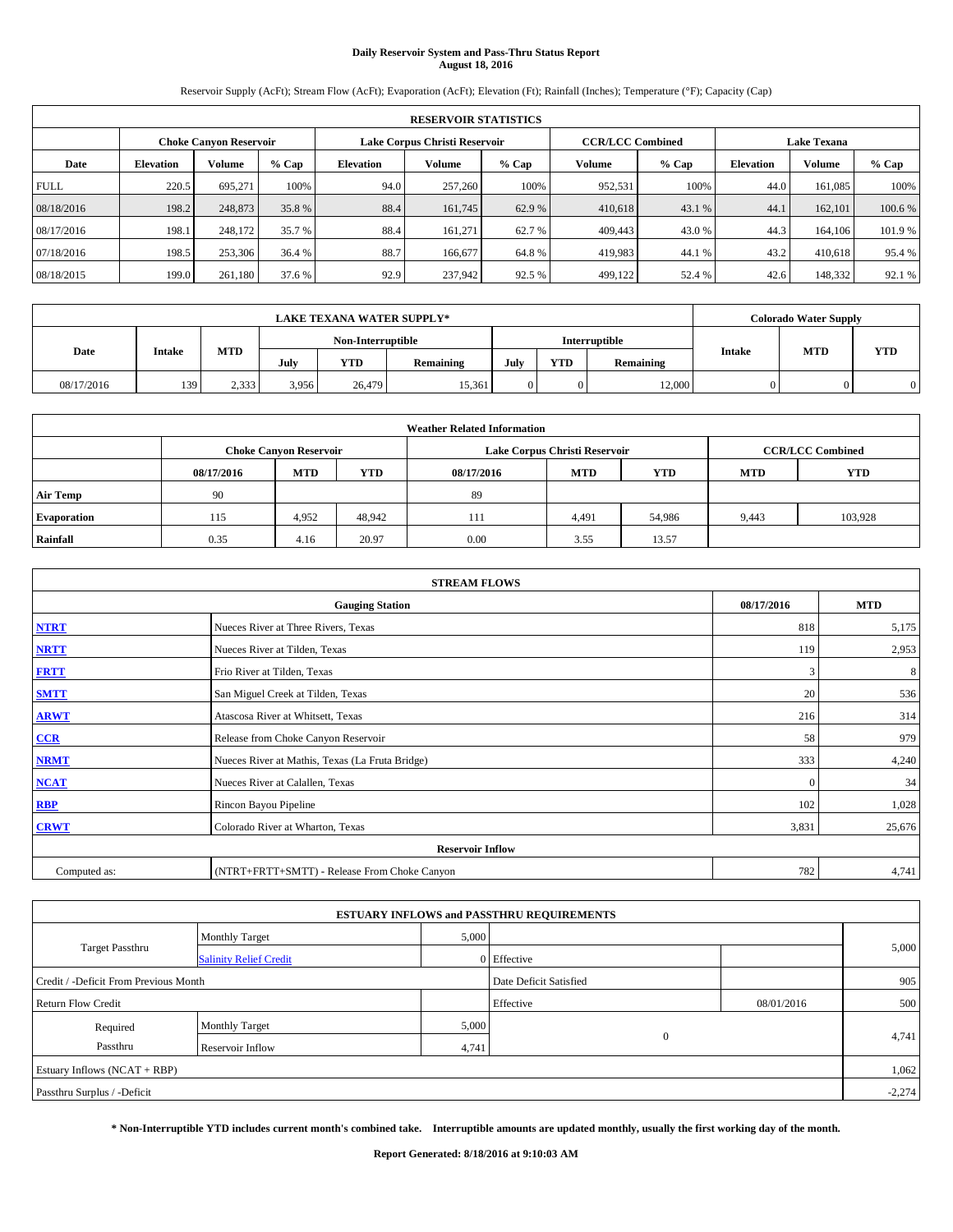# Daily Reservoir System and Pass-Thru Status Report
## August 18, 2016

Reservoir Supply (AcFt); Stream Flow (AcFt); Evaporation (AcFt); Elevation (Ft); Rainfall (Inches); Temperature (°F); Capacity (Cap)

| RESERVOIR STATISTICS | | | | | | | | | | | |
|---|---|---|---|---|---|---|---|---|---|---|---|
| | Choke Canyon Reservoir | | | Lake Corpus Christi Reservoir | | | CCR/LCC Combined | | Lake Texana | | |
| Date | Elevation | Volume | % Cap | Elevation | Volume | % Cap | Volume | % Cap | Elevation | Volume | % Cap |
| FULL | 220.5 | 695,271 | 100% | 94.0 | 257,260 | 100% | 952,531 | 100% | 44.0 | 161,085 | 100% |
| 08/18/2016 | 198.2 | 248,873 | 35.8 % | 88.4 | 161,745 | 62.9 % | 410,618 | 43.1 % | 44.1 | 162,101 | 100.6 % |
| 08/17/2016 | 198.1 | 248,172 | 35.7 % | 88.4 | 161,271 | 62.7 % | 409,443 | 43.0 % | 44.3 | 164,106 | 101.9 % |
| 07/18/2016 | 198.5 | 253,306 | 36.4 % | 88.7 | 166,677 | 64.8 % | 419,983 | 44.1 % | 43.2 | 410,618 | 95.4 % |
| 08/18/2015 | 199.0 | 261,180 | 37.6 % | 92.9 | 237,942 | 92.5 % | 499,122 | 52.4 % | 42.6 | 148,332 | 92.1 % |

| LAKE TEXANA WATER SUPPLY* | | | | | | | | | Colorado Water Supply | | |
|---|---|---|---|---|---|---|---|---|---|---|---|
| Date | Intake | MTD | Non-Interruptible | | | Interruptible | | | Intake | MTD | YTD |
| | | | July | YTD | Remaining | July | YTD | Remaining | | | |
| 08/17/2016 | 139 | 2,333 | 3,956 | 26,479 | 15,361 | 0 | 0 | 12,000 | 0 | 0 | 0 |

| Weather Related Information | | | | | | | | |
|---|---|---|---|---|---|---|---|---|
| | Choke Canyon Reservoir | | | Lake Corpus Christi Reservoir | | | CCR/LCC Combined | |
| | 08/17/2016 | MTD | YTD | 08/17/2016 | MTD | YTD | MTD | YTD |
| Air Temp | 90 | | | 89 | | | | |
| Evaporation | 115 | 4,952 | 48,942 | 111 | 4,491 | 54,986 | 9,443 | 103,928 |
| Rainfall | 0.35 | 4.16 | 20.97 | 0.00 | 3.55 | 13.57 | | |

| STREAM FLOWS | | | |
|---|---|---|---|
| Gauging Station | | 08/17/2016 | MTD |
| NTRT | Nueces River at Three Rivers, Texas | 818 | 5,175 |
| NRTT | Nueces River at Tilden, Texas | 119 | 2,953 |
| FRTT | Frio River at Tilden, Texas | 3 | 8 |
| SMTT | San Miguel Creek at Tilden, Texas | 20 | 536 |
| ARWT | Atascosa River at Whitsett, Texas | 216 | 314 |
| CCR | Release from Choke Canyon Reservoir | 58 | 979 |
| NRMT | Nueces River at Mathis, Texas (La Fruta Bridge) | 333 | 4,240 |
| NCAT | Nueces River at Calallen, Texas | 0 | 34 |
| RBP | Rincon Bayou Pipeline | 102 | 1,028 |
| CRWT | Colorado River at Wharton, Texas | 3,831 | 25,676 |
| Reservoir Inflow | | | |
| Computed as: | (NTRT+FRTT+SMTT) - Release From Choke Canyon | 782 | 4,741 |

| ESTUARY INFLOWS and PASSTHRU REQUIREMENTS | | | | | |
|---|---|---|---|---|---|
| Target Passthru | Monthly Target | 5,000 | | | 5,000 |
| | Salinity Relief Credit | 0 | Effective | | |
| Credit / -Deficit From Previous Month | | | Date Deficit Satisfied | | 905 |
| Return Flow Credit | | | Effective | 08/01/2016 | 500 |
| Required Passthru | Monthly Target | 5,000 | 0 | | 4,741 |
| | Reservoir Inflow | 4,741 | | | |
| Estuary Inflows (NCAT + RBP) | | | | | 1,062 |
| Passthru Surplus / -Deficit | | | | | -2,274 |

**\* Non-Interruptible YTD includes current month's combined take. Interruptible amounts are updated monthly, usually the first working day of the month.**

**Report Generated: 8/18/2016 at 9:10:03 AM**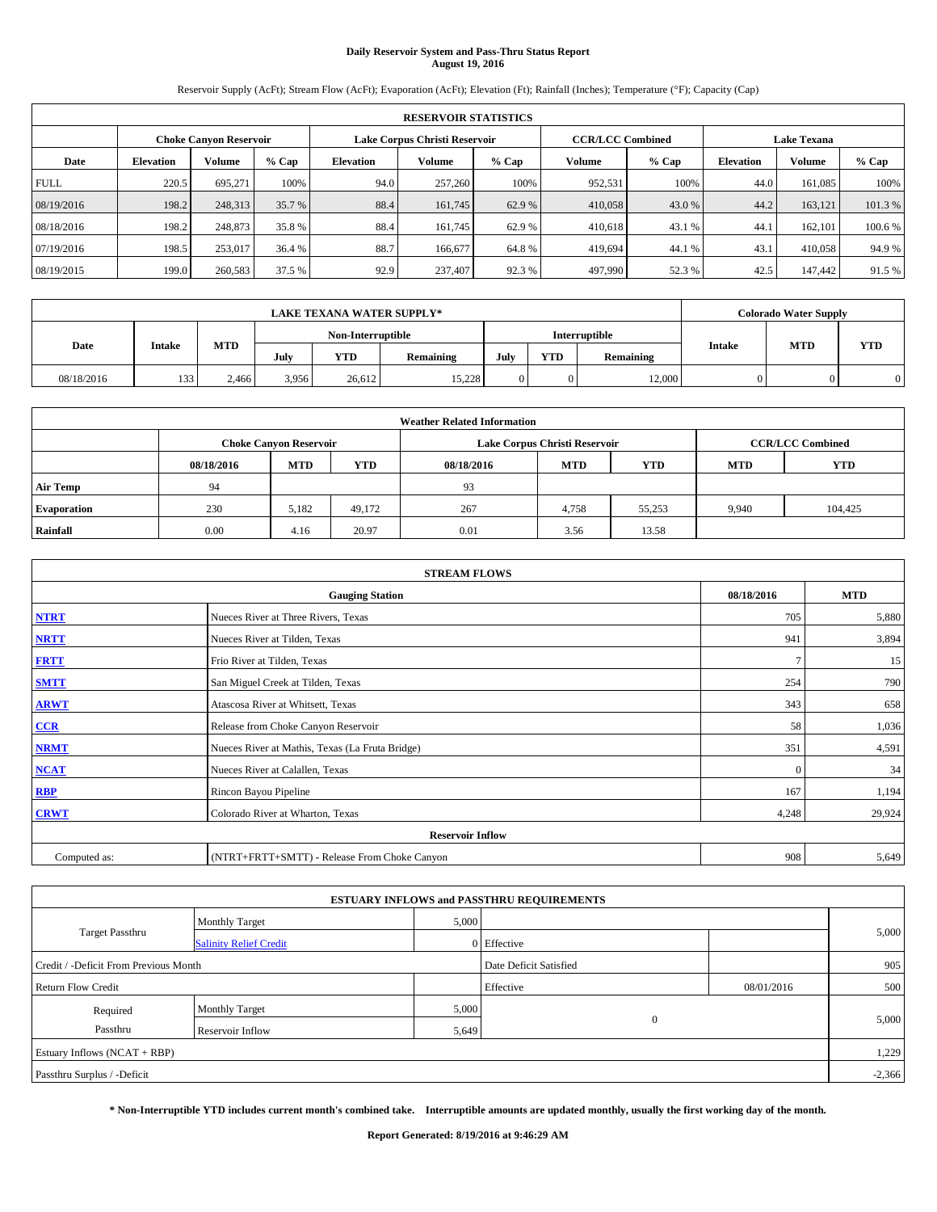# Daily Reservoir System and Pass-Thru Status Report
## August 19, 2016

Reservoir Supply (AcFt); Stream Flow (AcFt); Evaporation (AcFt); Elevation (Ft); Rainfall (Inches); Temperature (°F); Capacity (Cap)

| RESERVOIR STATISTICS | | | | | | | | | | | |
|---|---|---|---|---|---|---|---|---|---|---|---|
| | Choke Canyon Reservoir | | | Lake Corpus Christi Reservoir | | | CCR/LCC Combined | | Lake Texana | | |
| Date | Elevation | Volume | % Cap | Elevation | Volume | % Cap | Volume | % Cap | Elevation | Volume | % Cap |
| FULL | 220.5 | 695,271 | 100% | 94.0 | 257,260 | 100% | 952,531 | 100% | 44.0 | 161,085 | 100% |
| 08/19/2016 | 198.2 | 248,313 | 35.7 % | 88.4 | 161,745 | 62.9 % | 410,058 | 43.0 % | 44.2 | 163,121 | 101.3 % |
| 08/18/2016 | 198.2 | 248,873 | 35.8 % | 88.4 | 161,745 | 62.9 % | 410,618 | 43.1 % | 44.1 | 162,101 | 100.6 % |
| 07/19/2016 | 198.5 | 253,017 | 36.4 % | 88.7 | 166,677 | 64.8 % | 419,694 | 44.1 % | 43.1 | 410,058 | 94.9 % |
| 08/19/2015 | 199.0 | 260,583 | 37.5 % | 92.9 | 237,407 | 92.3 % | 497,990 | 52.3 % | 42.5 | 147,442 | 91.5 % |

| LAKE TEXANA WATER SUPPLY* | | | | | | | | | Colorado Water Supply | | |
|---|---|---|---|---|---|---|---|---|---|---|---|
| Date | Intake | MTD | Non-Interruptible | | | Interruptible | | | Intake | MTD | YTD |
| | | | July | YTD | Remaining | July | YTD | Remaining | | | |
| 08/18/2016 | 133 | 2,466 | 3,956 | 26,612 | 15,228 | 0 | 0 | 12,000 | 0 | 0 | 0 |

| Weather Related Information | | | | | | | | |
|---|---|---|---|---|---|---|---|---|
| | Choke Canyon Reservoir | | | Lake Corpus Christi Reservoir | | | CCR/LCC Combined | |
| | 08/18/2016 | MTD | YTD | 08/18/2016 | MTD | YTD | MTD | YTD |
| Air Temp | 94 | | | 93 | | | | |
| Evaporation | 230 | 5,182 | 49,172 | 267 | 4,758 | 55,253 | 9,940 | 104,425 |
| Rainfall | 0.00 | 4.16 | 20.97 | 0.01 | 3.56 | 13.58 | | |

| STREAM FLOWS | | | |
|---|---|---|---|
| | Gauging Station | 08/18/2016 | MTD |
| NTRT | Nueces River at Three Rivers, Texas | 705 | 5,880 |
| NRTT | Nueces River at Tilden, Texas | 941 | 3,894 |
| FRTT | Frio River at Tilden, Texas | 7 | 15 |
| SMTT | San Miguel Creek at Tilden, Texas | 254 | 790 |
| ARWT | Atascosa River at Whitsett, Texas | 343 | 658 |
| CCR | Release from Choke Canyon Reservoir | 58 | 1,036 |
| NRMT | Nueces River at Mathis, Texas (La Fruta Bridge) | 351 | 4,591 |
| NCAT | Nueces River at Calallen, Texas | 0 | 34 |
| RBP | Rincon Bayou Pipeline | 167 | 1,194 |
| CRWT | Colorado River at Wharton, Texas | 4,248 | 29,924 |
| Reservoir Inflow | | | |
| Computed as: | (NTRT+FRTT+SMTT) - Release From Choke Canyon | 908 | 5,649 |

| ESTUARY INFLOWS and PASSTHRU REQUIREMENTS | | | | | |
|---|---|---|---|---|---|
| Target Passthru | Monthly Target | 5,000 | | | 5,000 |
| | Salinity Relief Credit | 0 | Effective | | |
| Credit / -Deficit From Previous Month | | | Date Deficit Satisfied | | 905 |
| Return Flow Credit | | | Effective | 08/01/2016 | 500 |
| Required Passthru | Monthly Target | 5,000 | 0 | | 5,000 |
| | Reservoir Inflow | 5,649 | | | |
| Estuary Inflows (NCAT + RBP) | | | | | 1,229 |
| Passthru Surplus / -Deficit | | | | | -2,366 |

**\* Non-Interruptible YTD includes current month's combined take. Interruptible amounts are updated monthly, usually the first working day of the month.**

**Report Generated: 8/19/2016 at 9:46:29 AM**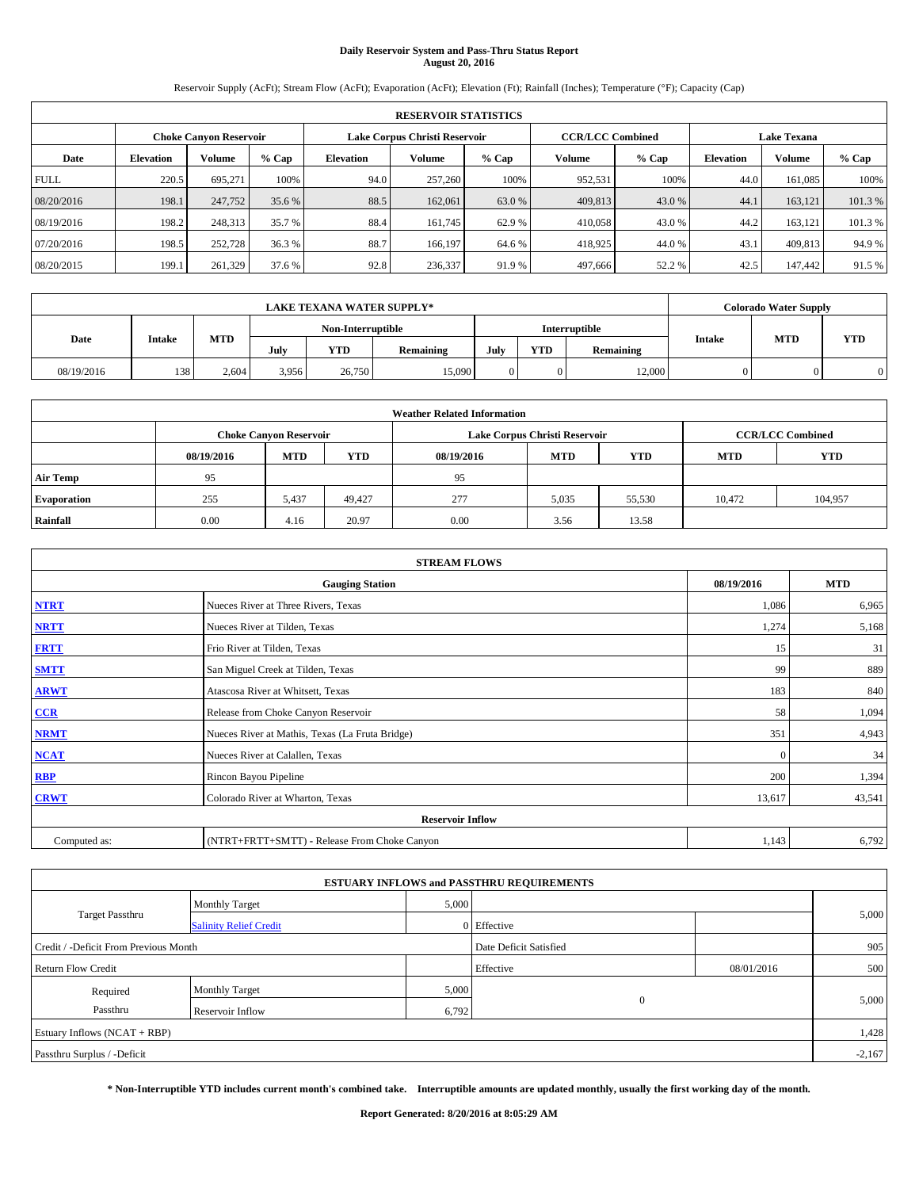# Daily Reservoir System and Pass-Thru Status Report
## August 20, 2016

Reservoir Supply (AcFt); Stream Flow (AcFt); Evaporation (AcFt); Elevation (Ft); Rainfall (Inches); Temperature (°F); Capacity (Cap)

| RESERVOIR STATISTICS | | | | | | | | | | | |
|---|---|---|---|---|---|---|---|---|---|---|---|
| | Choke Canyon Reservoir | | | Lake Corpus Christi Reservoir | | | CCR/LCC Combined | | Lake Texana | | |
| Date | Elevation | Volume | % Cap | Elevation | Volume | % Cap | Volume | % Cap | Elevation | Volume | % Cap |
| FULL | 220.5 | 695,271 | 100% | 94.0 | 257,260 | 100% | 952,531 | 100% | 44.0 | 161,085 | 100% |
| 08/20/2016 | 198.1 | 247,752 | 35.6 % | 88.5 | 162,061 | 63.0 % | 409,813 | 43.0 % | 44.1 | 163,121 | 101.3 % |
| 08/19/2016 | 198.2 | 248,313 | 35.7 % | 88.4 | 161,745 | 62.9 % | 410,058 | 43.0 % | 44.2 | 163,121 | 101.3 % |
| 07/20/2016 | 198.5 | 252,728 | 36.3 % | 88.7 | 166,197 | 64.6 % | 418,925 | 44.0 % | 43.1 | 409,813 | 94.9 % |
| 08/20/2015 | 199.1 | 261,329 | 37.6 % | 92.8 | 236,337 | 91.9 % | 497,666 | 52.2 % | 42.5 | 147,442 | 91.5 % |

| LAKE TEXANA WATER SUPPLY* | | | | | | | | | Colorado Water Supply | | |
|---|---|---|---|---|---|---|---|---|---|---|---|
| Date | Intake | MTD | Non-Interruptible | | | Interruptible | | | Intake | MTD | YTD |
| | | | July | YTD | Remaining | July | YTD | Remaining | | | |
| 08/19/2016 | 138 | 2,604 | 3,956 | 26,750 | 15,090 | 0 | 0 | 12,000 | 0 | 0 | 0 |

| Weather Related Information | | | | | | | | |
|---|---|---|---|---|---|---|---|---|
| | Choke Canyon Reservoir | | | Lake Corpus Christi Reservoir | | | CCR/LCC Combined | |
| | 08/19/2016 | MTD | YTD | 08/19/2016 | MTD | YTD | MTD | YTD |
| Air Temp | 95 | | | 95 | | | | |
| Evaporation | 255 | 5,437 | 49,427 | 277 | 5,035 | 55,530 | 10,472 | 104,957 |
| Rainfall | 0.00 | 4.16 | 20.97 | 0.00 | 3.56 | 13.58 | | |

| STREAM FLOWS | | | |
|---|---|---|---|
| Gauging Station | | 08/19/2016 | MTD |
| NTRT | Nueces River at Three Rivers, Texas | 1,086 | 6,965 |
| NRTT | Nueces River at Tilden, Texas | 1,274 | 5,168 |
| FRTT | Frio River at Tilden, Texas | 15 | 31 |
| SMTT | San Miguel Creek at Tilden, Texas | 99 | 889 |
| ARWT | Atascosa River at Whitsett, Texas | 183 | 840 |
| CCR | Release from Choke Canyon Reservoir | 58 | 1,094 |
| NRMT | Nueces River at Mathis, Texas (La Fruta Bridge) | 351 | 4,943 |
| NCAT | Nueces River at Calallen, Texas | 0 | 34 |
| RBP | Rincon Bayou Pipeline | 200 | 1,394 |
| CRWT | Colorado River at Wharton, Texas | 13,617 | 43,541 |
| Reservoir Inflow | | | |
| Computed as: | (NTRT+FRTT+SMTT) - Release From Choke Canyon | 1,143 | 6,792 |

| ESTUARY INFLOWS and PASSTHRU REQUIREMENTS | | | | | |
|---|---|---|---|---|---|
| Target Passthru | Monthly Target | 5,000 | | | 5,000 |
| | Salinity Relief Credit | 0 | Effective | | |
| Credit / -Deficit From Previous Month | | | Date Deficit Satisfied | | 905 |
| Return Flow Credit | | | Effective | 08/01/2016 | 500 |
| Required Passthru | Monthly Target | 5,000 | 0 | | 5,000 |
| | Reservoir Inflow | 6,792 | | | |
| Estuary Inflows (NCAT + RBP) | | | | | 1,428 |
| Passthru Surplus / -Deficit | | | | | -2,167 |

**\* Non-Interruptible YTD includes current month's combined take. Interruptible amounts are updated monthly, usually the first working day of the month.**

**Report Generated: 8/20/2016 at 8:05:29 AM**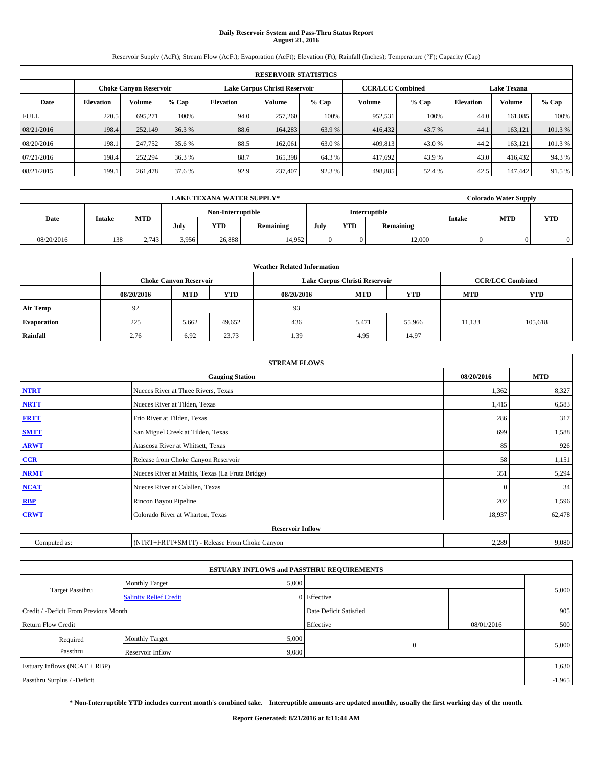# Daily Reservoir System and Pass-Thru Status Report
## August 21, 2016

Reservoir Supply (AcFt); Stream Flow (AcFt); Evaporation (AcFt); Elevation (Ft); Rainfall (Inches); Temperature (°F); Capacity (Cap)

| RESERVOIR STATISTICS | | | | | | | | | | | |
|---|---|---|---|---|---|---|---|---|---|---|---|
| | Choke Canyon Reservoir | | | Lake Corpus Christi Reservoir | | | CCR/LCC Combined | | Lake Texana | | |
| Date | Elevation | Volume | % Cap | Elevation | Volume | % Cap | Volume | % Cap | Elevation | Volume | % Cap |
| FULL | 220.5 | 695,271 | 100% | 94.0 | 257,260 | 100% | 952,531 | 100% | 44.0 | 161,085 | 100% |
| 08/21/2016 | 198.4 | 252,149 | 36.3 % | 88.6 | 164,283 | 63.9 % | 416,432 | 43.7 % | 44.1 | 163,121 | 101.3 % |
| 08/20/2016 | 198.1 | 247,752 | 35.6 % | 88.5 | 162,061 | 63.0 % | 409,813 | 43.0 % | 44.2 | 163,121 | 101.3 % |
| 07/21/2016 | 198.4 | 252,294 | 36.3 % | 88.7 | 165,398 | 64.3 % | 417,692 | 43.9 % | 43.0 | 416,432 | 94.3 % |
| 08/21/2015 | 199.1 | 261,478 | 37.6 % | 92.9 | 237,407 | 92.3 % | 498,885 | 52.4 % | 42.5 | 147,442 | 91.5 % |

| LAKE TEXANA WATER SUPPLY* | | | | | | | | | Colorado Water Supply | | |
|---|---|---|---|---|---|---|---|---|---|---|---|
| Date | Intake | MTD | Non-Interruptible | | | Interruptible | | | Intake | MTD | YTD |
| | | | July | YTD | Remaining | July | YTD | Remaining | | | |
| 08/20/2016 | 138 | 2,743 | 3,956 | 26,888 | 14,952 | 0 | 0 | 12,000 | 0 | 0 | 0 |

| Weather Related Information | | | | | | | | |
|---|---|---|---|---|---|---|---|---|
| | Choke Canyon Reservoir | | | Lake Corpus Christi Reservoir | | | CCR/LCC Combined | |
| | 08/20/2016 | MTD | YTD | 08/20/2016 | MTD | YTD | MTD | YTD |
| Air Temp | 92 | | | 93 | | | | |
| Evaporation | 225 | 5,662 | 49,652 | 436 | 5,471 | 55,966 | 11,133 | 105,618 |
| Rainfall | 2.76 | 6.92 | 23.73 | 1.39 | 4.95 | 14.97 | | |

| STREAM FLOWS | | | |
|---|---|---|---|
| | Gauging Station | 08/20/2016 | MTD |
| NTRT | Nueces River at Three Rivers, Texas | 1,362 | 8,327 |
| NRTT | Nueces River at Tilden, Texas | 1,415 | 6,583 |
| FRTT | Frio River at Tilden, Texas | 286 | 317 |
| SMTT | San Miguel Creek at Tilden, Texas | 699 | 1,588 |
| ARWT | Atascosa River at Whitsett, Texas | 85 | 926 |
| CCR | Release from Choke Canyon Reservoir | 58 | 1,151 |
| NRMT | Nueces River at Mathis, Texas (La Fruta Bridge) | 351 | 5,294 |
| NCAT | Nueces River at Calallen, Texas | 0 | 34 |
| RBP | Rincon Bayou Pipeline | 202 | 1,596 |
| CRWT | Colorado River at Wharton, Texas | 18,937 | 62,478 |
| Reservoir Inflow | | | |
| Computed as: | (NTRT+FRTT+SMTT) - Release From Choke Canyon | 2,289 | 9,080 |

| ESTUARY INFLOWS and PASSTHRU REQUIREMENTS | | | | | |
|---|---|---|---|---|---|
| Target Passthru | Monthly Target | 5,000 | | | 5,000 |
| | Salinity Relief Credit | 0 | Effective | | |
| Credit / -Deficit From Previous Month | | | Date Deficit Satisfied | | 905 |
| Return Flow Credit | | | Effective | 08/01/2016 | 500 |
| Required Passthru | Monthly Target | 5,000 | 0 | | 5,000 |
| | Reservoir Inflow | 9,080 | | | |
| Estuary Inflows (NCAT + RBP) | | | | | 1,630 |
| Passthru Surplus / -Deficit | | | | | -1,965 |

**\* Non-Interruptible YTD includes current month's combined take. Interruptible amounts are updated monthly, usually the first working day of the month.**

**Report Generated: 8/21/2016 at 8:11:44 AM**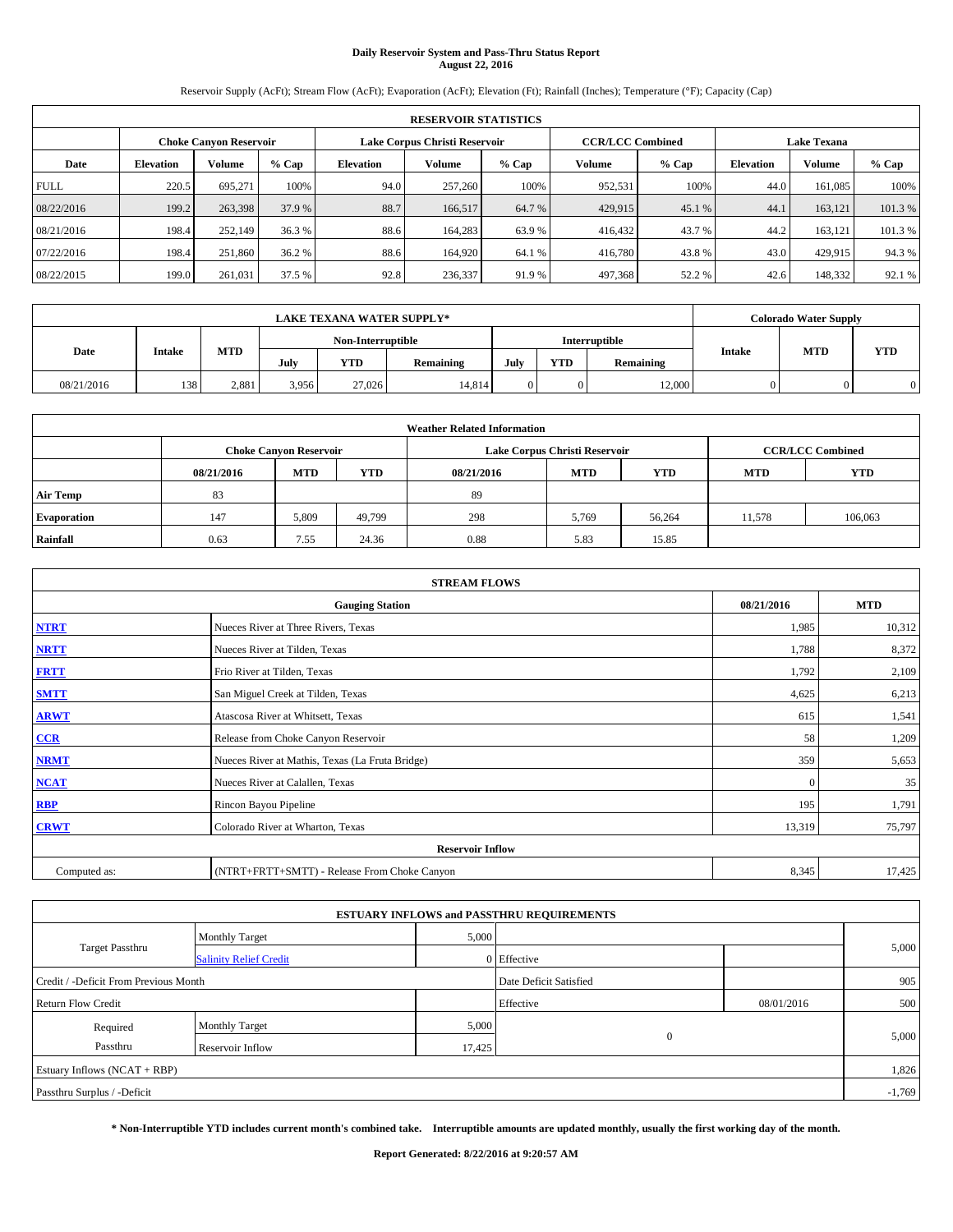# Daily Reservoir System and Pass-Thru Status Report
## August 22, 2016

Reservoir Supply (AcFt); Stream Flow (AcFt); Evaporation (AcFt); Elevation (Ft); Rainfall (Inches); Temperature (°F); Capacity (Cap)

| RESERVOIR STATISTICS | | | | | | | | | | | |
|---|---|---|---|---|---|---|---|---|---|---|---|
| | Choke Canyon Reservoir | | | Lake Corpus Christi Reservoir | | | CCR/LCC Combined | | Lake Texana | | |
| Date | Elevation | Volume | % Cap | Elevation | Volume | % Cap | Volume | % Cap | Elevation | Volume | % Cap |
| FULL | 220.5 | 695,271 | 100% | 94.0 | 257,260 | 100% | 952,531 | 100% | 44.0 | 161,085 | 100% |
| 08/22/2016 | 199.2 | 263,398 | 37.9 % | 88.7 | 166,517 | 64.7 % | 429,915 | 45.1 % | 44.1 | 163,121 | 101.3 % |
| 08/21/2016 | 198.4 | 252,149 | 36.3 % | 88.6 | 164,283 | 63.9 % | 416,432 | 43.7 % | 44.2 | 163,121 | 101.3 % |
| 07/22/2016 | 198.4 | 251,860 | 36.2 % | 88.6 | 164,920 | 64.1 % | 416,780 | 43.8 % | 43.0 | 429,915 | 94.3 % |
| 08/22/2015 | 199.0 | 261,031 | 37.5 % | 92.8 | 236,337 | 91.9 % | 497,368 | 52.2 % | 42.6 | 148,332 | 92.1 % |

| LAKE TEXANA WATER SUPPLY* | | | | | | | | | Colorado Water Supply | | |
|---|---|---|---|---|---|---|---|---|---|---|---|
| Date | Intake | MTD | Non-Interruptible | | | Interruptible | | | Intake | MTD | YTD |
| | | | July | YTD | Remaining | July | YTD | Remaining | | | |
| 08/21/2016 | 138 | 2,881 | 3,956 | 27,026 | 14,814 | 0 | 0 | 12,000 | 0 | 0 | 0 |

| Weather Related Information | | | | | | | | |
|---|---|---|---|---|---|---|---|---|
| | Choke Canyon Reservoir | | | Lake Corpus Christi Reservoir | | | CCR/LCC Combined | |
| | 08/21/2016 | MTD | YTD | 08/21/2016 | MTD | YTD | MTD | YTD |
| Air Temp | 83 | | | 89 | | | | |
| Evaporation | 147 | 5,809 | 49,799 | 298 | 5,769 | 56,264 | 11,578 | 106,063 |
| Rainfall | 0.63 | 7.55 | 24.36 | 0.88 | 5.83 | 15.85 | | |

| STREAM FLOWS | | | |
|---|---|---|---|
| Gauging Station | | 08/21/2016 | MTD |
| NTRT | Nueces River at Three Rivers, Texas | 1,985 | 10,312 |
| NRTT | Nueces River at Tilden, Texas | 1,788 | 8,372 |
| FRTT | Frio River at Tilden, Texas | 1,792 | 2,109 |
| SMTT | San Miguel Creek at Tilden, Texas | 4,625 | 6,213 |
| ARWT | Atascosa River at Whitsett, Texas | 615 | 1,541 |
| CCR | Release from Choke Canyon Reservoir | 58 | 1,209 |
| NRMT | Nueces River at Mathis, Texas (La Fruta Bridge) | 359 | 5,653 |
| NCAT | Nueces River at Calallen, Texas | 0 | 35 |
| RBP | Rincon Bayou Pipeline | 195 | 1,791 |
| CRWT | Colorado River at Wharton, Texas | 13,319 | 75,797 |
| Reservoir Inflow | | | |
| Computed as: | (NTRT+FRTT+SMTT) - Release From Choke Canyon | 8,345 | 17,425 |

| ESTUARY INFLOWS and PASSTHRU REQUIREMENTS | | | | | |
|---|---|---|---|---|---|
| Target Passthru | Monthly Target | 5,000 | | | 5,000 |
| | Salinity Relief Credit | 0 | Effective | | |
| Credit / -Deficit From Previous Month | | | Date Deficit Satisfied | | 905 |
| Return Flow Credit | | | Effective | 08/01/2016 | 500 |
| Required Passthru | Monthly Target | 5,000 | 0 | | 5,000 |
| | Reservoir Inflow | 17,425 | | | |
| Estuary Inflows (NCAT + RBP) | | | | | 1,826 |
| Passthru Surplus / -Deficit | | | | | -1,769 |

**\* Non-Interruptible YTD includes current month's combined take. Interruptible amounts are updated monthly, usually the first working day of the month.**

**Report Generated: 8/22/2016 at 9:20:57 AM**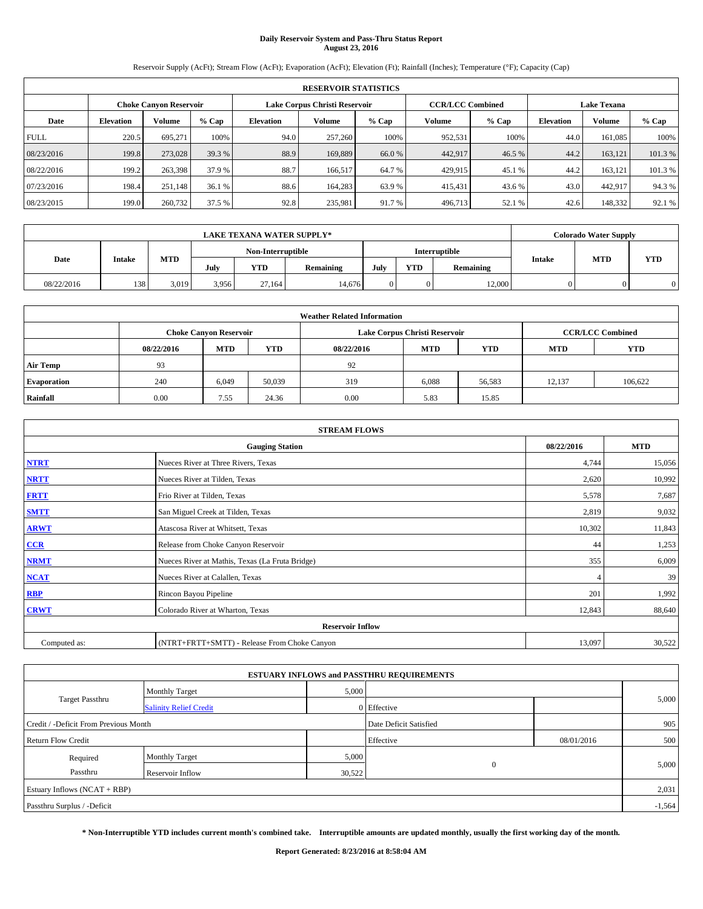# Daily Reservoir System and Pass-Thru Status Report
## August 23, 2016

Reservoir Supply (AcFt); Stream Flow (AcFt); Evaporation (AcFt); Elevation (Ft); Rainfall (Inches); Temperature (°F); Capacity (Cap)

| RESERVOIR STATISTICS | | | | | | | | | | | |
|---|---|---|---|---|---|---|---|---|---|---|---|
| | Choke Canyon Reservoir | | | Lake Corpus Christi Reservoir | | | CCR/LCC Combined | | Lake Texana | | |
| Date | Elevation | Volume | % Cap | Elevation | Volume | % Cap | Volume | % Cap | Elevation | Volume | % Cap |
| FULL | 220.5 | 695,271 | 100% | 94.0 | 257,260 | 100% | 952,531 | 100% | 44.0 | 161,085 | 100% |
| 08/23/2016 | 199.8 | 273,028 | 39.3 % | 88.9 | 169,889 | 66.0 % | 442,917 | 46.5 % | 44.2 | 163,121 | 101.3 % |
| 08/22/2016 | 199.2 | 263,398 | 37.9 % | 88.7 | 166,517 | 64.7 % | 429,915 | 45.1 % | 44.2 | 163,121 | 101.3 % |
| 07/23/2016 | 198.4 | 251,148 | 36.1 % | 88.6 | 164,283 | 63.9 % | 415,431 | 43.6 % | 43.0 | 442,917 | 94.3 % |
| 08/23/2015 | 199.0 | 260,732 | 37.5 % | 92.8 | 235,981 | 91.7 % | 496,713 | 52.1 % | 42.6 | 148,332 | 92.1 % |

| LAKE TEXANA WATER SUPPLY* | | | | | | | | | Colorado Water Supply | | |
|---|---|---|---|---|---|---|---|---|---|---|---|
| Date | Intake | MTD | Non-Interruptible | | | Interruptible | | | Intake | MTD | YTD |
| | | | July | YTD | Remaining | July | YTD | Remaining | | | |
| 08/22/2016 | 138 | 3,019 | 3,956 | 27,164 | 14,676 | 0 | 0 | 12,000 | 0 | 0 | 0 |

| Weather Related Information | | | | | | | | |
|---|---|---|---|---|---|---|---|---|
| | Choke Canyon Reservoir | | | Lake Corpus Christi Reservoir | | | CCR/LCC Combined | |
| | 08/22/2016 | MTD | YTD | 08/22/2016 | MTD | YTD | MTD | YTD |
| Air Temp | 93 | | | 92 | | | | |
| Evaporation | 240 | 6,049 | 50,039 | 319 | 6,088 | 56,583 | 12,137 | 106,622 |
| Rainfall | 0.00 | 7.55 | 24.36 | 0.00 | 5.83 | 15.85 | | |

| STREAM FLOWS | | | |
|---|---|---|---|
| Gauging Station | | 08/22/2016 | MTD |
| NTRT | Nueces River at Three Rivers, Texas | 4,744 | 15,056 |
| NRTT | Nueces River at Tilden, Texas | 2,620 | 10,992 |
| FRTT | Frio River at Tilden, Texas | 5,578 | 7,687 |
| SMTT | San Miguel Creek at Tilden, Texas | 2,819 | 9,032 |
| ARWT | Atascosa River at Whitsett, Texas | 10,302 | 11,843 |
| CCR | Release from Choke Canyon Reservoir | 44 | 1,253 |
| NRMT | Nueces River at Mathis, Texas (La Fruta Bridge) | 355 | 6,009 |
| NCAT | Nueces River at Calallen, Texas | 4 | 39 |
| RBP | Rincon Bayou Pipeline | 201 | 1,992 |
| CRWT | Colorado River at Wharton, Texas | 12,843 | 88,640 |
| Reservoir Inflow | | | |
| Computed as: | (NTRT+FRTT+SMTT) - Release From Choke Canyon | 13,097 | 30,522 |

| ESTUARY INFLOWS and PASSTHRU REQUIREMENTS | | | | | |
|---|---|---|---|---|---|
| Target Passthru | Monthly Target | 5,000 | | | 5,000 |
| | Salinity Relief Credit | 0 | Effective | | |
| Credit / -Deficit From Previous Month | | | Date Deficit Satisfied | | 905 |
| Return Flow Credit | | | Effective | 08/01/2016 | 500 |
| Required Passthru | Monthly Target | 5,000 | 0 | | 5,000 |
| | Reservoir Inflow | 30,522 | | | |
| Estuary Inflows (NCAT + RBP) | | | | | 2,031 |
| Passthru Surplus / -Deficit | | | | | -1,564 |

**\* Non-Interruptible YTD includes current month's combined take. Interruptible amounts are updated monthly, usually the first working day of the month.**

**Report Generated: 8/23/2016 at 8:58:04 AM**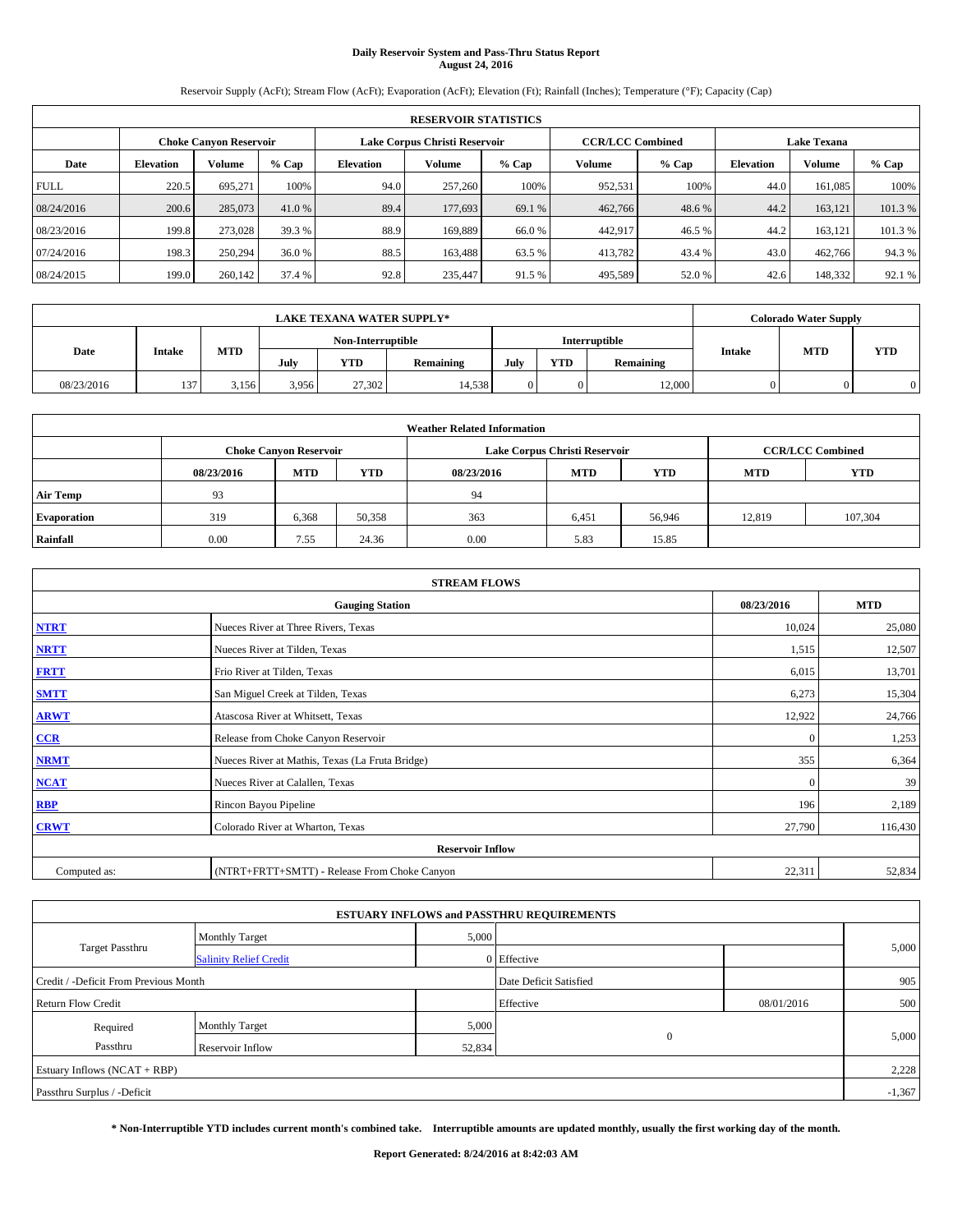# Daily Reservoir System and Pass-Thru Status Report
## August 24, 2016

Reservoir Supply (AcFt); Stream Flow (AcFt); Evaporation (AcFt); Elevation (Ft); Rainfall (Inches); Temperature (°F); Capacity (Cap)

| RESERVOIR STATISTICS | | | | | | | | | | | |
|---|---|---|---|---|---|---|---|---|---|---|---|
| | Choke Canyon Reservoir | | | Lake Corpus Christi Reservoir | | | CCR/LCC Combined | | Lake Texana | | |
| Date | Elevation | Volume | % Cap | Elevation | Volume | % Cap | Volume | % Cap | Elevation | Volume | % Cap |
| FULL | 220.5 | 695,271 | 100% | 94.0 | 257,260 | 100% | 952,531 | 100% | 44.0 | 161,085 | 100% |
| 08/24/2016 | 200.6 | 285,073 | 41.0 % | 89.4 | 177,693 | 69.1 % | 462,766 | 48.6 % | 44.2 | 163,121 | 101.3 % |
| 08/23/2016 | 199.8 | 273,028 | 39.3 % | 88.9 | 169,889 | 66.0 % | 442,917 | 46.5 % | 44.2 | 163,121 | 101.3 % |
| 07/24/2016 | 198.3 | 250,294 | 36.0 % | 88.5 | 163,488 | 63.5 % | 413,782 | 43.4 % | 43.0 | 462,766 | 94.3 % |
| 08/24/2015 | 199.0 | 260,142 | 37.4 % | 92.8 | 235,447 | 91.5 % | 495,589 | 52.0 % | 42.6 | 148,332 | 92.1 % |

| LAKE TEXANA WATER SUPPLY* | | | | | | | | | Colorado Water Supply | | |
|---|---|---|---|---|---|---|---|---|---|---|---|
| Date | Intake | MTD | Non-Interruptible | | | Interruptible | | | Intake | MTD | YTD |
| | | | July | YTD | Remaining | July | YTD | Remaining | | | |
| 08/23/2016 | 137 | 3,156 | 3,956 | 27,302 | 14,538 | 0 | 0 | 12,000 | 0 | 0 | 0 |

| Weather Related Information | | | | | | | | |
|---|---|---|---|---|---|---|---|---|
| | Choke Canyon Reservoir | | | Lake Corpus Christi Reservoir | | | CCR/LCC Combined | |
| | 08/23/2016 | MTD | YTD | 08/23/2016 | MTD | YTD | MTD | YTD |
| Air Temp | 93 | | | 94 | | | | |
| Evaporation | 319 | 6,368 | 50,358 | 363 | 6,451 | 56,946 | 12,819 | 107,304 |
| Rainfall | 0.00 | 7.55 | 24.36 | 0.00 | 5.83 | 15.85 | | |

| STREAM FLOWS | | | |
|---|---|---|---|
| Gauging Station | | 08/23/2016 | MTD |
| NTRT | Nueces River at Three Rivers, Texas | 10,024 | 25,080 |
| NRTT | Nueces River at Tilden, Texas | 1,515 | 12,507 |
| FRTT | Frio River at Tilden, Texas | 6,015 | 13,701 |
| SMTT | San Miguel Creek at Tilden, Texas | 6,273 | 15,304 |
| ARWT | Atascosa River at Whitsett, Texas | 12,922 | 24,766 |
| CCR | Release from Choke Canyon Reservoir | 0 | 1,253 |
| NRMT | Nueces River at Mathis, Texas (La Fruta Bridge) | 355 | 6,364 |
| NCAT | Nueces River at Calallen, Texas | 0 | 39 |
| RBP | Rincon Bayou Pipeline | 196 | 2,189 |
| CRWT | Colorado River at Wharton, Texas | 27,790 | 116,430 |
| Reservoir Inflow | | | |
| Computed as: | (NTRT+FRTT+SMTT) - Release From Choke Canyon | 22,311 | 52,834 |

| ESTUARY INFLOWS and PASSTHRU REQUIREMENTS | | | | | |
|---|---|---|---|---|---|
| Target Passthru | Monthly Target | 5,000 | | | 5,000 |
| | Salinity Relief Credit | 0 | Effective | | |
| Credit / -Deficit From Previous Month | | | Date Deficit Satisfied | | 905 |
| Return Flow Credit | | | Effective | 08/01/2016 | 500 |
| Required Passthru | Monthly Target | 5,000 | 0 | | 5,000 |
| | Reservoir Inflow | 52,834 | | | |
| Estuary Inflows (NCAT + RBP) | | | | | 2,228 |
| Passthru Surplus / -Deficit | | | | | -1,367 |

**\* Non-Interruptible YTD includes current month's combined take. Interruptible amounts are updated monthly, usually the first working day of the month.**

**Report Generated: 8/24/2016 at 8:42:03 AM**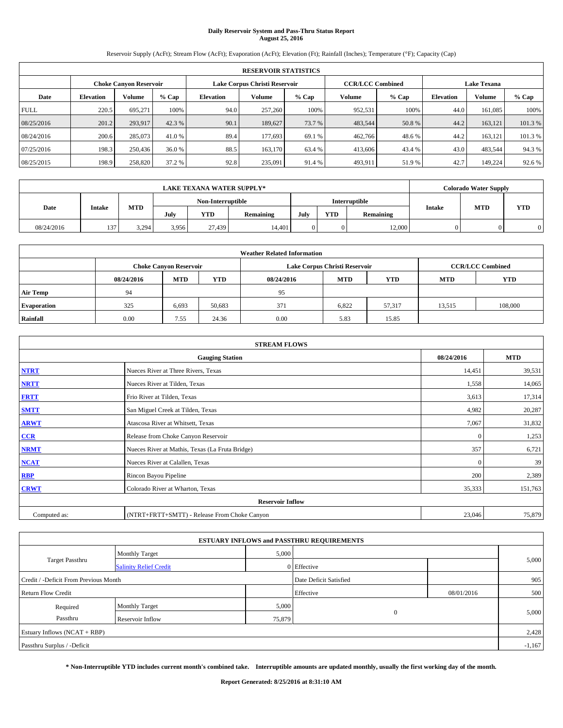# Daily Reservoir System and Pass-Thru Status Report
## August 25, 2016

Reservoir Supply (AcFt); Stream Flow (AcFt); Evaporation (AcFt); Elevation (Ft); Rainfall (Inches); Temperature (°F); Capacity (Cap)

| RESERVOIR STATISTICS | | | | | | | | | | | |
|---|---|---|---|---|---|---|---|---|---|---|---|
| | Choke Canyon Reservoir | | | Lake Corpus Christi Reservoir | | | CCR/LCC Combined | | Lake Texana | | |
| Date | Elevation | Volume | % Cap | Elevation | Volume | % Cap | Volume | % Cap | Elevation | Volume | % Cap |
| FULL | 220.5 | 695,271 | 100% | 94.0 | 257,260 | 100% | 952,531 | 100% | 44.0 | 161,085 | 100% |
| 08/25/2016 | 201.2 | 293,917 | 42.3 % | 90.1 | 189,627 | 73.7 % | 483,544 | 50.8 % | 44.2 | 163,121 | 101.3 % |
| 08/24/2016 | 200.6 | 285,073 | 41.0 % | 89.4 | 177,693 | 69.1 % | 462,766 | 48.6 % | 44.2 | 163,121 | 101.3 % |
| 07/25/2016 | 198.3 | 250,436 | 36.0 % | 88.5 | 163,170 | 63.4 % | 413,606 | 43.4 % | 43.0 | 483,544 | 94.3 % |
| 08/25/2015 | 198.9 | 258,820 | 37.2 % | 92.8 | 235,091 | 91.4 % | 493,911 | 51.9 % | 42.7 | 149,224 | 92.6 % |

| LAKE TEXANA WATER SUPPLY* | | | | | | | | | Colorado Water Supply | | |
|---|---|---|---|---|---|---|---|---|---|---|---|
| Date | Intake | MTD | Non-Interruptible | | | Interruptible | | | Intake | MTD | YTD |
| | | | July | YTD | Remaining | July | YTD | Remaining | | | |
| 08/24/2016 | 137 | 3,294 | 3,956 | 27,439 | 14,401 | 0 | 0 | 12,000 | 0 | 0 | 0 |

| Weather Related Information | | | | | | | | |
|---|---|---|---|---|---|---|---|---|
| | Choke Canyon Reservoir | | | Lake Corpus Christi Reservoir | | | CCR/LCC Combined | |
| | 08/24/2016 | MTD | YTD | 08/24/2016 | MTD | YTD | MTD | YTD |
| Air Temp | 94 | | | 95 | | | | |
| Evaporation | 325 | 6,693 | 50,683 | 371 | 6,822 | 57,317 | 13,515 | 108,000 |
| Rainfall | 0.00 | 7.55 | 24.36 | 0.00 | 5.83 | 15.85 | | |

| STREAM FLOWS | | | |
|---|---|---|---|
| | Gauging Station | 08/24/2016 | MTD |
| NTRT | Nueces River at Three Rivers, Texas | 14,451 | 39,531 |
| NRTT | Nueces River at Tilden, Texas | 1,558 | 14,065 |
| FRTT | Frio River at Tilden, Texas | 3,613 | 17,314 |
| SMTT | San Miguel Creek at Tilden, Texas | 4,982 | 20,287 |
| ARWT | Atascosa River at Whitsett, Texas | 7,067 | 31,832 |
| CCR | Release from Choke Canyon Reservoir | 0 | 1,253 |
| NRMT | Nueces River at Mathis, Texas (La Fruta Bridge) | 357 | 6,721 |
| NCAT | Nueces River at Calallen, Texas | 0 | 39 |
| RBP | Rincon Bayou Pipeline | 200 | 2,389 |
| CRWT | Colorado River at Wharton, Texas | 35,333 | 151,763 |
| Reservoir Inflow | | | |
| Computed as: | (NTRT+FRTT+SMTT) - Release From Choke Canyon | 23,046 | 75,879 |

| ESTUARY INFLOWS and PASSTHRU REQUIREMENTS | | | | | |
|---|---|---|---|---|---|
| Target Passthru | Monthly Target | 5,000 | | | 5,000 |
| | Salinity Relief Credit | 0 | Effective | | |
| Credit / -Deficit From Previous Month | | | Date Deficit Satisfied | | 905 |
| Return Flow Credit | | | Effective | 08/01/2016 | 500 |
| Required Passthru | Monthly Target | 5,000 | 0 | | 5,000 |
| | Reservoir Inflow | 75,879 | | | |
| Estuary Inflows (NCAT + RBP) | | | | | 2,428 |
| Passthru Surplus / -Deficit | | | | | -1,167 |

**\* Non-Interruptible YTD includes current month's combined take. Interruptible amounts are updated monthly, usually the first working day of the month.**

**Report Generated: 8/25/2016 at 8:31:10 AM**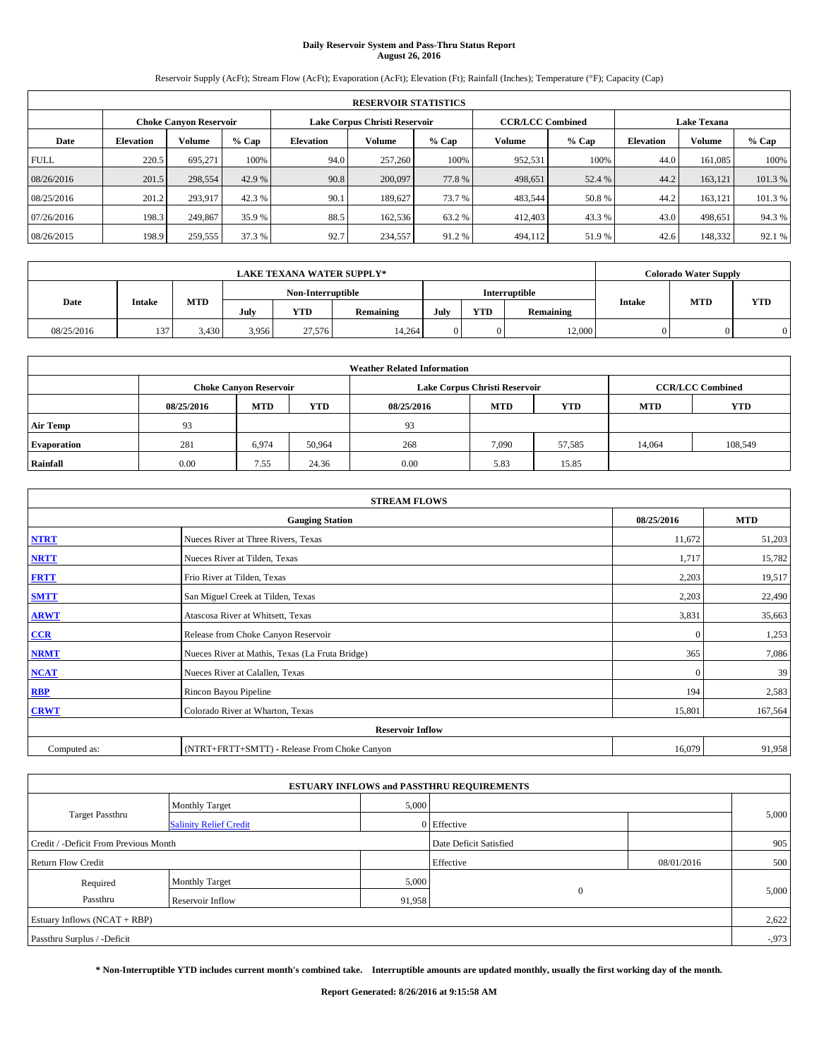**Daily Reservoir System and Pass-Thru Status Report**
**August 26, 2016**

Reservoir Supply (AcFt); Stream Flow (AcFt); Evaporation (AcFt); Elevation (Ft); Rainfall (Inches); Temperature (°F); Capacity (Cap)

| RESERVOIR STATISTICS | | | | | | | | | | | |
|---|---|---|---|---|---|---|---|---|---|---|---|
| | Choke Canyon Reservoir | | | Lake Corpus Christi Reservoir | | | CCR/LCC Combined | | Lake Texana | | |
| Date | Elevation | Volume | % Cap | Elevation | Volume | % Cap | Volume | % Cap | Elevation | Volume | % Cap |
| FULL | 220.5 | 695,271 | 100% | 94.0 | 257,260 | 100% | 952,531 | 100% | 44.0 | 161,085 | 100% |
| 08/26/2016 | 201.5 | 298,554 | 42.9 % | 90.8 | 200,097 | 77.8 % | 498,651 | 52.4 % | 44.2 | 163,121 | 101.3 % |
| 08/25/2016 | 201.2 | 293,917 | 42.3 % | 90.1 | 189,627 | 73.7 % | 483,544 | 50.8 % | 44.2 | 163,121 | 101.3 % |
| 07/26/2016 | 198.3 | 249,867 | 35.9 % | 88.5 | 162,536 | 63.2 % | 412,403 | 43.3 % | 43.0 | 498,651 | 94.3 % |
| 08/26/2015 | 198.9 | 259,555 | 37.3 % | 92.7 | 234,557 | 91.2 % | 494,112 | 51.9 % | 42.6 | 148,332 | 92.1 % |

| LAKE TEXANA WATER SUPPLY* | | | | | | | | | Colorado Water Supply | | |
|---|---|---|---|---|---|---|---|---|---|---|---|
| Date | Intake | MTD | Non-Interruptible | | | Interruptible | | | Intake | MTD | YTD |
| | | | July | YTD | Remaining | July | YTD | Remaining | | | |
| 08/25/2016 | 137 | 3,430 | 3,956 | 27,576 | 14,264 | 0 | 0 | 12,000 | 0 | 0 | 0 |

| Weather Related Information | | | | | | | | |
|---|---|---|---|---|---|---|---|---|
| | Choke Canyon Reservoir | | | Lake Corpus Christi Reservoir | | | CCR/LCC Combined | |
| | 08/25/2016 | MTD | YTD | 08/25/2016 | MTD | YTD | MTD | YTD |
| Air Temp | 93 | | | 93 | | | | |
| Evaporation | 281 | 6,974 | 50,964 | 268 | 7,090 | 57,585 | 14,064 | 108,549 |
| Rainfall | 0.00 | 7.55 | 24.36 | 0.00 | 5.83 | 15.85 | | |

| STREAM FLOWS | | | |
|---|---|---|---|
| Gauging Station | | 08/25/2016 | MTD |
| NTRT | Nueces River at Three Rivers, Texas | 11,672 | 51,203 |
| NRTT | Nueces River at Tilden, Texas | 1,717 | 15,782 |
| FRTT | Frio River at Tilden, Texas | 2,203 | 19,517 |
| SMTT | San Miguel Creek at Tilden, Texas | 2,203 | 22,490 |
| ARWT | Atascosa River at Whitsett, Texas | 3,831 | 35,663 |
| CCR | Release from Choke Canyon Reservoir | 0 | 1,253 |
| NRMT | Nueces River at Mathis, Texas (La Fruta Bridge) | 365 | 7,086 |
| NCAT | Nueces River at Calallen, Texas | 0 | 39 |
| RBP | Rincon Bayou Pipeline | 194 | 2,583 |
| CRWT | Colorado River at Wharton, Texas | 15,801 | 167,564 |
| Reservoir Inflow | | | |
| Computed as: | (NTRT+FRTT+SMTT) - Release From Choke Canyon | 16,079 | 91,958 |

| ESTUARY INFLOWS and PASSTHRU REQUIREMENTS | | | | | |
|---|---|---|---|---|---|
| Target Passthru | Monthly Target | 5,000 | | | 5,000 |
| | Salinity Relief Credit | 0 | Effective | | |
| Credit / -Deficit From Previous Month | | | Date Deficit Satisfied | | 905 |
| Return Flow Credit | | | Effective | 08/01/2016 | 500 |
| Required Passthru | Monthly Target | 5,000 | 0 | | 5,000 |
| | Reservoir Inflow | 91,958 | | | |
| Estuary Inflows (NCAT + RBP) | | | | | 2,622 |
| Passthru Surplus / -Deficit | | | | | -,973 |

**\* Non-Interruptible YTD includes current month's combined take. Interruptible amounts are updated monthly, usually the first working day of the month.**

**Report Generated: 8/26/2016 at 9:15:58 AM**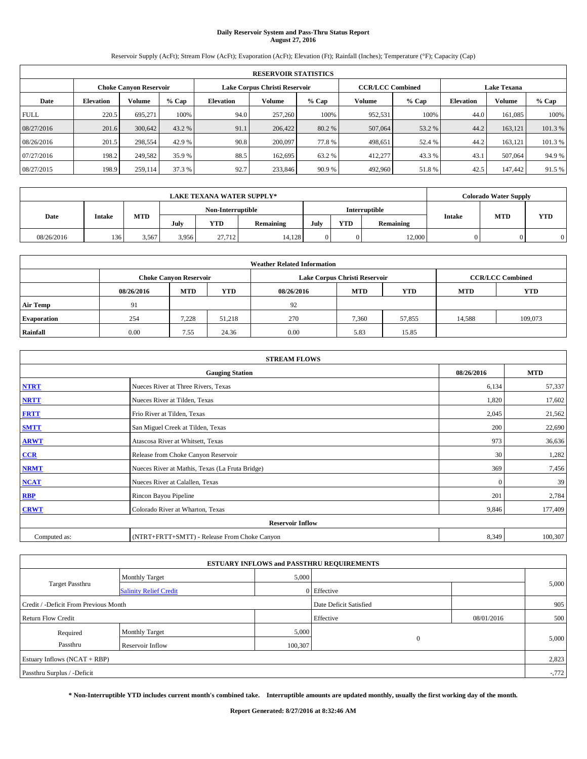# Daily Reservoir System and Pass-Thru Status Report
## August 27, 2016

Reservoir Supply (AcFt); Stream Flow (AcFt); Evaporation (AcFt); Elevation (Ft); Rainfall (Inches); Temperature (°F); Capacity (Cap)

| RESERVOIR STATISTICS | | | | | | | | | | | |
|---|---|---|---|---|---|---|---|---|---|---|---|
| | Choke Canyon Reservoir | | | Lake Corpus Christi Reservoir | | | CCR/LCC Combined | | Lake Texana | | |
| Date | Elevation | Volume | % Cap | Elevation | Volume | % Cap | Volume | % Cap | Elevation | Volume | % Cap |
| FULL | 220.5 | 695,271 | 100% | 94.0 | 257,260 | 100% | 952,531 | 100% | 44.0 | 161,085 | 100% |
| 08/27/2016 | 201.6 | 300,642 | 43.2 % | 91.1 | 206,422 | 80.2 % | 507,064 | 53.2 % | 44.2 | 163,121 | 101.3 % |
| 08/26/2016 | 201.5 | 298,554 | 42.9 % | 90.8 | 200,097 | 77.8 % | 498,651 | 52.4 % | 44.2 | 163,121 | 101.3 % |
| 07/27/2016 | 198.2 | 249,582 | 35.9 % | 88.5 | 162,695 | 63.2 % | 412,277 | 43.3 % | 43.1 | 507,064 | 94.9 % |
| 08/27/2015 | 198.9 | 259,114 | 37.3 % | 92.7 | 233,846 | 90.9 % | 492,960 | 51.8 % | 42.5 | 147,442 | 91.5 % |

| LAKE TEXANA WATER SUPPLY* | | | | | | | | | Colorado Water Supply | | |
|---|---|---|---|---|---|---|---|---|---|---|---|
| Date | Intake | MTD | Non-Interruptible | | | Interruptible | | | Intake | MTD | YTD |
| | | | July | YTD | Remaining | July | YTD | Remaining | | | |
| 08/26/2016 | 136 | 3,567 | 3,956 | 27,712 | 14,128 | 0 | 0 | 12,000 | 0 | 0 | 0 |

| Weather Related Information | | | | | | | | |
|---|---|---|---|---|---|---|---|---|
| | Choke Canyon Reservoir | | | Lake Corpus Christi Reservoir | | | CCR/LCC Combined | |
| | 08/26/2016 | MTD | YTD | 08/26/2016 | MTD | YTD | MTD | YTD |
| Air Temp | 91 | | | 92 | | | | |
| Evaporation | 254 | 7,228 | 51,218 | 270 | 7,360 | 57,855 | 14,588 | 109,073 |
| Rainfall | 0.00 | 7.55 | 24.36 | 0.00 | 5.83 | 15.85 | | |

| STREAM FLOWS | | | |
|---|---|---|---|
| | Gauging Station | 08/26/2016 | MTD |
| NTRT | Nueces River at Three Rivers, Texas | 6,134 | 57,337 |
| NRTT | Nueces River at Tilden, Texas | 1,820 | 17,602 |
| FRTT | Frio River at Tilden, Texas | 2,045 | 21,562 |
| SMTT | San Miguel Creek at Tilden, Texas | 200 | 22,690 |
| ARWT | Atascosa River at Whitsett, Texas | 973 | 36,636 |
| CCR | Release from Choke Canyon Reservoir | 30 | 1,282 |
| NRMT | Nueces River at Mathis, Texas (La Fruta Bridge) | 369 | 7,456 |
| NCAT | Nueces River at Calallen, Texas | 0 | 39 |
| RBP | Rincon Bayou Pipeline | 201 | 2,784 |
| CRWT | Colorado River at Wharton, Texas | 9,846 | 177,409 |
| Reservoir Inflow | | | |
| Computed as: | (NTRT+FRTT+SMTT) - Release From Choke Canyon | 8,349 | 100,307 |

| ESTUARY INFLOWS and PASSTHRU REQUIREMENTS | | | | | |
|---|---|---|---|---|---|
| Target Passthru | Monthly Target | 5,000 | | | 5,000 |
| | Salinity Relief Credit | 0 | Effective | | |
| Credit / -Deficit From Previous Month | | | Date Deficit Satisfied | | 905 |
| Return Flow Credit | | | Effective | 08/01/2016 | 500 |
| Required Passthru | Monthly Target | 5,000 | 0 | | 5,000 |
| | Reservoir Inflow | 100,307 | | | |
| Estuary Inflows (NCAT + RBP) | | | | | 2,823 |
| Passthru Surplus / -Deficit | | | | | -,772 |

**\* Non-Interruptible YTD includes current month's combined take. Interruptible amounts are updated monthly, usually the first working day of the month.**

**Report Generated: 8/27/2016 at 8:32:46 AM**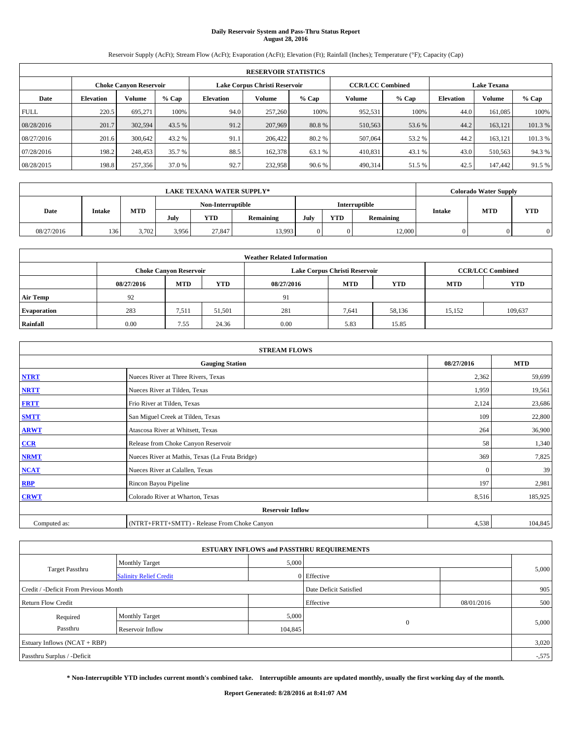# Daily Reservoir System and Pass-Thru Status Report
## August 28, 2016

Reservoir Supply (AcFt); Stream Flow (AcFt); Evaporation (AcFt); Elevation (Ft); Rainfall (Inches); Temperature (°F); Capacity (Cap)

| RESERVOIR STATISTICS | | | | | | | | | | | |
|---|---|---|---|---|---|---|---|---|---|---|---|
| | Choke Canyon Reservoir | | | Lake Corpus Christi Reservoir | | | CCR/LCC Combined | | Lake Texana | | |
| Date | Elevation | Volume | % Cap | Elevation | Volume | % Cap | Volume | % Cap | Elevation | Volume | % Cap |
| FULL | 220.5 | 695,271 | 100% | 94.0 | 257,260 | 100% | 952,531 | 100% | 44.0 | 161,085 | 100% |
| 08/28/2016 | 201.7 | 302,594 | 43.5 % | 91.2 | 207,969 | 80.8 % | 510,563 | 53.6 % | 44.2 | 163,121 | 101.3 % |
| 08/27/2016 | 201.6 | 300,642 | 43.2 % | 91.1 | 206,422 | 80.2 % | 507,064 | 53.2 % | 44.2 | 163,121 | 101.3 % |
| 07/28/2016 | 198.2 | 248,453 | 35.7 % | 88.5 | 162,378 | 63.1 % | 410,831 | 43.1 % | 43.0 | 510,563 | 94.3 % |
| 08/28/2015 | 198.8 | 257,356 | 37.0 % | 92.7 | 232,958 | 90.6 % | 490,314 | 51.5 % | 42.5 | 147,442 | 91.5 % |

| LAKE TEXANA WATER SUPPLY* | | | | | | | | | Colorado Water Supply | | |
|---|---|---|---|---|---|---|---|---|---|---|---|
| Date | Intake | MTD | Non-Interruptible | | | Interruptible | | | Intake | MTD | YTD |
| | | | July | YTD | Remaining | July | YTD | Remaining | | | |
| 08/27/2016 | 136 | 3,702 | 3,956 | 27,847 | 13,993 | 0 | 0 | 12,000 | 0 | 0 | 0 |

| Weather Related Information | | | | | | | | |
|---|---|---|---|---|---|---|---|---|
| | Choke Canyon Reservoir | | | Lake Corpus Christi Reservoir | | | CCR/LCC Combined | |
| | 08/27/2016 | MTD | YTD | 08/27/2016 | MTD | YTD | MTD | YTD |
| Air Temp | 92 | | | 91 | | | | |
| Evaporation | 283 | 7,511 | 51,501 | 281 | 7,641 | 58,136 | 15,152 | 109,637 |
| Rainfall | 0.00 | 7.55 | 24.36 | 0.00 | 5.83 | 15.85 | | |

| STREAM FLOWS | | | |
|---|---|---|---|
| Gauging Station | | 08/27/2016 | MTD |
| NTRT | Nueces River at Three Rivers, Texas | 2,362 | 59,699 |
| NRTT | Nueces River at Tilden, Texas | 1,959 | 19,561 |
| FRTT | Frio River at Tilden, Texas | 2,124 | 23,686 |
| SMTT | San Miguel Creek at Tilden, Texas | 109 | 22,800 |
| ARWT | Atascosa River at Whitsett, Texas | 264 | 36,900 |
| CCR | Release from Choke Canyon Reservoir | 58 | 1,340 |
| NRMT | Nueces River at Mathis, Texas (La Fruta Bridge) | 369 | 7,825 |
| NCAT | Nueces River at Calallen, Texas | 0 | 39 |
| RBP | Rincon Bayou Pipeline | 197 | 2,981 |
| CRWT | Colorado River at Wharton, Texas | 8,516 | 185,925 |
| Reservoir Inflow | | | |
| Computed as: | (NTRT+FRTT+SMTT) - Release From Choke Canyon | 4,538 | 104,845 |

| ESTUARY INFLOWS and PASSTHRU REQUIREMENTS | | | | | |
|---|---|---|---|---|---|
| Target Passthru | Monthly Target | 5,000 | | | 5,000 |
| | Salinity Relief Credit | 0 | Effective | | |
| Credit / -Deficit From Previous Month | | | Date Deficit Satisfied | | 905 |
| Return Flow Credit | | | Effective | 08/01/2016 | 500 |
| Required Passthru | Monthly Target | 5,000 | 0 | | 5,000 |
| | Reservoir Inflow | 104,845 | | | |
| Estuary Inflows (NCAT + RBP) | | | | | 3,020 |
| Passthru Surplus / -Deficit | | | | | -575 |

**\* Non-Interruptible YTD includes current month's combined take. Interruptible amounts are updated monthly, usually the first working day of the month.**

**Report Generated: 8/28/2016 at 8:41:07 AM**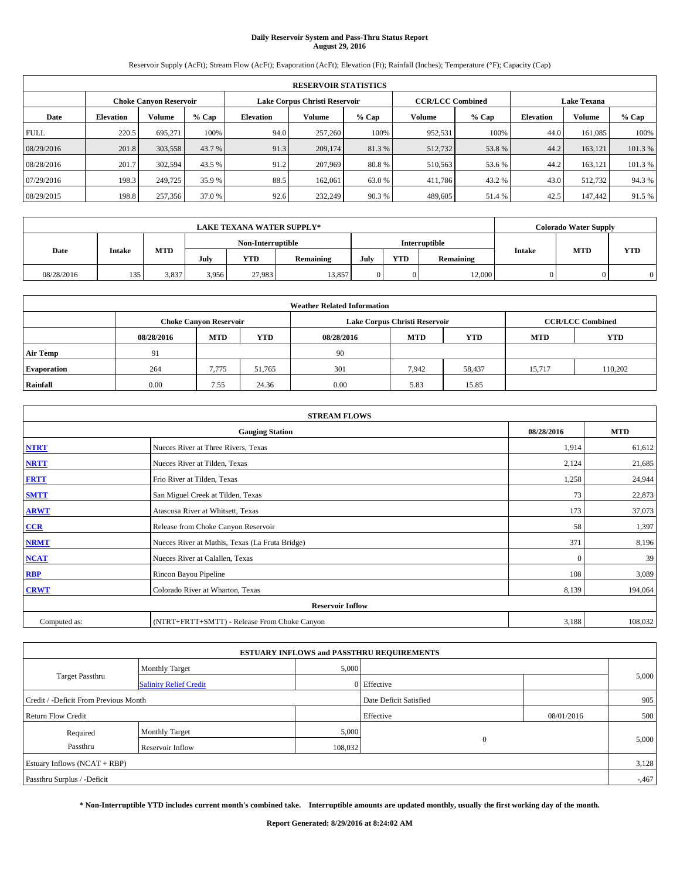# Daily Reservoir System and Pass-Thru Status Report
## August 29, 2016

Reservoir Supply (AcFt); Stream Flow (AcFt); Evaporation (AcFt); Elevation (Ft); Rainfall (Inches); Temperature (°F); Capacity (Cap)

| RESERVOIR STATISTICS | | | | | | | | | | | |
|---|---|---|---|---|---|---|---|---|---|---|---|
| | Choke Canyon Reservoir | | | Lake Corpus Christi Reservoir | | | CCR/LCC Combined | | Lake Texana | | |
| Date | Elevation | Volume | % Cap | Elevation | Volume | % Cap | Volume | % Cap | Elevation | Volume | % Cap |
| FULL | 220.5 | 695,271 | 100% | 94.0 | 257,260 | 100% | 952,531 | 100% | 44.0 | 161,085 | 100% |
| 08/29/2016 | 201.8 | 303,558 | 43.7 % | 91.3 | 209,174 | 81.3 % | 512,732 | 53.8 % | 44.2 | 163,121 | 101.3 % |
| 08/28/2016 | 201.7 | 302,594 | 43.5 % | 91.2 | 207,969 | 80.8 % | 510,563 | 53.6 % | 44.2 | 163,121 | 101.3 % |
| 07/29/2016 | 198.3 | 249,725 | 35.9 % | 88.5 | 162,061 | 63.0 % | 411,786 | 43.2 % | 43.0 | 512,732 | 94.3 % |
| 08/29/2015 | 198.8 | 257,356 | 37.0 % | 92.6 | 232,249 | 90.3 % | 489,605 | 51.4 % | 42.5 | 147,442 | 91.5 % |

| LAKE TEXANA WATER SUPPLY* | | | | | | | | | Colorado Water Supply | | |
|---|---|---|---|---|---|---|---|---|---|---|---|
| Date | Intake | MTD | Non-Interruptible | | | Interruptible | | | Intake | MTD | YTD |
| | | | July | YTD | Remaining | July | YTD | Remaining | | | |
| 08/28/2016 | 135 | 3,837 | 3,956 | 27,983 | 13,857 | 0 | 0 | 12,000 | 0 | 0 | 0 |

| Weather Related Information | | | | | | | | |
|---|---|---|---|---|---|---|---|---|
| | Choke Canyon Reservoir | | | Lake Corpus Christi Reservoir | | | CCR/LCC Combined | |
| | 08/28/2016 | MTD | YTD | 08/28/2016 | MTD | YTD | MTD | YTD |
| Air Temp | 91 | | | 90 | | | | |
| Evaporation | 264 | 7,775 | 51,765 | 301 | 7,942 | 58,437 | 15,717 | 110,202 |
| Rainfall | 0.00 | 7.55 | 24.36 | 0.00 | 5.83 | 15.85 | | |

| STREAM FLOWS | | | |
|---|---|---|---|
| | Gauging Station | 08/28/2016 | MTD |
| NTRT | Nueces River at Three Rivers, Texas | 1,914 | 61,612 |
| NRTT | Nueces River at Tilden, Texas | 2,124 | 21,685 |
| FRTT | Frio River at Tilden, Texas | 1,258 | 24,944 |
| SMTT | San Miguel Creek at Tilden, Texas | 73 | 22,873 |
| ARWT | Atascosa River at Whitsett, Texas | 173 | 37,073 |
| CCR | Release from Choke Canyon Reservoir | 58 | 1,397 |
| NRMT | Nueces River at Mathis, Texas (La Fruta Bridge) | 371 | 8,196 |
| NCAT | Nueces River at Calallen, Texas | 0 | 39 |
| RBP | Rincon Bayou Pipeline | 108 | 3,089 |
| CRWT | Colorado River at Wharton, Texas | 8,139 | 194,064 |
| Reservoir Inflow | | | |
| Computed as: | (NTRT+FRTT+SMTT) - Release From Choke Canyon | 3,188 | 108,032 |

| ESTUARY INFLOWS and PASSTHRU REQUIREMENTS | | | | | |
|---|---|---|---|---|---|
| Target Passthru | Monthly Target | 5,000 | | | 5,000 |
| | Salinity Relief Credit | 0 | Effective | | |
| Credit / -Deficit From Previous Month | | | Date Deficit Satisfied | | 905 |
| Return Flow Credit | | | Effective | 08/01/2016 | 500 |
| Required Passthru | Monthly Target | 5,000 | 0 | | 5,000 |
| | Reservoir Inflow | 108,032 | | | |
| Estuary Inflows (NCAT + RBP) | | | | | 3,128 |
| Passthru Surplus / -Deficit | | | | | -,467 |

**\* Non-Interruptible YTD includes current month's combined take. Interruptible amounts are updated monthly, usually the first working day of the month.**

**Report Generated: 8/29/2016 at 8:24:02 AM**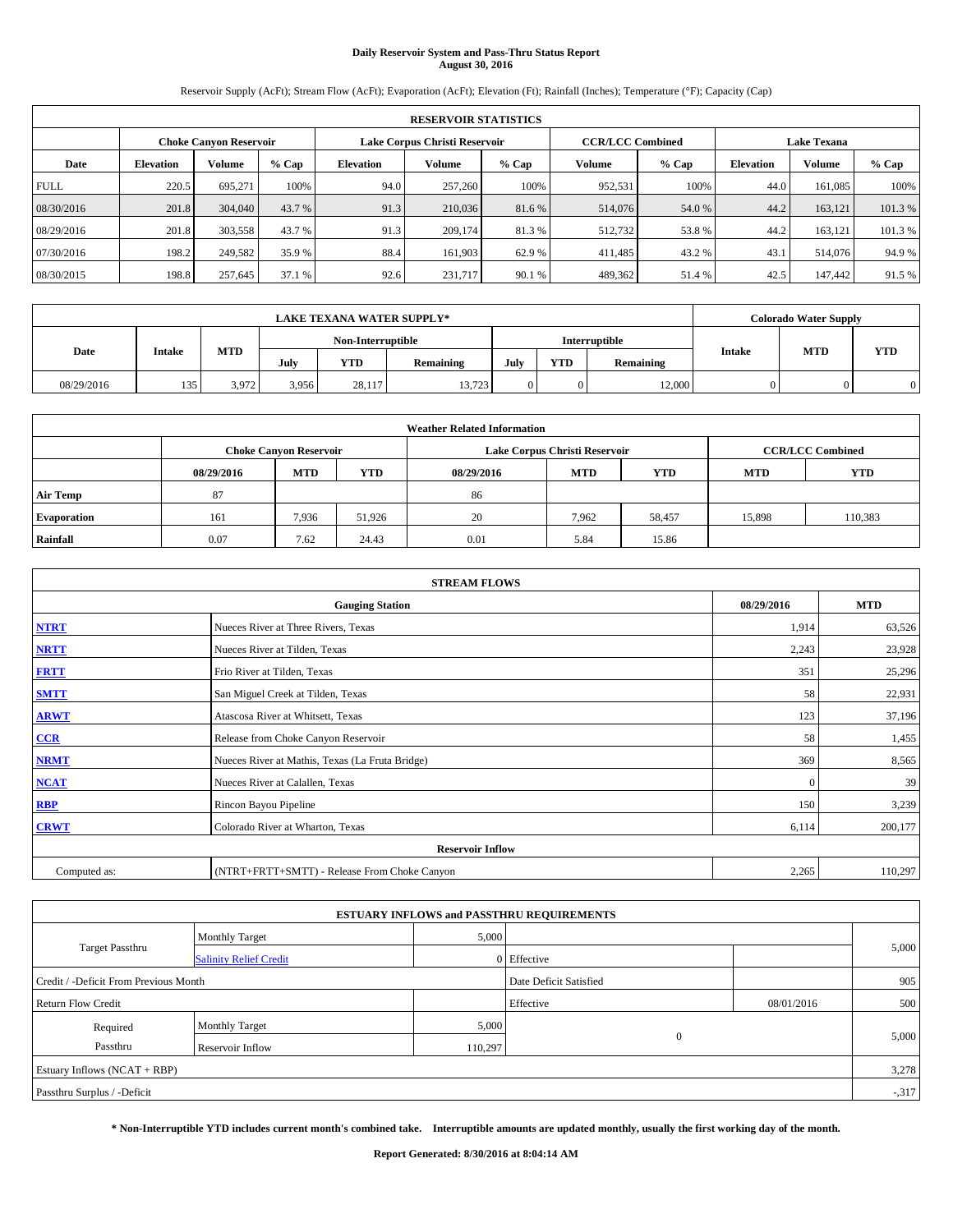# Daily Reservoir System and Pass-Thru Status Report
## August 30, 2016

Reservoir Supply (AcFt); Stream Flow (AcFt); Evaporation (AcFt); Elevation (Ft); Rainfall (Inches); Temperature (°F); Capacity (Cap)

| RESERVOIR STATISTICS | | | | | | | | | | | |
|---|---|---|---|---|---|---|---|---|---|---|---|
| | Choke Canyon Reservoir | | | Lake Corpus Christi Reservoir | | | CCR/LCC Combined | | Lake Texana | | |
| Date | Elevation | Volume | % Cap | Elevation | Volume | % Cap | Volume | % Cap | Elevation | Volume | % Cap |
| FULL | 220.5 | 695,271 | 100% | 94.0 | 257,260 | 100% | 952,531 | 100% | 44.0 | 161,085 | 100% |
| 08/30/2016 | 201.8 | 304,040 | 43.7 % | 91.3 | 210,036 | 81.6 % | 514,076 | 54.0 % | 44.2 | 163,121 | 101.3 % |
| 08/29/2016 | 201.8 | 303,558 | 43.7 % | 91.3 | 209,174 | 81.3 % | 512,732 | 53.8 % | 44.2 | 163,121 | 101.3 % |
| 07/30/2016 | 198.2 | 249,582 | 35.9 % | 88.4 | 161,903 | 62.9 % | 411,485 | 43.2 % | 43.1 | 514,076 | 94.9 % |
| 08/30/2015 | 198.8 | 257,645 | 37.1 % | 92.6 | 231,717 | 90.1 % | 489,362 | 51.4 % | 42.5 | 147,442 | 91.5 % |

| LAKE TEXANA WATER SUPPLY* | | | | | | | | | Colorado Water Supply | | |
|---|---|---|---|---|---|---|---|---|---|---|---|
| Date | Intake | MTD | Non-Interruptible | | | Interruptible | | | Intake | MTD | YTD |
| | | | July | YTD | Remaining | July | YTD | Remaining | | | |
| 08/29/2016 | 135 | 3,972 | 3,956 | 28,117 | 13,723 | 0 | 0 | 12,000 | 0 | 0 | 0 |

| Weather Related Information | | | | | | | | |
|---|---|---|---|---|---|---|---|---|
| | Choke Canyon Reservoir | | | Lake Corpus Christi Reservoir | | | CCR/LCC Combined | |
| | 08/29/2016 | MTD | YTD | 08/29/2016 | MTD | YTD | MTD | YTD |
| Air Temp | 87 | | | 86 | | | | |
| Evaporation | 161 | 7,936 | 51,926 | 20 | 7,962 | 58,457 | 15,898 | 110,383 |
| Rainfall | 0.07 | 7.62 | 24.43 | 0.01 | 5.84 | 15.86 | | |

| STREAM FLOWS | | | |
|---|---|---|---|
| | Gauging Station | 08/29/2016 | MTD |
| NTRT | Nueces River at Three Rivers, Texas | 1,914 | 63,526 |
| NRTT | Nueces River at Tilden, Texas | 2,243 | 23,928 |
| FRTT | Frio River at Tilden, Texas | 351 | 25,296 |
| SMTT | San Miguel Creek at Tilden, Texas | 58 | 22,931 |
| ARWT | Atascosa River at Whitsett, Texas | 123 | 37,196 |
| CCR | Release from Choke Canyon Reservoir | 58 | 1,455 |
| NRMT | Nueces River at Mathis, Texas (La Fruta Bridge) | 369 | 8,565 |
| NCAT | Nueces River at Calallen, Texas | 0 | 39 |
| RBP | Rincon Bayou Pipeline | 150 | 3,239 |
| CRWT | Colorado River at Wharton, Texas | 6,114 | 200,177 |
| **Reservoir Inflow** | | | |
| Computed as: | (NTRT+FRTT+SMTT) - Release From Choke Canyon | 2,265 | 110,297 |

| ESTUARY INFLOWS and PASSTHRU REQUIREMENTS | | | | | |
|---|---|---|---|---|---|
| Target Passthru | Monthly Target | 5,000 | | | 5,000 |
| | Salinity Relief Credit | 0 | Effective | | |
| Credit / -Deficit From Previous Month | | | Date Deficit Satisfied | | 905 |
| Return Flow Credit | | | Effective | 08/01/2016 | 500 |
| Required Passthru | Monthly Target | 5,000 | 0 | | 5,000 |
| | Reservoir Inflow | 110,297 | | | |
| Estuary Inflows (NCAT + RBP) | | | | | 3,278 |
| Passthru Surplus / -Deficit | | | | | -317 |

**\* Non-Interruptible YTD includes current month's combined take. Interruptible amounts are updated monthly, usually the first working day of the month.**

**Report Generated: 8/30/2016 at 8:04:14 AM**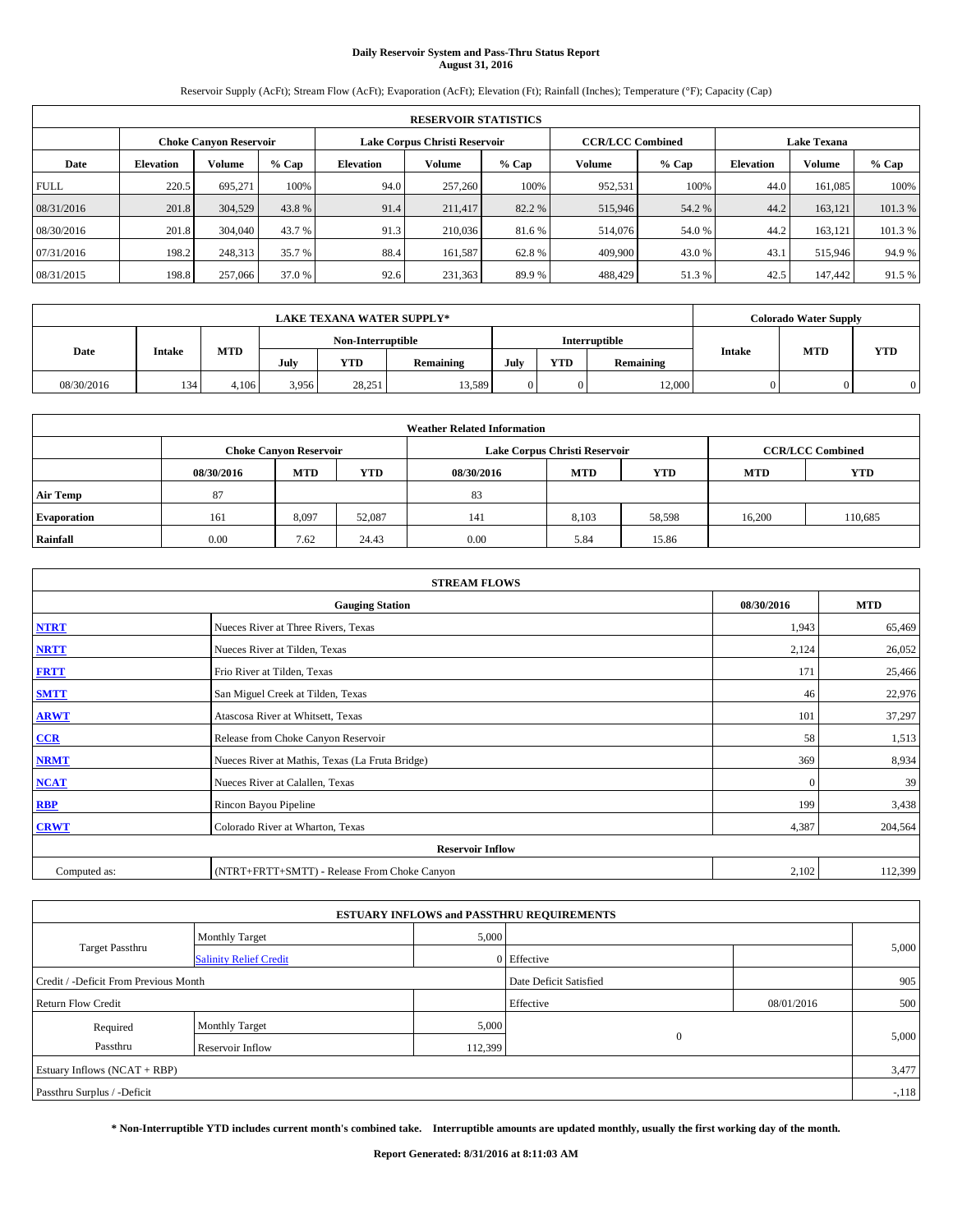# Daily Reservoir System and Pass-Thru Status Report
## August 31, 2016

Reservoir Supply (AcFt); Stream Flow (AcFt); Evaporation (AcFt); Elevation (Ft); Rainfall (Inches); Temperature (°F); Capacity (Cap)

| RESERVOIR STATISTICS | | | | | | | | | | | |
|---|---|---|---|---|---|---|---|---|---|---|---|
| | Choke Canyon Reservoir | | | Lake Corpus Christi Reservoir | | | CCR/LCC Combined | | Lake Texana | | |
| Date | Elevation | Volume | % Cap | Elevation | Volume | % Cap | Volume | % Cap | Elevation | Volume | % Cap |
| FULL | 220.5 | 695,271 | 100% | 94.0 | 257,260 | 100% | 952,531 | 100% | 44.0 | 161,085 | 100% |
| 08/31/2016 | 201.8 | 304,529 | 43.8 % | 91.4 | 211,417 | 82.2 % | 515,946 | 54.2 % | 44.2 | 163,121 | 101.3 % |
| 08/30/2016 | 201.8 | 304,040 | 43.7 % | 91.3 | 210,036 | 81.6 % | 514,076 | 54.0 % | 44.2 | 163,121 | 101.3 % |
| 07/31/2016 | 198.2 | 248,313 | 35.7 % | 88.4 | 161,587 | 62.8 % | 409,900 | 43.0 % | 43.1 | 515,946 | 94.9 % |
| 08/31/2015 | 198.8 | 257,066 | 37.0 % | 92.6 | 231,363 | 89.9 % | 488,429 | 51.3 % | 42.5 | 147,442 | 91.5 % |

| LAKE TEXANA WATER SUPPLY* | | | | | | | | | Colorado Water Supply | | |
|---|---|---|---|---|---|---|---|---|---|---|---|
| Date | Intake | MTD | Non-Interruptible | | | Interruptible | | | Intake | MTD | YTD |
| | | | July | YTD | Remaining | July | YTD | Remaining | | | |
| 08/30/2016 | 134 | 4,106 | 3,956 | 28,251 | 13,589 | 0 | 0 | 12,000 | 0 | 0 | 0 |

| Weather Related Information | | | | | | | | |
|---|---|---|---|---|---|---|---|---|
| | Choke Canyon Reservoir | | | Lake Corpus Christi Reservoir | | | CCR/LCC Combined | |
| | 08/30/2016 | MTD | YTD | 08/30/2016 | MTD | YTD | MTD | YTD |
| Air Temp | 87 | | | 83 | | | | |
| Evaporation | 161 | 8,097 | 52,087 | 141 | 8,103 | 58,598 | 16,200 | 110,685 |
| Rainfall | 0.00 | 7.62 | 24.43 | 0.00 | 5.84 | 15.86 | | |

| STREAM FLOWS | | | |
|---|---|---|---|
| Gauging Station | | 08/30/2016 | MTD |
| NTRT | Nueces River at Three Rivers, Texas | 1,943 | 65,469 |
| NRTT | Nueces River at Tilden, Texas | 2,124 | 26,052 |
| FRTT | Frio River at Tilden, Texas | 171 | 25,466 |
| SMTT | San Miguel Creek at Tilden, Texas | 46 | 22,976 |
| ARWT | Atascosa River at Whitsett, Texas | 101 | 37,297 |
| CCR | Release from Choke Canyon Reservoir | 58 | 1,513 |
| NRMT | Nueces River at Mathis, Texas (La Fruta Bridge) | 369 | 8,934 |
| NCAT | Nueces River at Calallen, Texas | 0 | 39 |
| RBP | Rincon Bayou Pipeline | 199 | 3,438 |
| CRWT | Colorado River at Wharton, Texas | 4,387 | 204,564 |
| Reservoir Inflow | | | |
| Computed as: | (NTRT+FRTT+SMTT) - Release From Choke Canyon | 2,102 | 112,399 |

| ESTUARY INFLOWS and PASSTHRU REQUIREMENTS | | | | | |
|---|---|---|---|---|---|
| Target Passthru | Monthly Target | 5,000 | | | 5,000 |
| | Salinity Relief Credit | 0 | Effective | | |
| Credit / -Deficit From Previous Month | | | Date Deficit Satisfied | | 905 |
| Return Flow Credit | | | Effective | 08/01/2016 | 500 |
| Required Passthru | Monthly Target | 5,000 | 0 | | 5,000 |
| | Reservoir Inflow | 112,399 | | | |
| Estuary Inflows (NCAT + RBP) | | | | | 3,477 |
| Passthru Surplus / -Deficit | | | | | -,118 |

**\* Non-Interruptible YTD includes current month's combined take. Interruptible amounts are updated monthly, usually the first working day of the month.**

**Report Generated: 8/31/2016 at 8:11:03 AM**